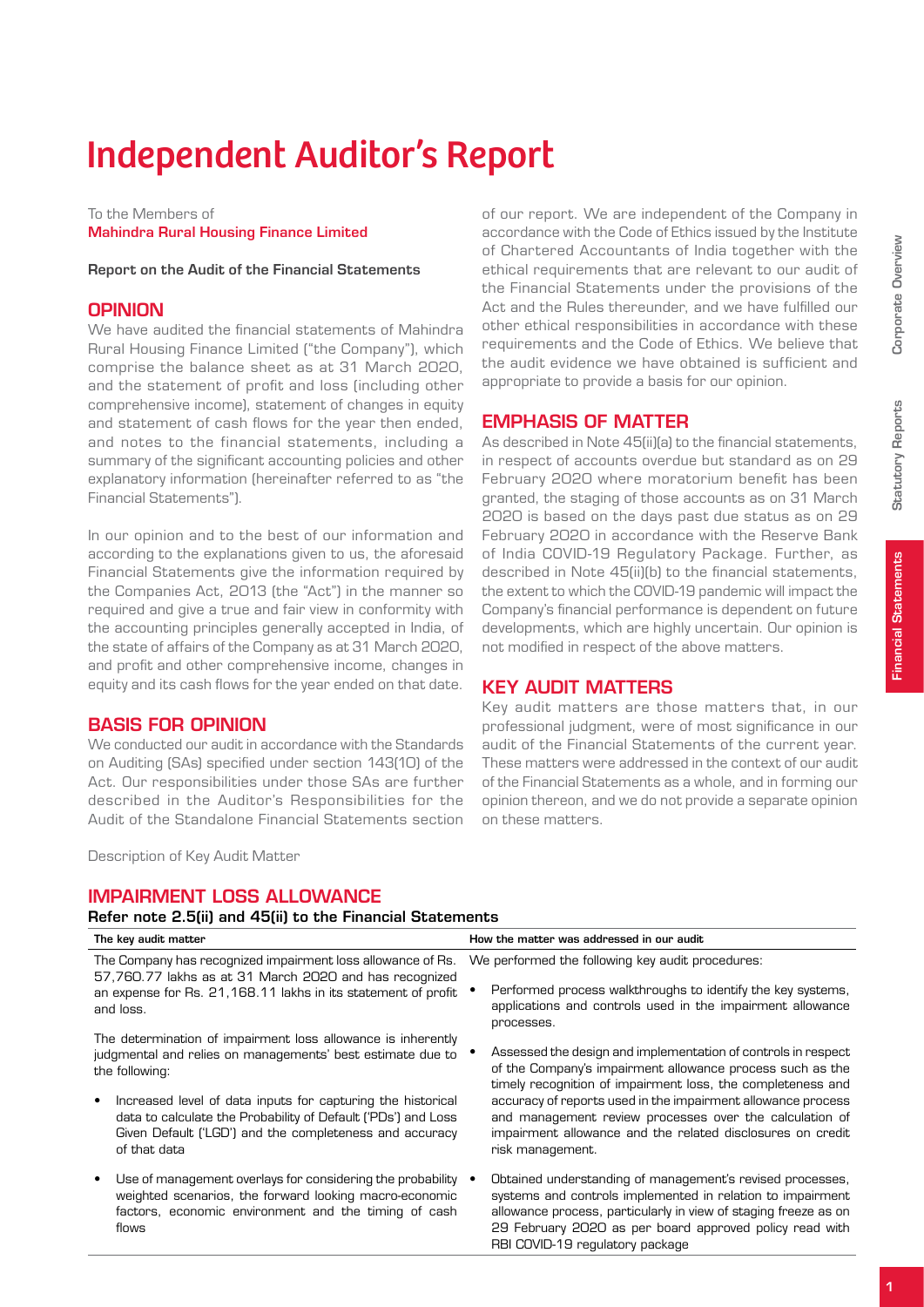# Independent Auditor's Report

To the Members of
**Mahindra Rural Housing Finance Limited**

**Report on the Audit of the Financial Statements**

## OPINION

We have audited the financial statements of Mahindra Rural Housing Finance Limited ("the Company"), which comprise the balance sheet as at 31 March 2020, and the statement of profit and loss (including other comprehensive income), statement of changes in equity and statement of cash flows for the year then ended, and notes to the financial statements, including a summary of the significant accounting policies and other explanatory information (hereinafter referred to as "the Financial Statements").

In our opinion and to the best of our information and according to the explanations given to us, the aforesaid Financial Statements give the information required by the Companies Act, 2013 (the "Act") in the manner so required and give a true and fair view in conformity with the accounting principles generally accepted in India, of the state of affairs of the Company as at 31 March 2020, and profit and other comprehensive income, changes in equity and its cash flows for the year ended on that date.

## BASIS FOR OPINION

We conducted our audit in accordance with the Standards on Auditing (SAs) specified under section 143(10) of the Act. Our responsibilities under those SAs are further described in the Auditor's Responsibilities for the Audit of the Standalone Financial Statements section of our report. We are independent of the Company in accordance with the Code of Ethics issued by the Institute of Chartered Accountants of India together with the ethical requirements that are relevant to our audit of the Financial Statements under the provisions of the Act and the Rules thereunder, and we have fulfilled our other ethical responsibilities in accordance with these requirements and the Code of Ethics. We believe that the audit evidence we have obtained is sufficient and appropriate to provide a basis for our opinion.

## EMPHASIS OF MATTER

As described in Note 45(ii)(a) to the financial statements, in respect of accounts overdue but standard as on 29 February 2020 where moratorium benefit has been granted, the staging of those accounts as on 31 March 2020 is based on the days past due status as on 29 February 2020 in accordance with the Reserve Bank of India COVID-19 Regulatory Package. Further, as described in Note 45(ii)(b) to the financial statements, the extent to which the COVID-19 pandemic will impact the Company's financial performance is dependent on future developments, which are highly uncertain. Our opinion is not modified in respect of the above matters.

## KEY AUDIT MATTERS

Key audit matters are those matters that, in our professional judgment, were of most significance in our audit of the Financial Statements of the current year. These matters were addressed in the context of our audit of the Financial Statements as a whole, and in forming our opinion thereon, and we do not provide a separate opinion on these matters.

Description of Key Audit Matter

## IMPAIRMENT LOSS ALLOWANCE

**Refer note 2.5(ii) and 45(ii) to the Financial Statements**

| The key audit matter | How the matter was addressed in our audit |
|---|---|
| The Company has recognized impairment loss allowance of Rs. 57,760.77 lakhs as at 31 March 2020 and has recognized an expense for Rs. 21,168.11 lakhs in its statement of profit and loss.<br><br>The determination of impairment loss allowance is inherently judgmental and relies on managements' best estimate due to the following:<br><br>• Increased level of data inputs for capturing the historical data to calculate the Probability of Default ('PDs') and Loss Given Default ('LGD') and the completeness and accuracy of that data<br><br>• Use of management overlays for considering the probability weighted scenarios, the forward looking macro-economic factors, economic environment and the timing of cash flows | We performed the following key audit procedures:<br><br>• Performed process walkthroughs to identify the key systems, applications and controls used in the impairment allowance processes.<br><br>• Assessed the design and implementation of controls in respect of the Company's impairment allowance process such as the timely recognition of impairment loss, the completeness and accuracy of reports used in the impairment allowance process and management review processes over the calculation of impairment allowance and the related disclosures on credit risk management.<br><br>• Obtained understanding of management's revised processes, systems and controls implemented in relation to impairment allowance process, particularly in view of staging freeze as on 29 February 2020 as per board approved policy read with RBI COVID-19 regulatory package |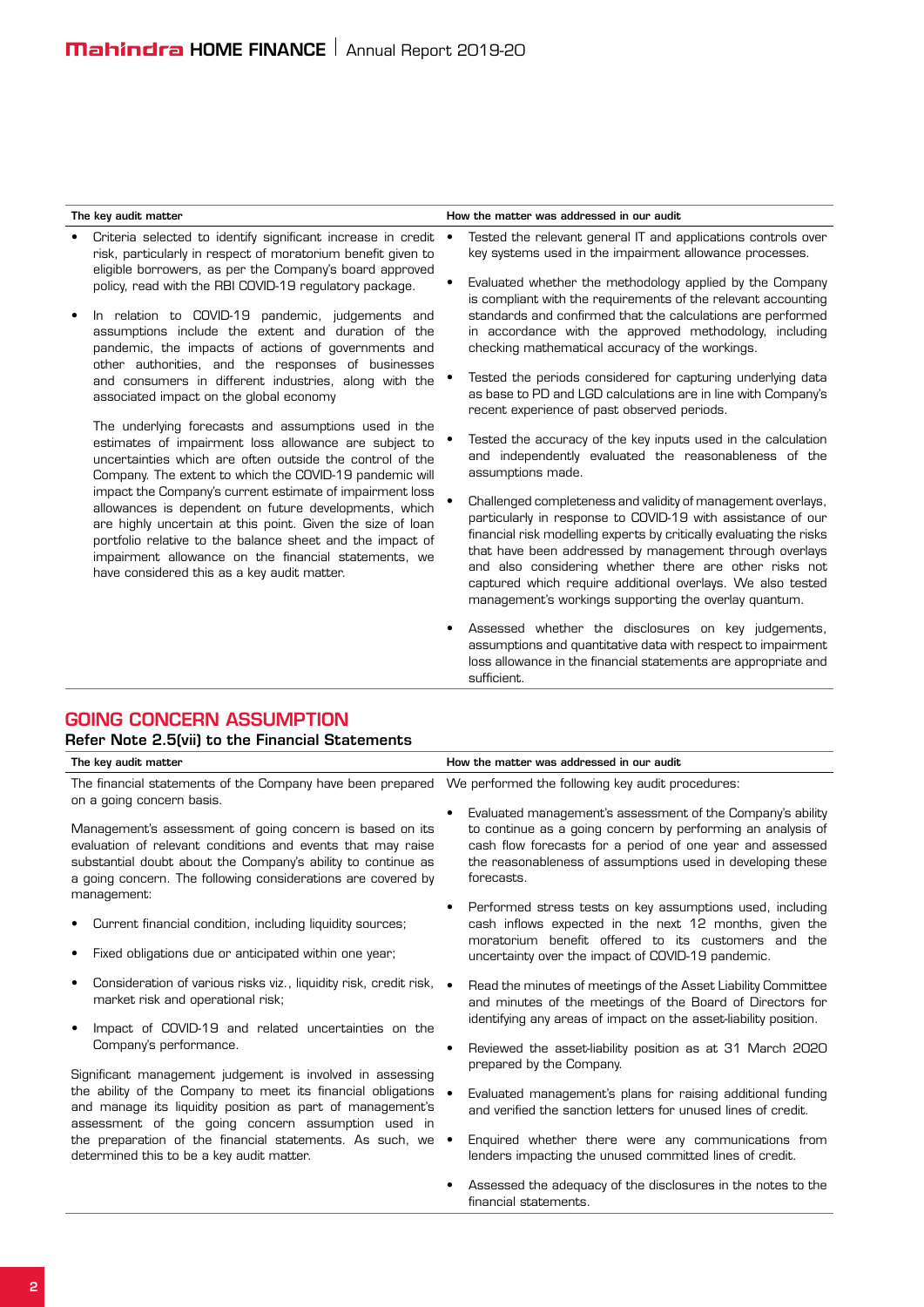| The key audit matter | How the matter was addressed in our audit |
|---|---|
| • Criteria selected to identify significant increase in credit risk, particularly in respect of moratorium benefit given to eligible borrowers, as per the Company's board approved policy, read with the RBI COVID-19 regulatory package.<br><br>• In relation to COVID-19 pandemic, judgements and assumptions include the extent and duration of the pandemic, the impacts of actions of governments and other authorities, and the responses of businesses and consumers in different industries, along with the associated impact on the global economy<br><br>The underlying forecasts and assumptions used in the estimates of impairment loss allowance are subject to uncertainties which are often outside the control of the Company. The extent to which the COVID-19 pandemic will impact the Company's current estimate of impairment loss allowances is dependent on future developments, which are highly uncertain at this point. Given the size of loan portfolio relative to the balance sheet and the impact of impairment allowance on the financial statements, we have considered this as a key audit matter. | • Tested the relevant general IT and applications controls over key systems used in the impairment allowance processes.<br><br>• Evaluated whether the methodology applied by the Company is compliant with the requirements of the relevant accounting standards and confirmed that the calculations are performed in accordance with the approved methodology, including checking mathematical accuracy of the workings.<br><br>• Tested the periods considered for capturing underlying data as base to PD and LGD calculations are in line with Company's recent experience of past observed periods.<br><br>• Tested the accuracy of the key inputs used in the calculation and independently evaluated the reasonableness of the assumptions made.<br><br>• Challenged completeness and validity of management overlays, particularly in response to COVID-19 with assistance of our financial risk modelling experts by critically evaluating the risks that have been addressed by management through overlays and also considering whether there are other risks not captured which require additional overlays. We also tested management's workings supporting the overlay quantum.<br><br>• Assessed whether the disclosures on key judgements, assumptions and quantitative data with respect to impairment loss allowance in the financial statements are appropriate and sufficient. |

## GOING CONCERN ASSUMPTION

### Refer Note 2.5(vii) to the Financial Statements

| The key audit matter | How the matter was addressed in our audit |
|---|---|
| The financial statements of the Company have been prepared on a going concern basis.<br><br>Management's assessment of going concern is based on its evaluation of relevant conditions and events that may raise substantial doubt about the Company's ability to continue as a going concern. The following considerations are covered by management:<br><br>• Current financial condition, including liquidity sources;<br><br>• Fixed obligations due or anticipated within one year;<br><br>• Consideration of various risks viz., liquidity risk, credit risk, market risk and operational risk;<br><br>• Impact of COVID-19 and related uncertainties on the Company's performance.<br><br>Significant management judgement is involved in assessing the ability of the Company to meet its financial obligations and manage its liquidity position as part of management's assessment of the going concern assumption used in the preparation of the financial statements. As such, we determined this to be a key audit matter. | We performed the following key audit procedures:<br><br>• Evaluated management's assessment of the Company's ability to continue as a going concern by performing an analysis of cash flow forecasts for a period of one year and assessed the reasonableness of assumptions used in developing these forecasts.<br><br>• Performed stress tests on key assumptions used, including cash inflows expected in the next 12 months, given the moratorium benefit offered to its customers and the uncertainty over the impact of COVID-19 pandemic.<br><br>• Read the minutes of meetings of the Asset Liability Committee and minutes of the meetings of the Board of Directors for identifying any areas of impact on the asset-liability position.<br><br>• Reviewed the asset-liability position as at 31 March 2020 prepared by the Company.<br><br>• Evaluated management's plans for raising additional funding and verified the sanction letters for unused lines of credit.<br><br>• Enquired whether there were any communications from lenders impacting the unused committed lines of credit.<br><br>• Assessed the adequacy of the disclosures in the notes to the financial statements. |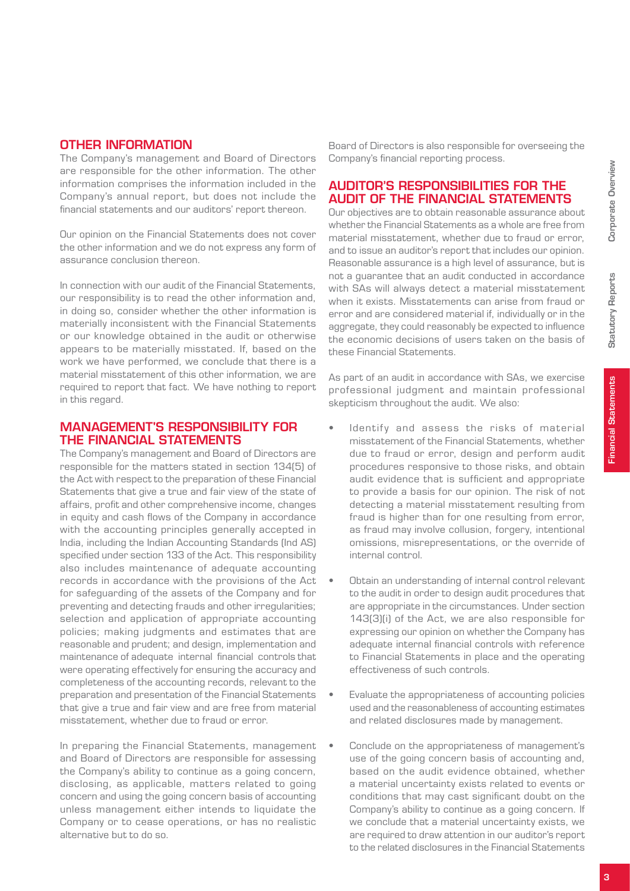## OTHER INFORMATION

The Company's management and Board of Directors are responsible for the other information. The other information comprises the information included in the Company's annual report, but does not include the financial statements and our auditors' report thereon.

Our opinion on the Financial Statements does not cover the other information and we do not express any form of assurance conclusion thereon.

In connection with our audit of the Financial Statements, our responsibility is to read the other information and, in doing so, consider whether the other information is materially inconsistent with the Financial Statements or our knowledge obtained in the audit or otherwise appears to be materially misstated. If, based on the work we have performed, we conclude that there is a material misstatement of this other information, we are required to report that fact. We have nothing to report in this regard.

## MANAGEMENT'S RESPONSIBILITY FOR THE FINANCIAL STATEMENTS

The Company's management and Board of Directors are responsible for the matters stated in section 134(5) of the Act with respect to the preparation of these Financial Statements that give a true and fair view of the state of affairs, profit and other comprehensive income, changes in equity and cash flows of the Company in accordance with the accounting principles generally accepted in India, including the Indian Accounting Standards (Ind AS) specified under section 133 of the Act. This responsibility also includes maintenance of adequate accounting records in accordance with the provisions of the Act for safeguarding of the assets of the Company and for preventing and detecting frauds and other irregularities; selection and application of appropriate accounting policies; making judgments and estimates that are reasonable and prudent; and design, implementation and maintenance of adequate internal financial controls that were operating effectively for ensuring the accuracy and completeness of the accounting records, relevant to the preparation and presentation of the Financial Statements that give a true and fair view and are free from material misstatement, whether due to fraud or error.

In preparing the Financial Statements, management and Board of Directors are responsible for assessing the Company's ability to continue as a going concern, disclosing, as applicable, matters related to going concern and using the going concern basis of accounting unless management either intends to liquidate the Company or to cease operations, or has no realistic alternative but to do so.

Board of Directors is also responsible for overseeing the Company's financial reporting process.

## AUDITOR'S RESPONSIBILITIES FOR THE AUDIT OF THE FINANCIAL STATEMENTS

Our objectives are to obtain reasonable assurance about whether the Financial Statements as a whole are free from material misstatement, whether due to fraud or error, and to issue an auditor's report that includes our opinion. Reasonable assurance is a high level of assurance, but is not a guarantee that an audit conducted in accordance with SAs will always detect a material misstatement when it exists. Misstatements can arise from fraud or error and are considered material if, individually or in the aggregate, they could reasonably be expected to influence the economic decisions of users taken on the basis of these Financial Statements.

As part of an audit in accordance with SAs, we exercise professional judgment and maintain professional skepticism throughout the audit. We also:

- Identify and assess the risks of material misstatement of the Financial Statements, whether due to fraud or error, design and perform audit procedures responsive to those risks, and obtain audit evidence that is sufficient and appropriate to provide a basis for our opinion. The risk of not detecting a material misstatement resulting from fraud is higher than for one resulting from error, as fraud may involve collusion, forgery, intentional omissions, misrepresentations, or the override of internal control.

- Obtain an understanding of internal control relevant to the audit in order to design audit procedures that are appropriate in the circumstances. Under section 143(3)(i) of the Act, we are also responsible for expressing our opinion on whether the Company has adequate internal financial controls with reference to Financial Statements in place and the operating effectiveness of such controls.

- Evaluate the appropriateness of accounting policies used and the reasonableness of accounting estimates and related disclosures made by management.

- Conclude on the appropriateness of management's use of the going concern basis of accounting and, based on the audit evidence obtained, whether a material uncertainty exists related to events or conditions that may cast significant doubt on the Company's ability to continue as a going concern. If we conclude that a material uncertainty exists, we are required to draw attention in our auditor's report to the related disclosures in the Financial Statements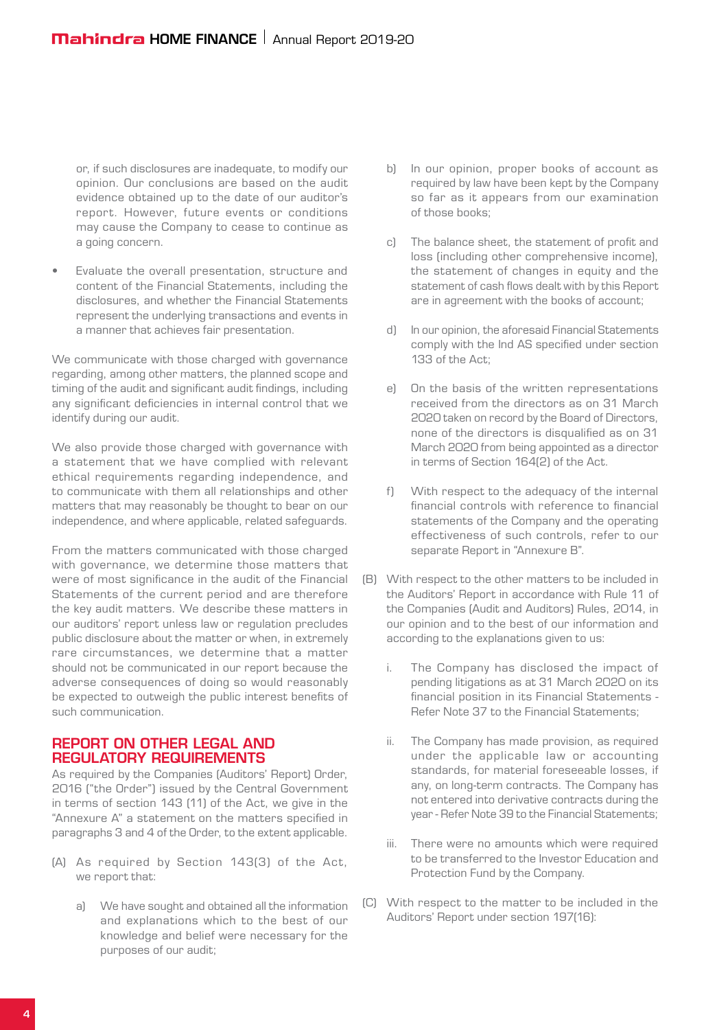or, if such disclosures are inadequate, to modify our opinion. Our conclusions are based on the audit evidence obtained up to the date of our auditor's report. However, future events or conditions may cause the Company to cease to continue as a going concern.

- Evaluate the overall presentation, structure and content of the Financial Statements, including the disclosures, and whether the Financial Statements represent the underlying transactions and events in a manner that achieves fair presentation.

We communicate with those charged with governance regarding, among other matters, the planned scope and timing of the audit and significant audit findings, including any significant deficiencies in internal control that we identify during our audit.

We also provide those charged with governance with a statement that we have complied with relevant ethical requirements regarding independence, and to communicate with them all relationships and other matters that may reasonably be thought to bear on our independence, and where applicable, related safeguards.

From the matters communicated with those charged with governance, we determine those matters that were of most significance in the audit of the Financial Statements of the current period and are therefore the key audit matters. We describe these matters in our auditors' report unless law or regulation precludes public disclosure about the matter or when, in extremely rare circumstances, we determine that a matter should not be communicated in our report because the adverse consequences of doing so would reasonably be expected to outweigh the public interest benefits of such communication.

## REPORT ON OTHER LEGAL AND REGULATORY REQUIREMENTS

As required by the Companies (Auditors' Report) Order, 2016 ("the Order") issued by the Central Government in terms of section 143 (11) of the Act, we give in the "Annexure A" a statement on the matters specified in paragraphs 3 and 4 of the Order, to the extent applicable.

(A) As required by Section 143(3) of the Act, we report that:

a) We have sought and obtained all the information and explanations which to the best of our knowledge and belief were necessary for the purposes of our audit;

b) In our opinion, proper books of account as required by law have been kept by the Company so far as it appears from our examination of those books;

c) The balance sheet, the statement of profit and loss (including other comprehensive income), the statement of changes in equity and the statement of cash flows dealt with by this Report are in agreement with the books of account;

d) In our opinion, the aforesaid Financial Statements comply with the Ind AS specified under section 133 of the Act;

e) On the basis of the written representations received from the directors as on 31 March 2020 taken on record by the Board of Directors, none of the directors is disqualified as on 31 March 2020 from being appointed as a director in terms of Section 164(2) of the Act.

f) With respect to the adequacy of the internal financial controls with reference to financial statements of the Company and the operating effectiveness of such controls, refer to our separate Report in "Annexure B".

(B) With respect to the other matters to be included in the Auditors' Report in accordance with Rule 11 of the Companies (Audit and Auditors) Rules, 2014, in our opinion and to the best of our information and according to the explanations given to us:

i. The Company has disclosed the impact of pending litigations as at 31 March 2020 on its financial position in its Financial Statements - Refer Note 37 to the Financial Statements;

ii. The Company has made provision, as required under the applicable law or accounting standards, for material foreseeable losses, if any, on long-term contracts. The Company has not entered into derivative contracts during the year - Refer Note 39 to the Financial Statements;

iii. There were no amounts which were required to be transferred to the Investor Education and Protection Fund by the Company.

(C) With respect to the matter to be included in the Auditors' Report under section 197(16):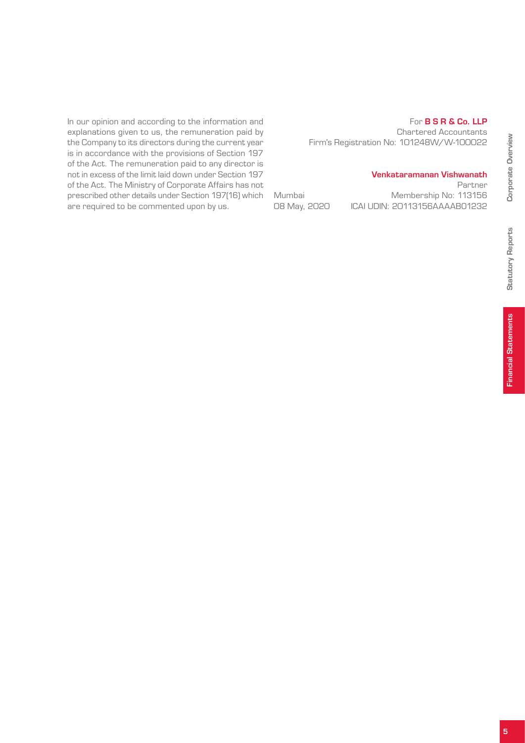In our opinion and according to the information and explanations given to us, the remuneration paid by the Company to its directors during the current year is in accordance with the provisions of Section 197 of the Act. The remuneration paid to any director is not in excess of the limit laid down under Section 197 of the Act. The Ministry of Corporate Affairs has not prescribed other details under Section 197(16) which are required to be commented upon by us.

For **B S R & Co. LLP**
Chartered Accountants
Firm's Registration No: 101248W/W-100022

**Venkataramanan Vishwanath**
Partner
Membership No: 113156
ICAI UDIN: 20113156AAAAB01232

Mumbai
08 May, 2020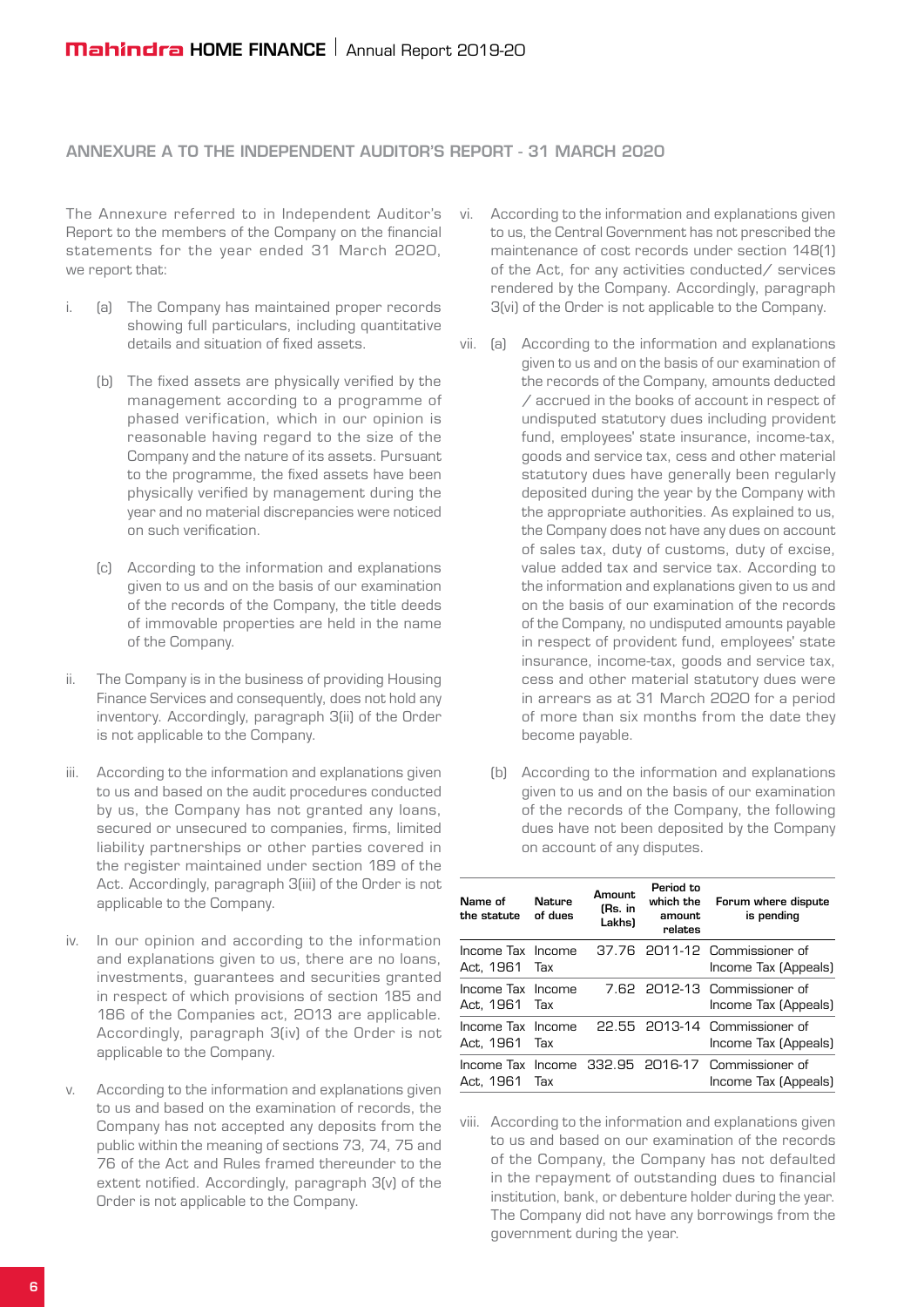## ANNEXURE A TO THE INDEPENDENT AUDITOR'S REPORT - 31 MARCH 2020

The Annexure referred to in Independent Auditor's Report to the members of the Company on the financial statements for the year ended 31 March 2020, we report that:

i. (a) The Company has maintained proper records showing full particulars, including quantitative details and situation of fixed assets.

(b) The fixed assets are physically verified by the management according to a programme of phased verification, which in our opinion is reasonable having regard to the size of the Company and the nature of its assets. Pursuant to the programme, the fixed assets have been physically verified by management during the year and no material discrepancies were noticed on such verification.

(c) According to the information and explanations given to us and on the basis of our examination of the records of the Company, the title deeds of immovable properties are held in the name of the Company.

ii. The Company is in the business of providing Housing Finance Services and consequently, does not hold any inventory. Accordingly, paragraph 3(ii) of the Order is not applicable to the Company.

iii. According to the information and explanations given to us and based on the audit procedures conducted by us, the Company has not granted any loans, secured or unsecured to companies, firms, limited liability partnerships or other parties covered in the register maintained under section 189 of the Act. Accordingly, paragraph 3(iii) of the Order is not applicable to the Company.

iv. In our opinion and according to the information and explanations given to us, there are no loans, investments, guarantees and securities granted in respect of which provisions of section 185 and 186 of the Companies act, 2013 are applicable. Accordingly, paragraph 3(iv) of the Order is not applicable to the Company.

v. According to the information and explanations given to us and based on the examination of records, the Company has not accepted any deposits from the public within the meaning of sections 73, 74, 75 and 76 of the Act and Rules framed thereunder to the extent notified. Accordingly, paragraph 3(v) of the Order is not applicable to the Company.

vi. According to the information and explanations given to us, the Central Government has not prescribed the maintenance of cost records under section 148(1) of the Act, for any activities conducted/ services rendered by the Company. Accordingly, paragraph 3(vi) of the Order is not applicable to the Company.

vii. (a) According to the information and explanations given to us and on the basis of our examination of the records of the Company, amounts deducted / accrued in the books of account in respect of undisputed statutory dues including provident fund, employees' state insurance, income-tax, goods and service tax, cess and other material statutory dues have generally been regularly deposited during the year by the Company with the appropriate authorities. As explained to us, the Company does not have any dues on account of sales tax, duty of customs, duty of excise, value added tax and service tax. According to the information and explanations given to us and on the basis of our examination of the records of the Company, no undisputed amounts payable in respect of provident fund, employees' state insurance, income-tax, goods and service tax, cess and other material statutory dues were in arrears as at 31 March 2020 for a period of more than six months from the date they become payable.

(b) According to the information and explanations given to us and on the basis of our examination of the records of the Company, the following dues have not been deposited by the Company on account of any disputes.

| Name of the statute | Nature of dues | Amount (Rs. in Lakhs) | Period to which the amount relates | Forum where dispute is pending |
|---|---|---|---|---|
| Income Tax Act, 1961 | Income Tax | 37.76 | 2011-12 | Commissioner of Income Tax (Appeals) |
| Income Tax Act, 1961 | Income Tax | 7.62 | 2012-13 | Commissioner of Income Tax (Appeals) |
| Income Tax Act, 1961 | Income Tax | 22.55 | 2013-14 | Commissioner of Income Tax (Appeals) |
| Income Tax Act, 1961 | Income Tax | 332.95 | 2016-17 | Commissioner of Income Tax (Appeals) |

viii. According to the information and explanations given to us and based on our examination of the records of the Company, the Company has not defaulted in the repayment of outstanding dues to financial institution, bank, or debenture holder during the year. The Company did not have any borrowings from the government during the year.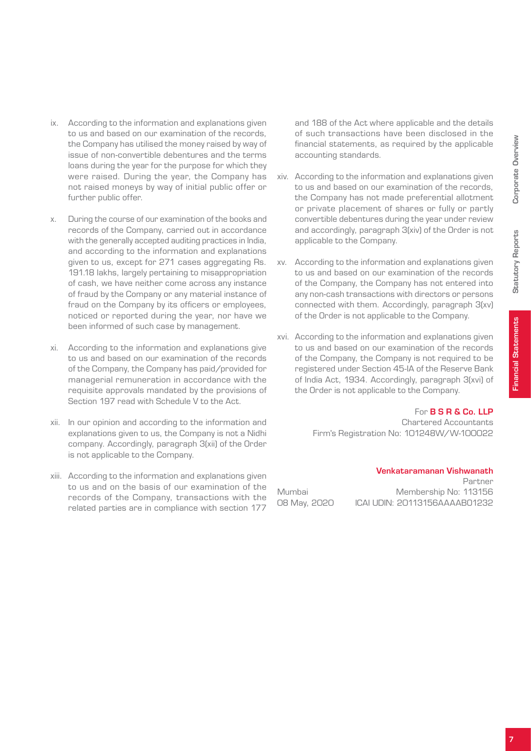ix. According to the information and explanations given to us and based on our examination of the records, the Company has utilised the money raised by way of issue of non-convertible debentures and the terms loans during the year for the purpose for which they were raised. During the year, the Company has not raised moneys by way of initial public offer or further public offer.

x. During the course of our examination of the books and records of the Company, carried out in accordance with the generally accepted auditing practices in India, and according to the information and explanations given to us, except for 271 cases aggregating Rs. 191.18 lakhs, largely pertaining to misappropriation of cash, we have neither come across any instance of fraud by the Company or any material instance of fraud on the Company by its officers or employees, noticed or reported during the year, nor have we been informed of such case by management.

xi. According to the information and explanations give to us and based on our examination of the records of the Company, the Company has paid/provided for managerial remuneration in accordance with the requisite approvals mandated by the provisions of Section 197 read with Schedule V to the Act.

xii. In our opinion and according to the information and explanations given to us, the Company is not a Nidhi company. Accordingly, paragraph 3(xii) of the Order is not applicable to the Company.

xiii. According to the information and explanations given to us and on the basis of our examination of the records of the Company, transactions with the related parties are in compliance with section 177 and 188 of the Act where applicable and the details of such transactions have been disclosed in the financial statements, as required by the applicable accounting standards.

xiv. According to the information and explanations given to us and based on our examination of the records, the Company has not made preferential allotment or private placement of shares or fully or partly convertible debentures during the year under review and accordingly, paragraph 3(xiv) of the Order is not applicable to the Company.

xv. According to the information and explanations given to us and based on our examination of the records of the Company, the Company has not entered into any non-cash transactions with directors or persons connected with them. Accordingly, paragraph 3(xv) of the Order is not applicable to the Company.

xvi. According to the information and explanations given to us and based on our examination of the records of the Company, the Company is not required to be registered under Section 45-IA of the Reserve Bank of India Act, 1934. Accordingly, paragraph 3(xvi) of the Order is not applicable to the Company.

For **B S R & Co. LLP**
Chartered Accountants
Firm's Registration No: 101248W/W-100022

**Venkataraman Vishwanath**
Partner
Membership No: 113156
ICAI UDIN: 20113156AAAAB01232

Mumbai
08 May, 2020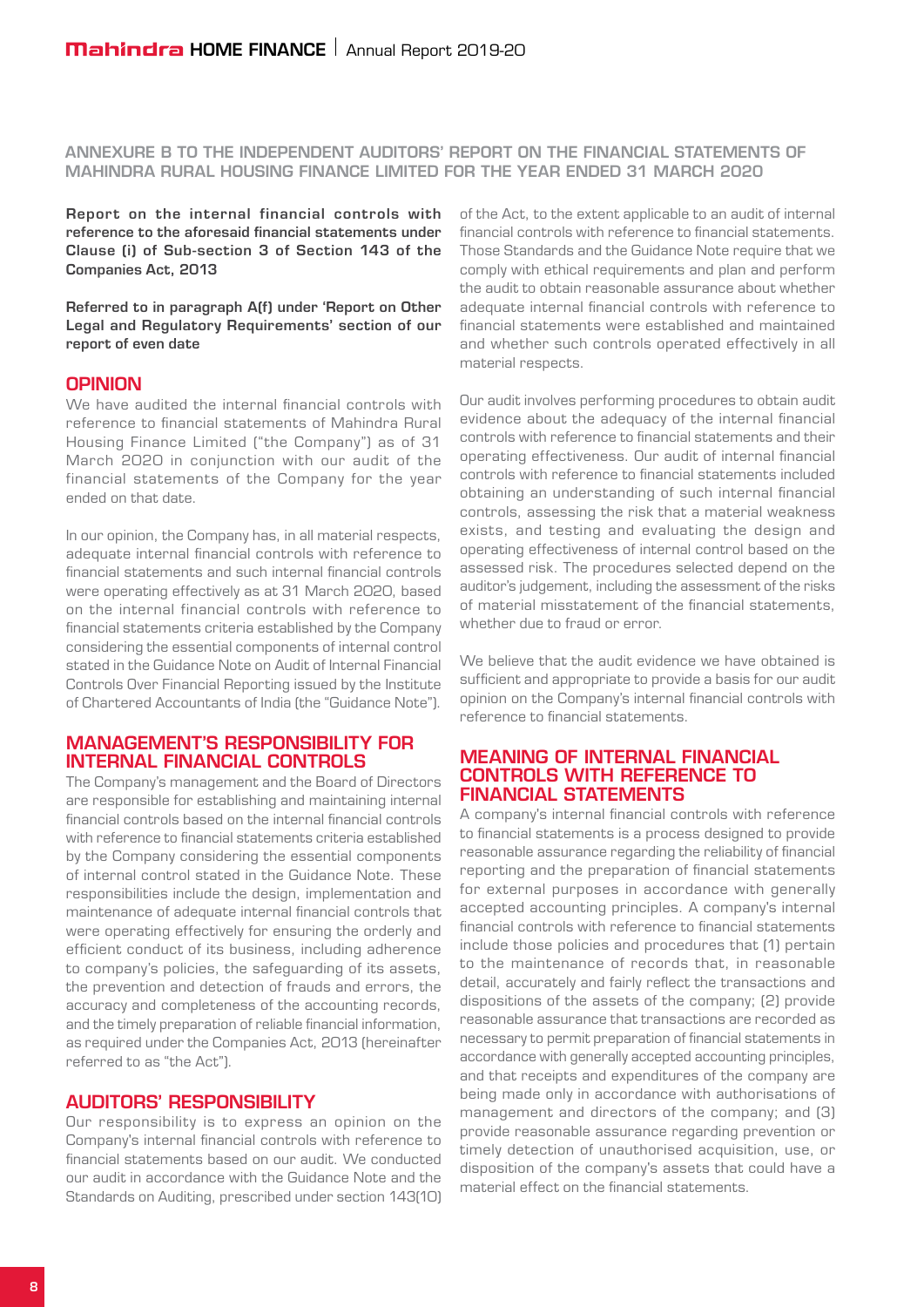## ANNEXURE B TO THE INDEPENDENT AUDITORS' REPORT ON THE FINANCIAL STATEMENTS OF MAHINDRA RURAL HOUSING FINANCE LIMITED FOR THE YEAR ENDED 31 MARCH 2020

**Report on the internal financial controls with reference to the aforesaid financial statements under Clause (i) of Sub-section 3 of Section 143 of the Companies Act, 2013**

**Referred to in paragraph A(f) under 'Report on Other Legal and Regulatory Requirements' section of our report of even date**

### OPINION

We have audited the internal financial controls with reference to financial statements of Mahindra Rural Housing Finance Limited ("the Company") as of 31 March 2020 in conjunction with our audit of the financial statements of the Company for the year ended on that date.

In our opinion, the Company has, in all material respects, adequate internal financial controls with reference to financial statements and such internal financial controls were operating effectively as at 31 March 2020, based on the internal financial controls with reference to financial statements criteria established by the Company considering the essential components of internal control stated in the Guidance Note on Audit of Internal Financial Controls Over Financial Reporting issued by the Institute of Chartered Accountants of India (the "Guidance Note").

### MANAGEMENT'S RESPONSIBILITY FOR INTERNAL FINANCIAL CONTROLS

The Company's management and the Board of Directors are responsible for establishing and maintaining internal financial controls based on the internal financial controls with reference to financial statements criteria established by the Company considering the essential components of internal control stated in the Guidance Note. These responsibilities include the design, implementation and maintenance of adequate internal financial controls that were operating effectively for ensuring the orderly and efficient conduct of its business, including adherence to company's policies, the safeguarding of its assets, the prevention and detection of frauds and errors, the accuracy and completeness of the accounting records, and the timely preparation of reliable financial information, as required under the Companies Act, 2013 (hereinafter referred to as "the Act").

### AUDITORS' RESPONSIBILITY

Our responsibility is to express an opinion on the Company's internal financial controls with reference to financial statements based on our audit. We conducted our audit in accordance with the Guidance Note and the Standards on Auditing, prescribed under section 143(10) of the Act, to the extent applicable to an audit of internal financial controls with reference to financial statements. Those Standards and the Guidance Note require that we comply with ethical requirements and plan and perform the audit to obtain reasonable assurance about whether adequate internal financial controls with reference to financial statements were established and maintained and whether such controls operated effectively in all material respects.

Our audit involves performing procedures to obtain audit evidence about the adequacy of the internal financial controls with reference to financial statements and their operating effectiveness. Our audit of internal financial controls with reference to financial statements included obtaining an understanding of such internal financial controls, assessing the risk that a material weakness exists, and testing and evaluating the design and operating effectiveness of internal control based on the assessed risk. The procedures selected depend on the auditor's judgement, including the assessment of the risks of material misstatement of the financial statements, whether due to fraud or error.

We believe that the audit evidence we have obtained is sufficient and appropriate to provide a basis for our audit opinion on the Company's internal financial controls with reference to financial statements.

### MEANING OF INTERNAL FINANCIAL CONTROLS WITH REFERENCE TO FINANCIAL STATEMENTS

A company's internal financial controls with reference to financial statements is a process designed to provide reasonable assurance regarding the reliability of financial reporting and the preparation of financial statements for external purposes in accordance with generally accepted accounting principles. A company's internal financial controls with reference to financial statements include those policies and procedures that (1) pertain to the maintenance of records that, in reasonable detail, accurately and fairly reflect the transactions and dispositions of the assets of the company; (2) provide reasonable assurance that transactions are recorded as necessary to permit preparation of financial statements in accordance with generally accepted accounting principles, and that receipts and expenditures of the company are being made only in accordance with authorisations of management and directors of the company; and (3) provide reasonable assurance regarding prevention or timely detection of unauthorised acquisition, use, or disposition of the company's assets that could have a material effect on the financial statements.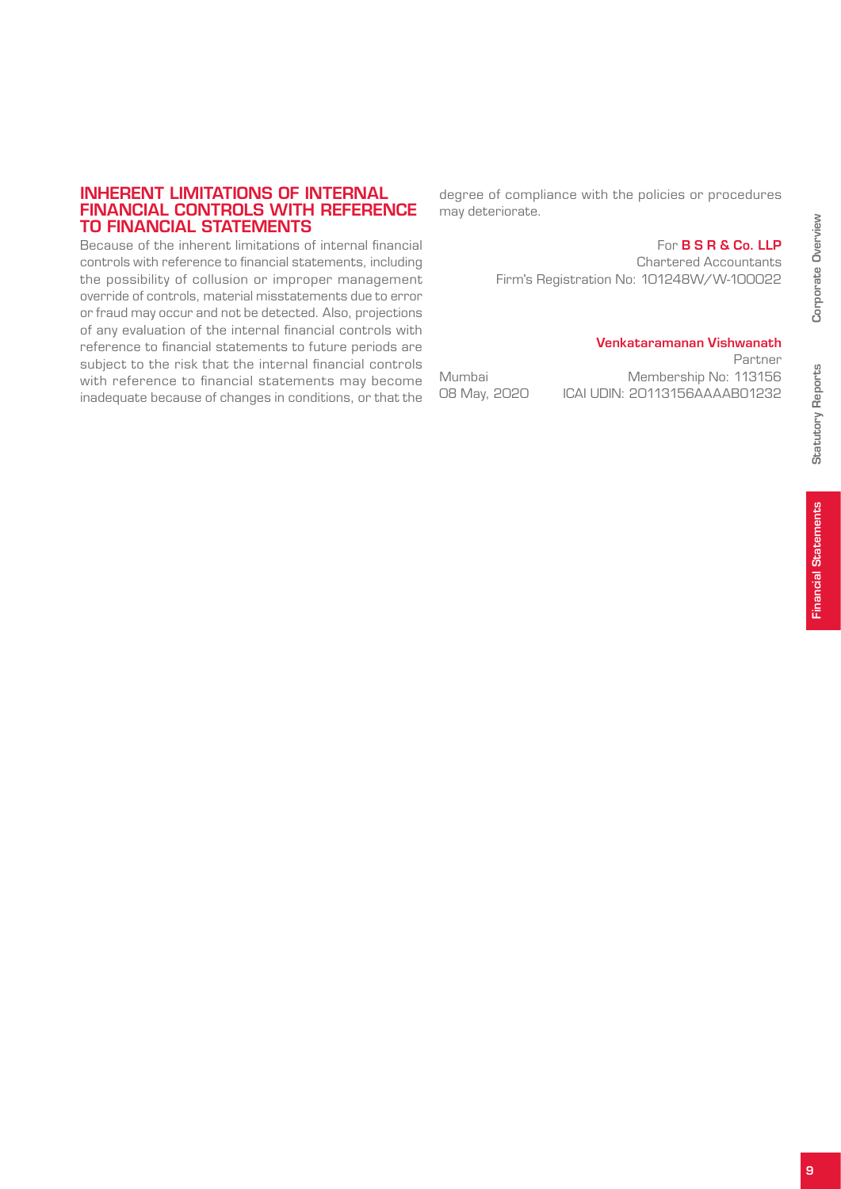## INHERENT LIMITATIONS OF INTERNAL FINANCIAL CONTROLS WITH REFERENCE TO FINANCIAL STATEMENTS

Because of the inherent limitations of internal financial controls with reference to financial statements, including the possibility of collusion or improper management override of controls, material misstatements due to error or fraud may occur and not be detected. Also, projections of any evaluation of the internal financial controls with reference to financial statements to future periods are subject to the risk that the internal financial controls with reference to financial statements may become inadequate because of changes in conditions, or that the degree of compliance with the policies or procedures may deteriorate.

For **B S R & Co. LLP**
Chartered Accountants
Firm's Registration No: 101248W/W-100022

**Venkataramanan Vishwanath**
Partner
Membership No: 113156
ICAI UDIN: 20113156AAAAB01232

Mumbai
08 May, 2020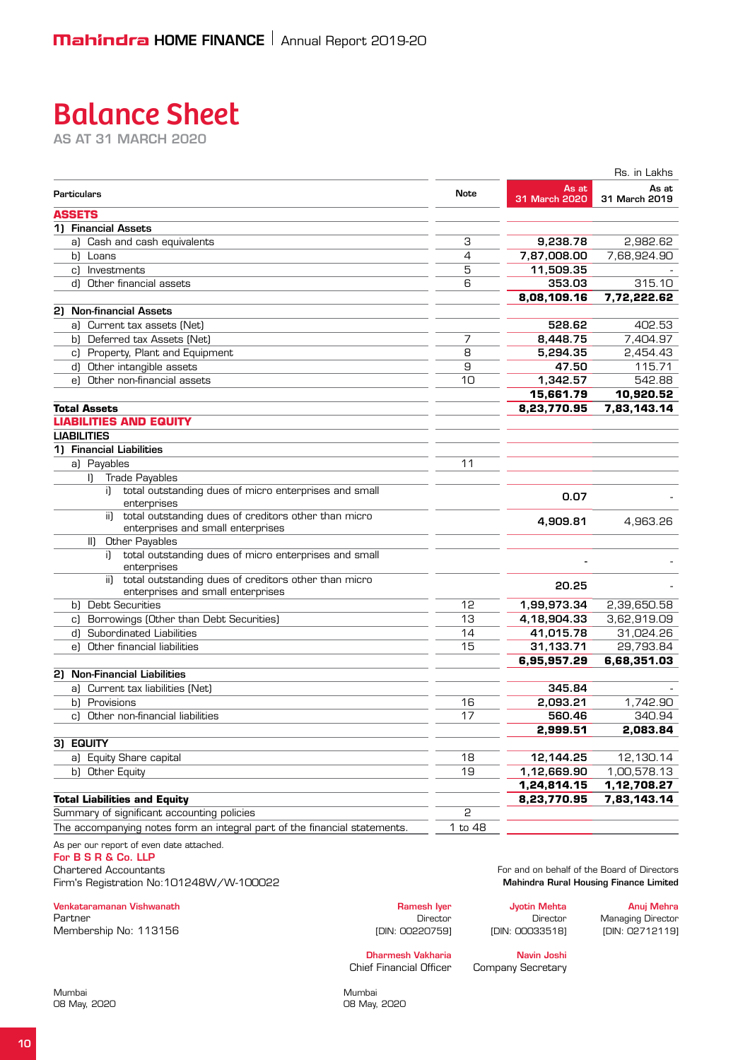# Balance Sheet

AS AT 31 MARCH 2020

Rs. in Lakhs

| Particulars | Note | As at 31 March 2020 | As at 31 March 2019 |
|---|---|---|---|
| **ASSETS** | | | |
| **1) Financial Assets** | | | |
| a) Cash and cash equivalents | 3 | **9,238.78** | 2,982.62 |
| b) Loans | 4 | **7,87,008.00** | 7,68,924.90 |
| c) Investments | 5 | **11,509.35** | - |
| d) Other financial assets | 6 | **353.03** | 315.10 |
| | | **8,08,109.16** | **7,72,222.62** |
| **2) Non-financial Assets** | | | |
| a) Current tax assets (Net) | | **528.62** | 402.53 |
| b) Deferred tax Assets (Net) | 7 | **8,448.75** | 7,404.97 |
| c) Property, Plant and Equipment | 8 | **5,294.35** | 2,454.43 |
| d) Other intangible assets | 9 | **47.50** | 115.71 |
| e) Other non-financial assets | 10 | **1,342.57** | 542.88 |
| | | **15,661.79** | **10,920.52** |
| **Total Assets** | | **8,23,770.95** | **7,83,143.14** |
| **LIABILITIES AND EQUITY** | | | |
| **LIABILITIES** | | | |
| **1) Financial Liabilities** | | | |
| a) Payables | 11 | | |
| I) Trade Payables | | | |
| i) total outstanding dues of micro enterprises and small enterprises | | **0.07** | - |
| ii) total outstanding dues of creditors other than micro enterprises and small enterprises | | **4,909.81** | 4,963.26 |
| II) Other Payables | | | |
| i) total outstanding dues of micro enterprises and small enterprises | | - | - |
| ii) total outstanding dues of creditors other than micro enterprises and small enterprises | | **20.25** | - |
| b) Debt Securities | 12 | **1,99,973.34** | 2,39,650.58 |
| c) Borrowings (Other than Debt Securities) | 13 | **4,18,904.33** | 3,62,919.09 |
| d) Subordinated Liabilities | 14 | **41,015.78** | 31,024.26 |
| e) Other financial liabilities | 15 | **31,133.71** | 29,793.84 |
| | | **6,95,957.29** | **6,68,351.03** |
| **2) Non-Financial Liabilities** | | | |
| a) Current tax liabilities (Net) | | **345.84** | - |
| b) Provisions | 16 | **2,093.21** | 1,742.90 |
| c) Other non-financial liabilities | 17 | **560.46** | 340.94 |
| | | **2,999.51** | **2,083.84** |
| **3) EQUITY** | | | |
| a) Equity Share capital | 18 | **12,144.25** | 12,130.14 |
| b) Other Equity | 19 | **1,12,669.90** | 1,00,578.13 |
| | | **1,24,814.15** | **1,12,708.27** |
| **Total Liabilities and Equity** | | **8,23,770.95** | **7,83,143.14** |
| Summary of significant accounting policies | 2 | | |
| The accompanying notes form an integral part of the financial statements. | 1 to 48 | | |

As per our report of even date attached.

**For B S R & Co. LLP**
Chartered Accountants
Firm's Registration No:101248W/W-100022

**Venkataramanan Vishwanath**
Partner
Membership No: 113156

Mumbai
08 May, 2020

For and on behalf of the Board of Directors
**Mahindra Rural Housing Finance Limited**

**Ramesh Iyer**
Director
[DIN: 00220759]

**Jyotin Mehta**
Director
[DIN: 00033518]

**Anuj Mehra**
Managing Director
[DIN: 02712119]

**Dharmesh Vakharia**
Chief Financial Officer

**Navin Joshi**
Company Secretary

Mumbai
08 May, 2020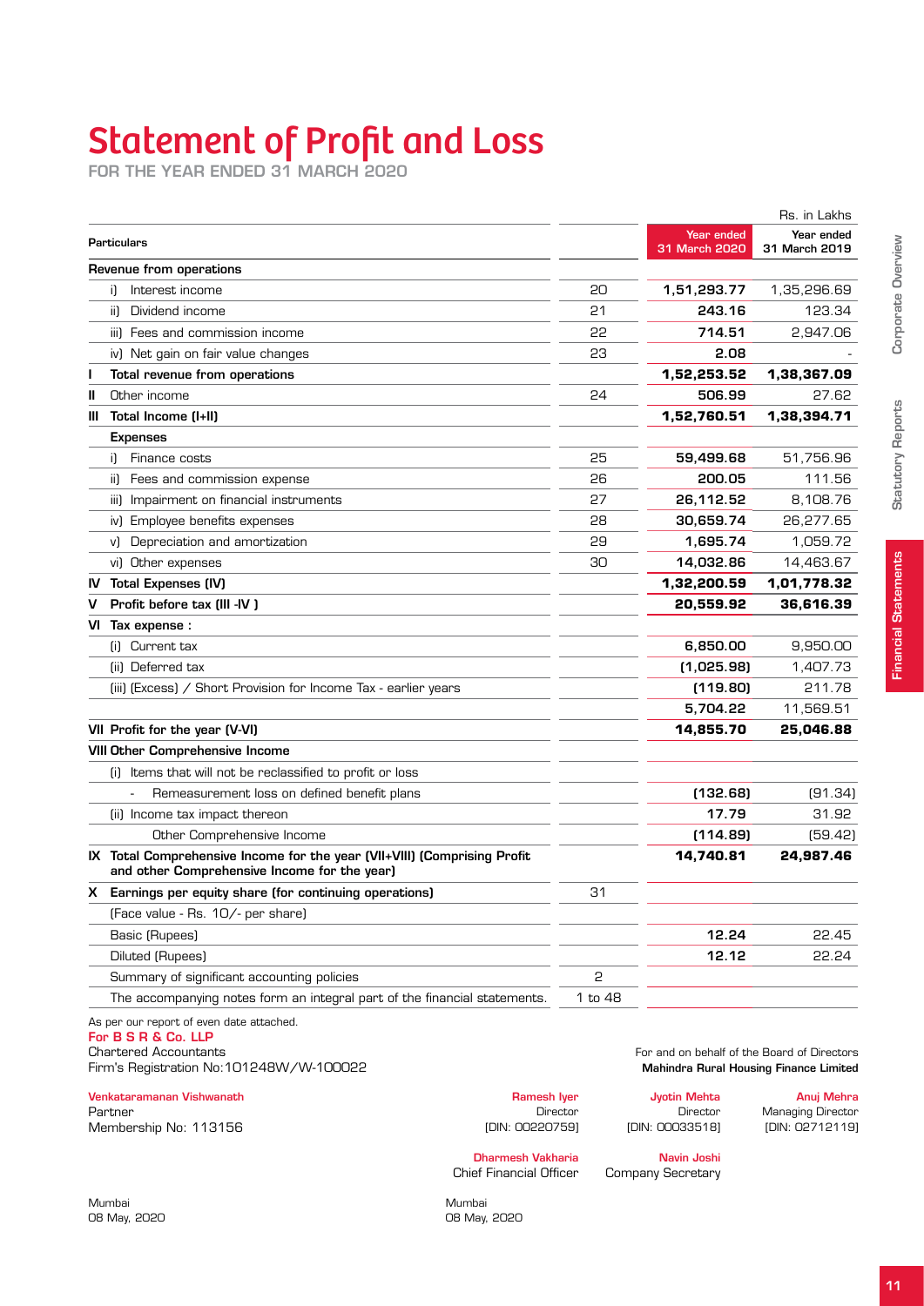# Statement of Profit and Loss

**FOR THE YEAR ENDED 31 MARCH 2020**

Rs. in Lakhs

| Particulars | Note | Year ended 31 March 2020 | Year ended 31 March 2019 |
|---|---|---|---|
| **Revenue from operations** | | | |
| i) Interest income | 20 | **1,51,293.77** | 1,35,296.69 |
| ii) Dividend income | 21 | **243.16** | 123.34 |
| iii) Fees and commission income | 22 | **714.51** | 2,947.06 |
| iv) Net gain on fair value changes | 23 | **2.08** | - |
| **I Total revenue from operations** | | **1,52,253.52** | **1,38,367.09** |
| **II** Other income | 24 | **506.99** | 27.62 |
| **III Total Income (I+II)** | | **1,52,760.51** | **1,38,394.71** |
| **Expenses** | | | |
| i) Finance costs | 25 | **59,499.68** | 51,756.96 |
| ii) Fees and commission expense | 26 | **200.05** | 111.56 |
| iii) Impairment on financial instruments | 27 | **26,112.52** | 8,108.76 |
| iv) Employee benefits expenses | 28 | **30,659.74** | 26,277.65 |
| v) Depreciation and amortization | 29 | **1,695.74** | 1,059.72 |
| vi) Other expenses | 30 | **14,032.86** | 14,463.67 |
| **IV Total Expenses (IV)** | | **1,32,200.59** | **1,01,778.32** |
| **V Profit before tax (III -IV )** | | **20,559.92** | **36,616.39** |
| **VI Tax expense :** | | | |
| (i) Current tax | | **6,850.00** | 9,950.00 |
| (ii) Deferred tax | | **(1,025.98)** | 1,407.73 |
| (iii) (Excess) / Short Provision for Income Tax - earlier years | | **(119.80)** | 211.78 |
| | | **5,704.22** | 11,569.51 |
| **VII Profit for the year (V-VI)** | | **14,855.70** | **25,046.88** |
| **VIII Other Comprehensive Income** | | | |
| (i) Items that will not be reclassified to profit or loss | | | |
| - Remeasurement loss on defined benefit plans | | **(132.68)** | (91.34) |
| (ii) Income tax impact thereon | | **17.79** | 31.92 |
| Other Comprehensive Income | | **(114.89)** | (59.42) |
| **IX Total Comprehensive Income for the year (VII+VIII) (Comprising Profit and other Comprehensive Income for the year)** | | **14,740.81** | **24,987.46** |
| **X Earnings per equity share (for continuing operations)** | 31 | | |
| (Face value - Rs. 10/- per share) | | | |
| Basic (Rupees) | | **12.24** | 22.45 |
| Diluted (Rupees) | | **12.12** | 22.24 |
| Summary of significant accounting policies | 2 | | |
| The accompanying notes form an integral part of the financial statements. | 1 to 48 | | |

As per our report of even date attached.

**For B S R & Co. LLP**
Chartered Accountants
Firm's Registration No:101248W/W-100022

**Venkataramanan Vishwanath**
Partner
Membership No: 113156

Mumbai
08 May, 2020

For and on behalf of the Board of Directors
**Mahindra Rural Housing Finance Limited**

**Ramesh Iyer**
Director
[DIN: 00220759]

**Jyotin Mehta**
Director
[DIN: 00033518]

**Anuj Mehra**
Managing Director
[DIN: 02712119]

**Dharmesh Vakharia**
Chief Financial Officer

**Navin Joshi**
Company Secretary

Mumbai
08 May, 2020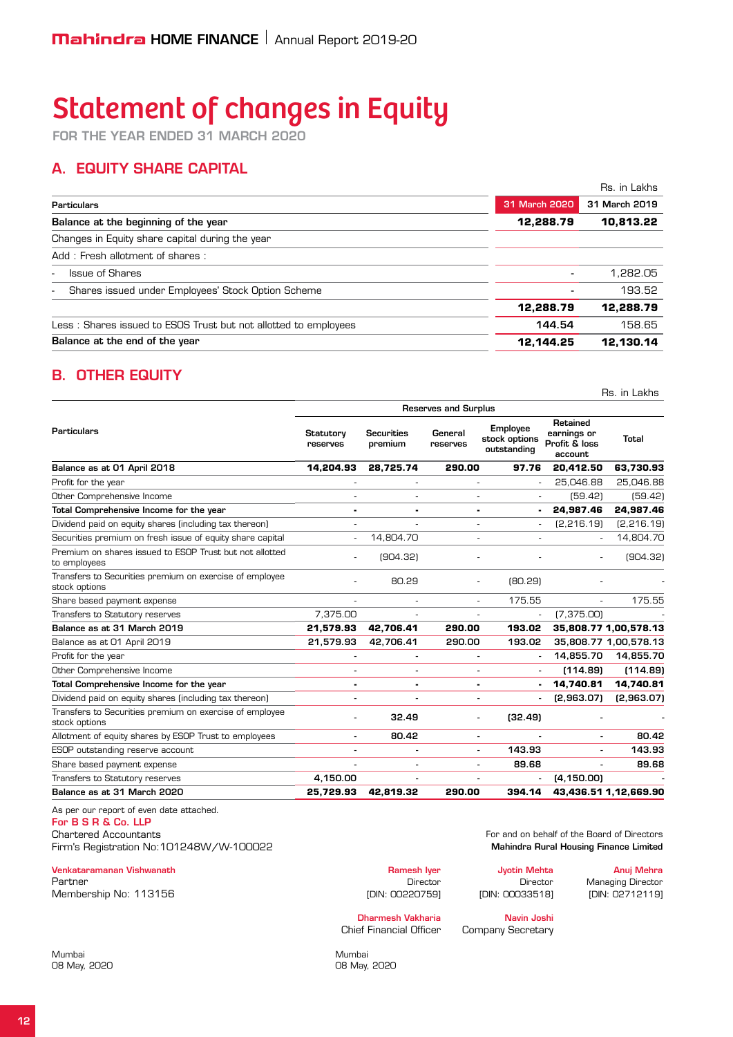# Statement of changes in Equity

FOR THE YEAR ENDED 31 MARCH 2020

## A. EQUITY SHARE CAPITAL

Rs. in Lakhs

| Particulars | 31 March 2020 | 31 March 2019 |
|---|---|---|
| **Balance at the beginning of the year** | **12,288.79** | **10,813.22** |
| Changes in Equity share capital during the year | | |
| Add : Fresh allotment of shares : | | |
| - Issue of Shares | - | 1,282.05 |
| - Shares issued under Employees' Stock Option Scheme | - | 193.52 |
| | **12,288.79** | **12,288.79** |
| Less : Shares issued to ESOS Trust but not allotted to employees | 144.54 | 158.65 |
| **Balance at the end of the year** | **12,144.25** | **12,130.14** |

## B. OTHER EQUITY

Rs. in Lakhs

| Particulars | Reserves and Surplus | | | | | |
|---|---|---|---|---|---|---|
| | Statutory reserves | Securities premium | General reserves | Employee stock options outstanding | Retained earnings or Profit & loss account | Total |
| **Balance as at 01 April 2018** | **14,204.93** | **28,725.74** | **290.00** | **97.76** | **20,412.50** | **63,730.93** |
| Profit for the year | - | - | - | - | 25,046.88 | 25,046.88 |
| Other Comprehensive Income | - | - | - | - | (59.42) | (59.42) |
| **Total Comprehensive Income for the year** | **-** | **-** | **-** | **-** | **24,987.46** | **24,987.46** |
| Dividend paid on equity shares (including tax thereon) | - | - | - | - | (2,216.19) | (2,216.19) |
| Securities premium on fresh issue of equity share capital | - | 14,804.70 | - | - | - | 14,804.70 |
| Premium on shares issued to ESOP Trust but not allotted to employees | - | (904.32) | - | - | - | (904.32) |
| Transfers to Securities premium on exercise of employee stock options | - | 80.29 | - | (80.29) | - | - |
| Share based payment expense | - | - | - | 175.55 | - | 175.55 |
| Transfers to Statutory reserves | 7,375.00 | - | - | - | (7,375.00) | - |
| **Balance as at 31 March 2019** | **21,579.93** | **42,706.41** | **290.00** | **193.02** | **35,808.77** | **1,00,578.13** |
| Balance as at 01 April 2019 | 21,579.93 | 42,706.41 | 290.00 | 193.02 | 35,808.77 | 1,00,578.13 |
| Profit for the year | - | - | - | - | **14,855.70** | **14,855.70** |
| Other Comprehensive Income | - | - | - | - | **(114.89)** | **(114.89)** |
| **Total Comprehensive Income for the year** | **-** | **-** | **-** | **-** | **14,740.81** | **14,740.81** |
| Dividend paid on equity shares (including tax thereon) | - | - | - | - | **(2,963.07)** | **(2,963.07)** |
| Transfers to Securities premium on exercise of employee stock options | - | **32.49** | - | **(32.49)** | - | - |
| Allotment of equity shares by ESOP Trust to employees | - | **80.42** | - | - | - | **80.42** |
| ESOP outstanding reserve account | - | - | - | **143.93** | - | **143.93** |
| Share based payment expense | - | - | - | **89.68** | - | **89.68** |
| Transfers to Statutory reserves | **4,150.00** | - | - | - | **(4,150.00)** | - |
| **Balance as at 31 March 2020** | **25,729.93** | **42,819.32** | **290.00** | **394.14** | **43,436.51** | **1,12,669.90** |

As per our report of even date attached.

**For B S R & Co. LLP**
Chartered Accountants
Firm's Registration No:101248W/W-100022

**Venkataraman Vishwanath**
Partner
Membership No: 113156

Mumbai
08 May, 2020

For and on behalf of the Board of Directors
**Mahindra Rural Housing Finance Limited**

**Ramesh Iyer**
Director
[DIN: 00220759]

**Jyotin Mehta**
Director
[DIN: 00033518]

**Anuj Mehra**
Managing Director
[DIN: 02712119]

**Dharmesh Vakharia**
Chief Financial Officer

**Navin Joshi**
Company Secretary

Mumbai
08 May, 2020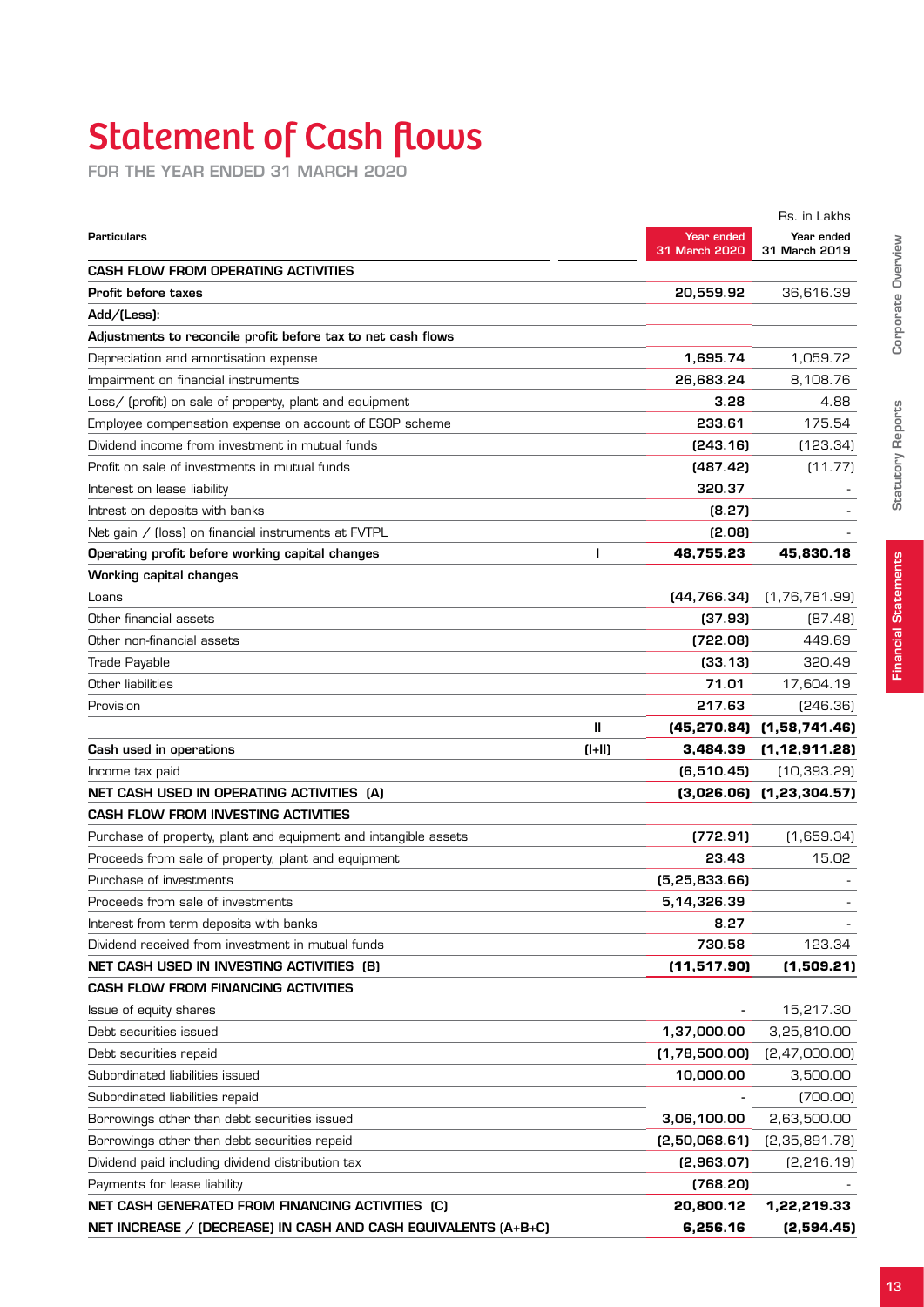# Statement of Cash flows

FOR THE YEAR ENDED 31 MARCH 2020

Rs. in Lakhs

| Particulars | | Year ended 31 March 2020 | Year ended 31 March 2019 |
|---|---|---|---|
| **CASH FLOW FROM OPERATING ACTIVITIES** | | | |
| **Profit before taxes** | | **20,559.92** | 36,616.39 |
| **Add/(Less):** | | | |
| **Adjustments to reconcile profit before tax to net cash flows** | | | |
| Depreciation and amortisation expense | | **1,695.74** | 1,059.72 |
| Impairment on financial instruments | | **26,683.24** | 8,108.76 |
| Loss/ (profit) on sale of property, plant and equipment | | **3.28** | 4.88 |
| Employee compensation expense on account of ESOP scheme | | **233.61** | 175.54 |
| Dividend income from investment in mutual funds | | **(243.16)** | (123.34) |
| Profit on sale of investments in mutual funds | | **(487.42)** | (11.77) |
| Interest on lease liability | | **320.37** | - |
| Intrest on deposits with banks | | **(8.27)** | - |
| Net gain / (loss) on financial instruments at FVTPL | | **(2.08)** | - |
| **Operating profit before working capital changes** | I | **48,755.23** | **45,830.18** |
| **Working capital changes** | | | |
| Loans | | **(44,766.34)** | (1,76,781.99) |
| Other financial assets | | **(37.93)** | (87.48) |
| Other non-financial assets | | **(722.08)** | 449.69 |
| Trade Payable | | **(33.13)** | 320.49 |
| Other liabilities | | **71.01** | 17,604.19 |
| Provision | | **217.63** | (246.36) |
| | II | **(45,270.84)** | **(1,58,741.46)** |
| **Cash used in operations** | (I+II) | **3,484.39** | **(1,12,911.28)** |
| Income tax paid | | **(6,510.45)** | (10,393.29) |
| **NET CASH USED IN OPERATING ACTIVITIES (A)** | | **(3,026.06)** | **(1,23,304.57)** |
| **CASH FLOW FROM INVESTING ACTIVITIES** | | | |
| Purchase of property, plant and equipment and intangible assets | | **(772.91)** | (1,659.34) |
| Proceeds from sale of property, plant and equipment | | **23.43** | 15.02 |
| Purchase of investments | | **(5,25,833.66)** | - |
| Proceeds from sale of investments | | **5,14,326.39** | - |
| Interest from term deposits with banks | | **8.27** | - |
| Dividend received from investment in mutual funds | | **730.58** | 123.34 |
| **NET CASH USED IN INVESTING ACTIVITIES (B)** | | **(11,517.90)** | **(1,509.21)** |
| **CASH FLOW FROM FINANCING ACTIVITIES** | | | |
| Issue of equity shares | | - | 15,217.30 |
| Debt securities issued | | **1,37,000.00** | 3,25,810.00 |
| Debt securities repaid | | **(1,78,500.00)** | (2,47,000.00) |
| Subordinated liabilities issued | | **10,000.00** | 3,500.00 |
| Subordinated liabilities repaid | | - | (700.00) |
| Borrowings other than debt securities issued | | **3,06,100.00** | 2,63,500.00 |
| Borrowings other than debt securities repaid | | **(2,50,068.61)** | (2,35,891.78) |
| Dividend paid including dividend distribution tax | | **(2,963.07)** | (2,216.19) |
| Payments for lease liability | | **(768.20)** | - |
| **NET CASH GENERATED FROM FINANCING ACTIVITIES (C)** | | **20,800.12** | **1,22,219.33** |
| **NET INCREASE / (DECREASE) IN CASH AND CASH EQUIVALENTS (A+B+C)** | | **6,256.16** | **(2,594.45)** |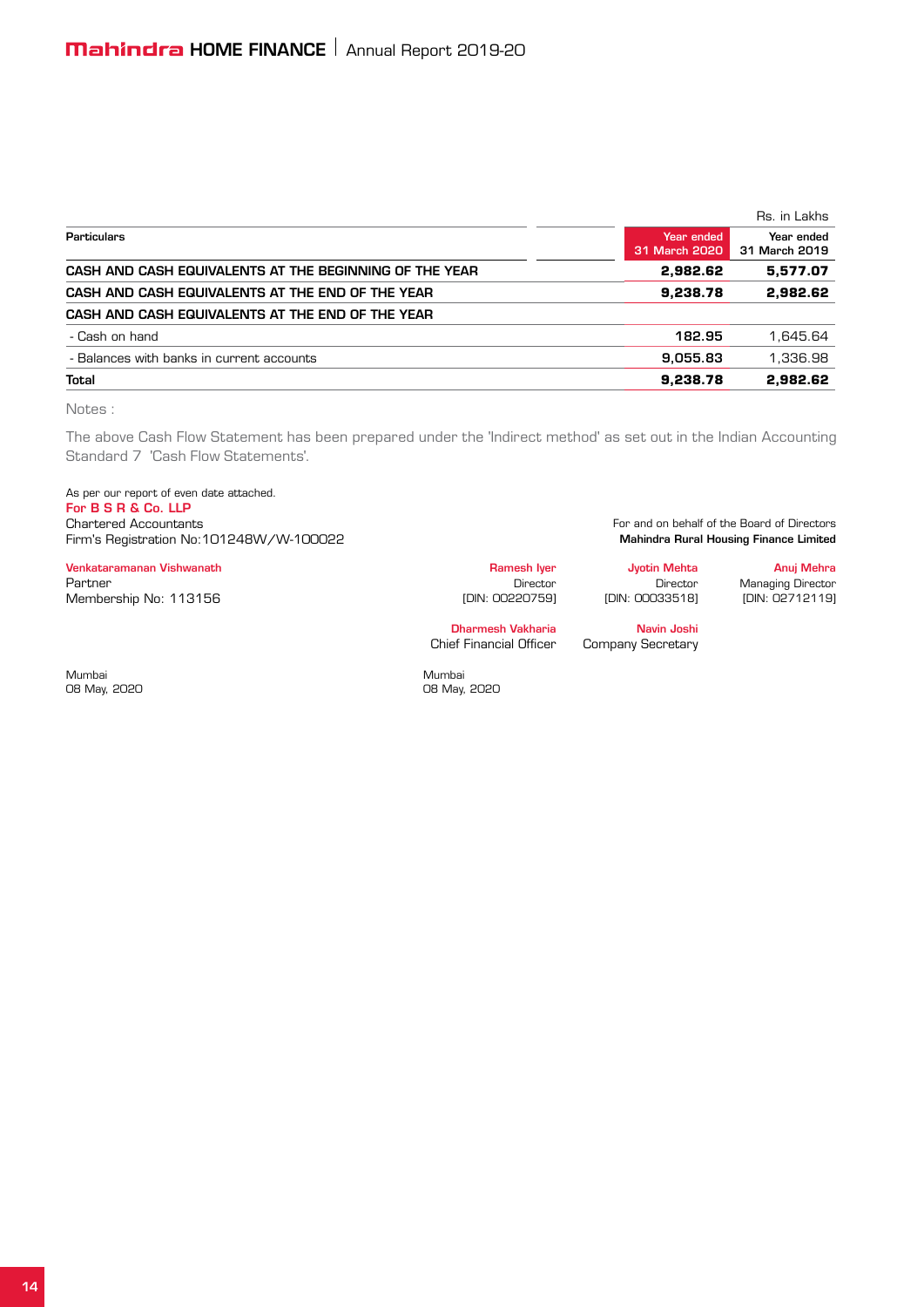Rs. in Lakhs

| Particulars | Year ended 31 March 2020 | Year ended 31 March 2019 |
|---|---|---|
| **CASH AND CASH EQUIVALENTS AT THE BEGINNING OF THE YEAR** | **2,982.62** | **5,577.07** |
| **CASH AND CASH EQUIVALENTS AT THE END OF THE YEAR** | **9,238.78** | **2,982.62** |
| **CASH AND CASH EQUIVALENTS AT THE END OF THE YEAR** | | |
| - Cash on hand | 182.95 | 1,645.64 |
| - Balances with banks in current accounts | 9,055.83 | 1,336.98 |
| **Total** | **9,238.78** | **2,982.62** |

Notes :

The above Cash Flow Statement has been prepared under the 'Indirect method' as set out in the Indian Accounting Standard 7 'Cash Flow Statements'.

As per our report of even date attached.
**For B S R & Co. LLP**
Chartered Accountants
Firm's Registration No:101248W/W-100022

**Venkataramanan Vishwanath**
Partner
Membership No: 113156

Mumbai
08 May, 2020

For and on behalf of the Board of Directors
**Mahindra Rural Housing Finance Limited**

**Ramesh Iyer**
Director
[DIN: 00220759]

**Jyotin Mehta**
Director
[DIN: 00033518]

**Anuj Mehra**
Managing Director
[DIN: 02712119]

**Dharmesh Vakharia**
Chief Financial Officer

**Navin Joshi**
Company Secretary

Mumbai
08 May, 2020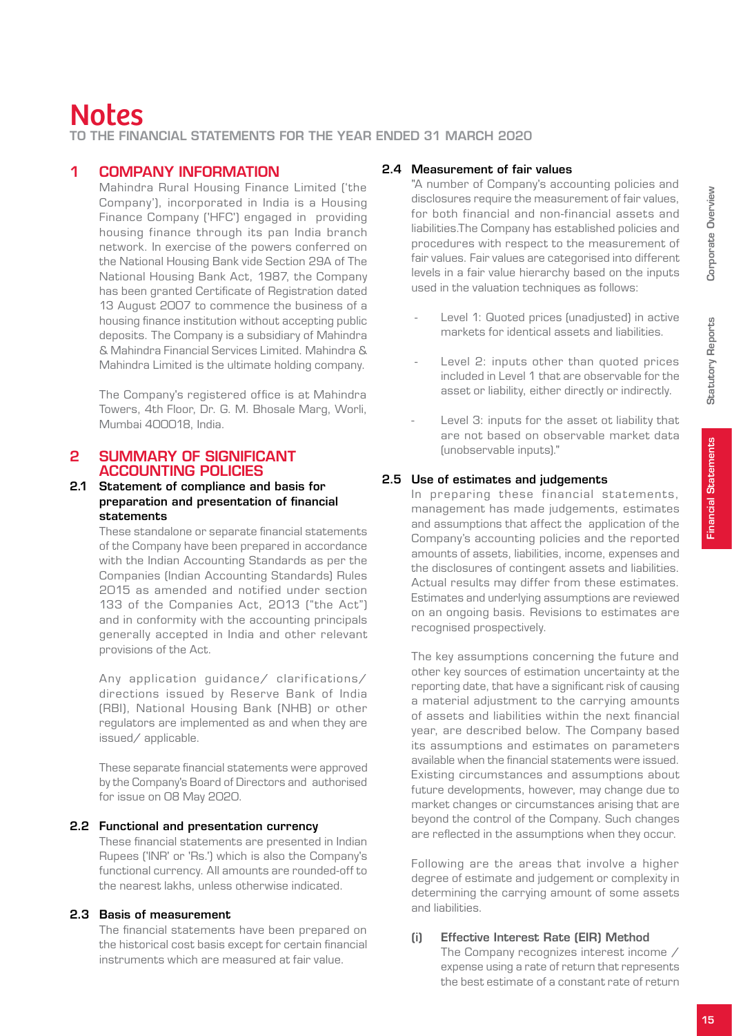# Notes

**TO THE FINANCIAL STATEMENTS FOR THE YEAR ENDED 31 MARCH 2020**

## 1 COMPANY INFORMATION

Mahindra Rural Housing Finance Limited ('the Company'), incorporated in India is a Housing Finance Company ('HFC') engaged in providing housing finance through its pan India branch network. In exercise of the powers conferred on the National Housing Bank vide Section 29A of The National Housing Bank Act, 1987, the Company has been granted Certificate of Registration dated 13 August 2007 to commence the business of a housing finance institution without accepting public deposits. The Company is a subsidiary of Mahindra & Mahindra Financial Services Limited. Mahindra & Mahindra Limited is the ultimate holding company.

The Company's registered office is at Mahindra Towers, 4th Floor, Dr. G. M. Bhosale Marg, Worli, Mumbai 400018, India.

## 2 SUMMARY OF SIGNIFICANT ACCOUNTING POLICIES

### 2.1 Statement of compliance and basis for preparation and presentation of financial statements

These standalone or separate financial statements of the Company have been prepared in accordance with the Indian Accounting Standards as per the Companies (Indian Accounting Standards) Rules 2015 as amended and notified under section 133 of the Companies Act, 2013 ("the Act") and in conformity with the accounting principals generally accepted in India and other relevant provisions of the Act.

Any application guidance/ clarifications/ directions issued by Reserve Bank of India (RBI), National Housing Bank (NHB) or other regulators are implemented as and when they are issued/ applicable.

These separate financial statements were approved by the Company's Board of Directors and authorised for issue on 08 May 2020.

### 2.2 Functional and presentation currency

These financial statements are presented in Indian Rupees ('INR' or 'Rs.') which is also the Company's functional currency. All amounts are rounded-off to the nearest lakhs, unless otherwise indicated.

### 2.3 Basis of measurement

The financial statements have been prepared on the historical cost basis except for certain financial instruments which are measured at fair value.

### 2.4 Measurement of fair values

"A number of Company's accounting policies and disclosures require the measurement of fair values, for both financial and non-financial assets and liabilities.The Company has established policies and procedures with respect to the measurement of fair values. Fair values are categorised into different levels in a fair value hierarchy based on the inputs used in the valuation techniques as follows:

- Level 1: Quoted prices (unadjusted) in active markets for identical assets and liabilities.
- Level 2: inputs other than quoted prices included in Level 1 that are observable for the asset or liability, either directly or indirectly.
- Level 3: inputs for the asset ot liability that are not based on observable market data (unobservable inputs)."

### 2.5 Use of estimates and judgements

In preparing these financial statements, management has made judgements, estimates and assumptions that affect the application of the Company's accounting policies and the reported amounts of assets, liabilities, income, expenses and the disclosures of contingent assets and liabilities. Actual results may differ from these estimates. Estimates and underlying assumptions are reviewed on an ongoing basis. Revisions to estimates are recognised prospectively.

The key assumptions concerning the future and other key sources of estimation uncertainty at the reporting date, that have a significant risk of causing a material adjustment to the carrying amounts of assets and liabilities within the next financial year, are described below. The Company based its assumptions and estimates on parameters available when the financial statements were issued. Existing circumstances and assumptions about future developments, however, may change due to market changes or circumstances arising that are beyond the control of the Company. Such changes are reflected in the assumptions when they occur.

Following are the areas that involve a higher degree of estimate and judgement or complexity in determining the carrying amount of some assets and liabilities.

**(i) Effective Interest Rate (EIR) Method**

The Company recognizes interest income / expense using a rate of return that represents the best estimate of a constant rate of return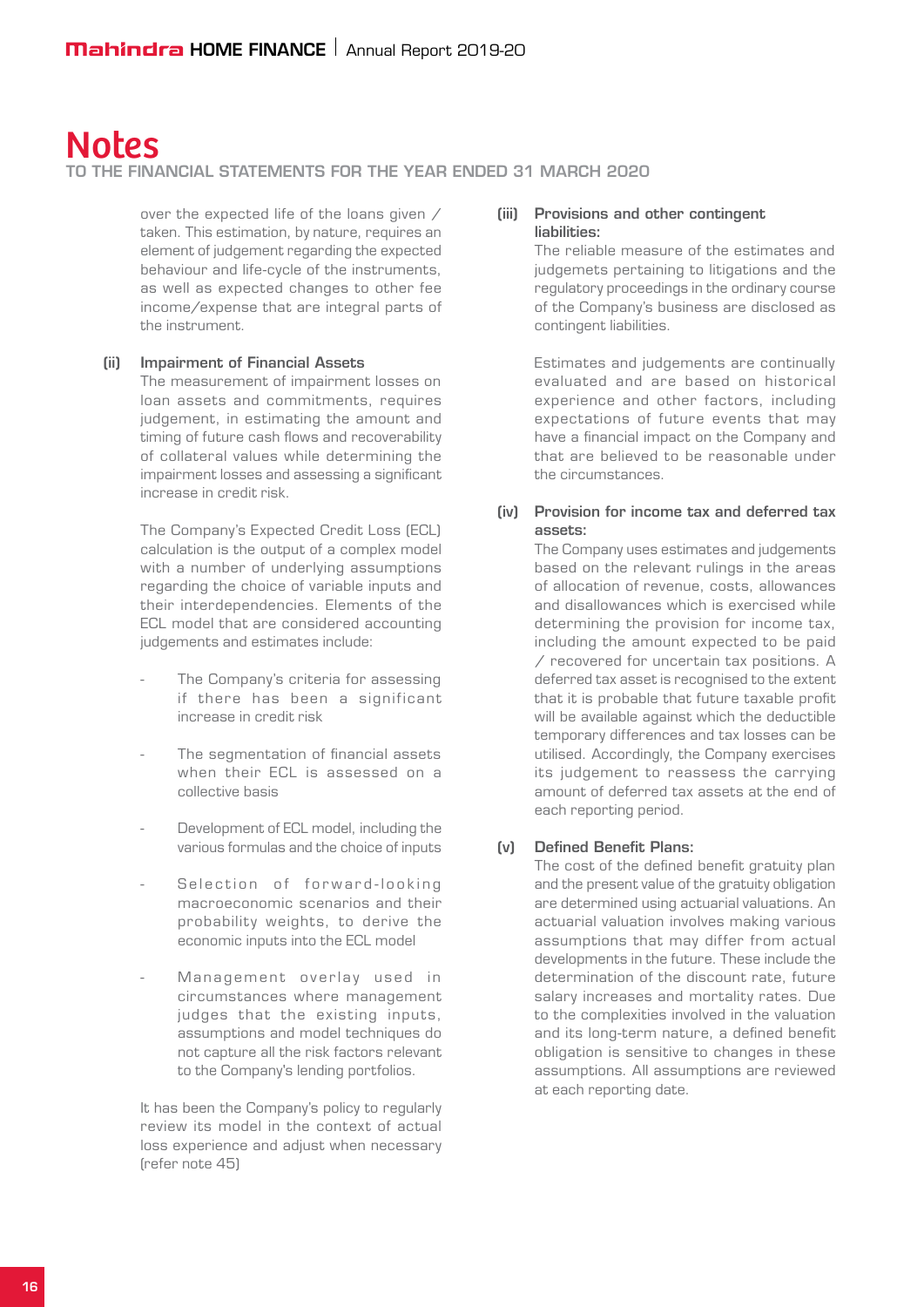# Notes

## TO THE FINANCIAL STATEMENTS FOR THE YEAR ENDED 31 MARCH 2020

over the expected life of the loans given / taken. This estimation, by nature, requires an element of judgement regarding the expected behaviour and life-cycle of the instruments, as well as expected changes to other fee income/expense that are integral parts of the instrument.

**(ii) Impairment of Financial Assets**

The measurement of impairment losses on loan assets and commitments, requires judgement, in estimating the amount and timing of future cash flows and recoverability of collateral values while determining the impairment losses and assessing a significant increase in credit risk.

The Company's Expected Credit Loss (ECL) calculation is the output of a complex model with a number of underlying assumptions regarding the choice of variable inputs and their interdependencies. Elements of the ECL model that are considered accounting judgements and estimates include:

- The Company's criteria for assessing if there has been a significant increase in credit risk
- The segmentation of financial assets when their ECL is assessed on a collective basis
- Development of ECL model, including the various formulas and the choice of inputs
- Selection of forward-looking macroeconomic scenarios and their probability weights, to derive the economic inputs into the ECL model
- Management overlay used in circumstances where management judges that the existing inputs, assumptions and model techniques do not capture all the risk factors relevant to the Company's lending portfolios.

It has been the Company's policy to regularly review its model in the context of actual loss experience and adjust when necessary (refer note 45)

**(iii) Provisions and other contingent liabilities:**

The reliable measure of the estimates and judgemets pertaining to litigations and the regulatory proceedings in the ordinary course of the Company's business are disclosed as contingent liabilities.

Estimates and judgements are continually evaluated and are based on historical experience and other factors, including expectations of future events that may have a financial impact on the Company and that are believed to be reasonable under the circumstances.

**(iv) Provision for income tax and deferred tax assets:**

The Company uses estimates and judgements based on the relevant rulings in the areas of allocation of revenue, costs, allowances and disallowances which is exercised while determining the provision for income tax, including the amount expected to be paid / recovered for uncertain tax positions. A deferred tax asset is recognised to the extent that it is probable that future taxable profit will be available against which the deductible temporary differences and tax losses can be utilised. Accordingly, the Company exercises its judgement to reassess the carrying amount of deferred tax assets at the end of each reporting period.

**(v) Defined Benefit Plans:**

The cost of the defined benefit gratuity plan and the present value of the gratuity obligation are determined using actuarial valuations. An actuarial valuation involves making various assumptions that may differ from actual developments in the future. These include the determination of the discount rate, future salary increases and mortality rates. Due to the complexities involved in the valuation and its long-term nature, a defined benefit obligation is sensitive to changes in these assumptions. All assumptions are reviewed at each reporting date.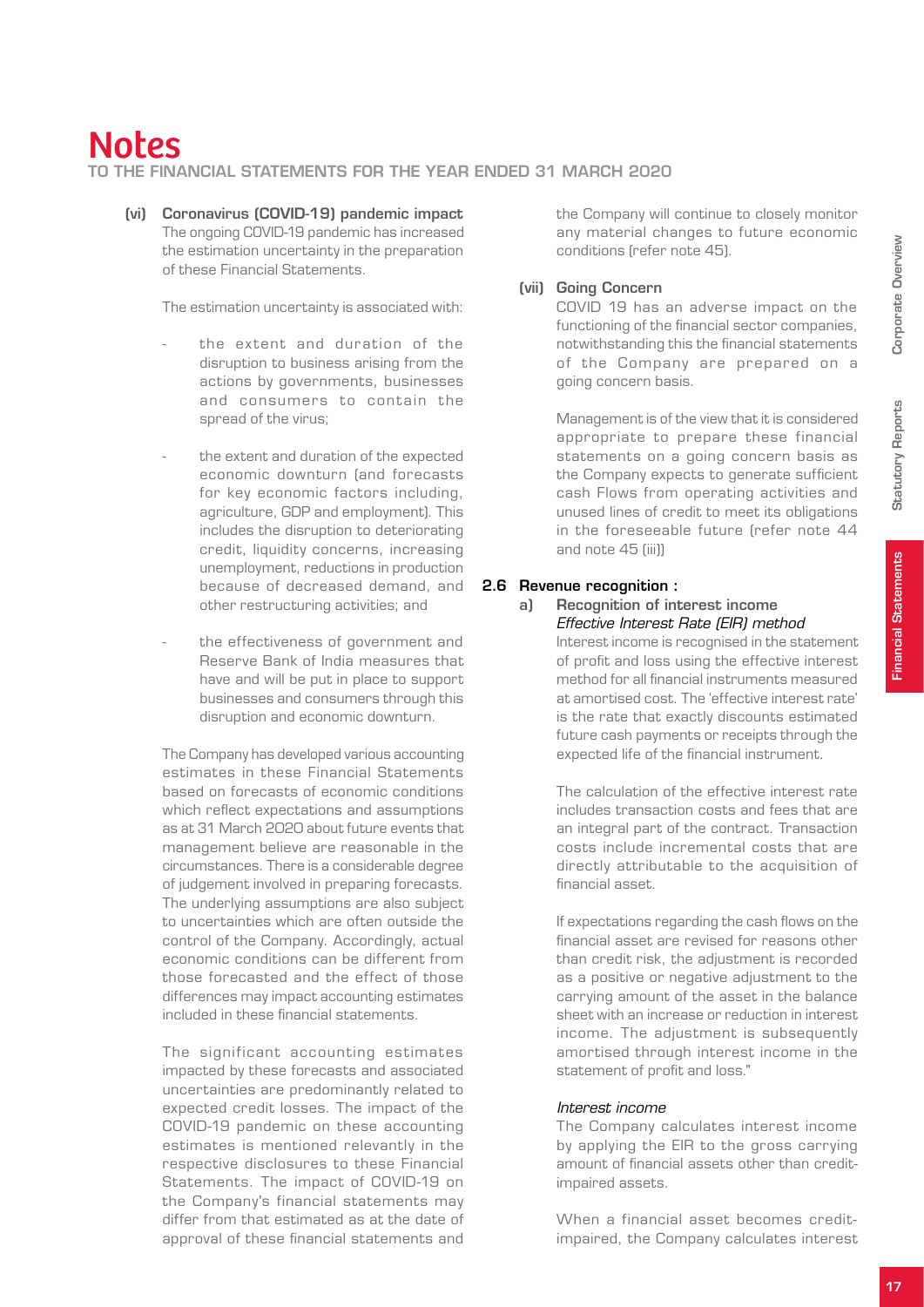# Notes

## TO THE FINANCIAL STATEMENTS FOR THE YEAR ENDED 31 MARCH 2020

**(vi) Coronavirus (COVID-19) pandemic impact**

The ongoing COVID-19 pandemic has increased the estimation uncertainty in the preparation of these Financial Statements.

The estimation uncertainty is associated with:

- the extent and duration of the disruption to business arising from the actions by governments, businesses and consumers to contain the spread of the virus;
- the extent and duration of the expected economic downturn (and forecasts for key economic factors including, agriculture, GDP and employment). This includes the disruption to deteriorating credit, liquidity concerns, increasing unemployment, reductions in production because of decreased demand, and other restructuring activities; and
- the effectiveness of government and Reserve Bank of India measures that have and will be put in place to support businesses and consumers through this disruption and economic downturn.

The Company has developed various accounting estimates in these Financial Statements based on forecasts of economic conditions which reflect expectations and assumptions as at 31 March 2020 about future events that management believe are reasonable in the circumstances. There is a considerable degree of judgement involved in preparing forecasts. The underlying assumptions are also subject to uncertainties which are often outside the control of the Company. Accordingly, actual economic conditions can be different from those forecasted and the effect of those differences may impact accounting estimates included in these financial statements.

The significant accounting estimates impacted by these forecasts and associated uncertainties are predominantly related to expected credit losses. The impact of the COVID-19 pandemic on these accounting estimates is mentioned relevantly in the respective disclosures to these Financial Statements. The impact of COVID-19 on the Company's financial statements may differ from that estimated as at the date of approval of these financial statements and the Company will continue to closely monitor any material changes to future economic conditions (refer note 45).

**(vii) Going Concern**

COVID 19 has an adverse impact on the functioning of the financial sector companies, notwithstanding this the financial statements of the Company are prepared on a going concern basis.

Management is of the view that it is considered appropriate to prepare these financial statements on a going concern basis as the Company expects to generate sufficient cash Flows from operating activities and unused lines of credit to meet its obligations in the foreseeable future (refer note 44 and note 45 (iii))

### 2.6 Revenue recognition :

**a) Recognition of interest income**

*Effective Interest Rate (EIR) method*

Interest income is recognised in the statement of profit and loss using the effective interest method for all financial instruments measured at amortised cost. The 'effective interest rate' is the rate that exactly discounts estimated future cash payments or receipts through the expected life of the financial instrument.

The calculation of the effective interest rate includes transaction costs and fees that are an integral part of the contract. Transaction costs include incremental costs that are directly attributable to the acquisition of financial asset.

If expectations regarding the cash flows on the financial asset are revised for reasons other than credit risk, the adjustment is recorded as a positive or negative adjustment to the carrying amount of the asset in the balance sheet with an increase or reduction in interest income. The adjustment is subsequently amortised through interest income in the statement of profit and loss."

*Interest income*

The Company calculates interest income by applying the EIR to the gross carrying amount of financial assets other than credit-impaired assets.

When a financial asset becomes credit-impaired, the Company calculates interest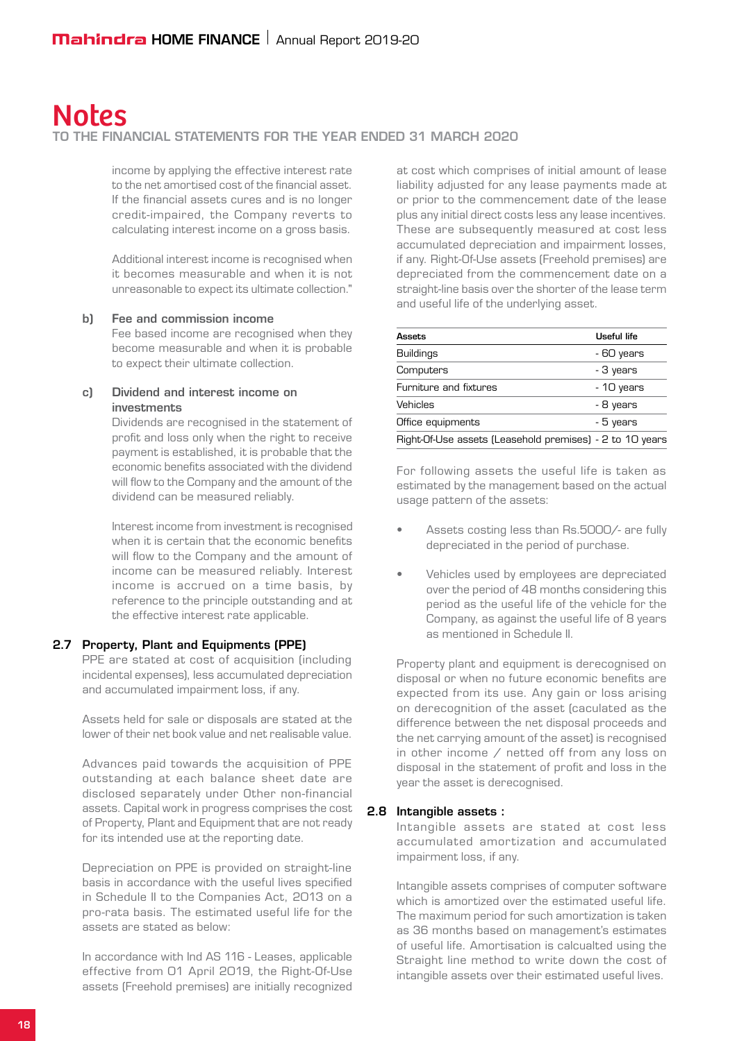# Notes

## TO THE FINANCIAL STATEMENTS FOR THE YEAR ENDED 31 MARCH 2020

income by applying the effective interest rate to the net amortised cost of the financial asset. If the financial assets cures and is no longer credit-impaired, the Company reverts to calculating interest income on a gross basis.

Additional interest income is recognised when it becomes measurable and when it is not unreasonable to expect its ultimate collection."

**b) Fee and commission income**

Fee based income are recognised when they become measurable and when it is probable to expect their ultimate collection.

**c) Dividend and interest income on investments**

Dividends are recognised in the statement of profit and loss only when the right to receive payment is established, it is probable that the economic benefits associated with the dividend will flow to the Company and the amount of the dividend can be measured reliably.

Interest income from investment is recognised when it is certain that the economic benefits will flow to the Company and the amount of income can be measured reliably. Interest income is accrued on a time basis, by reference to the principle outstanding and at the effective interest rate applicable.

### 2.7 Property, Plant and Equipments (PPE)

PPE are stated at cost of acquisition (including incidental expenses), less accumulated depreciation and accumulated impairment loss, if any.

Assets held for sale or disposals are stated at the lower of their net book value and net realisable value.

Advances paid towards the acquisition of PPE outstanding at each balance sheet date are disclosed separately under Other non-financial assets. Capital work in progress comprises the cost of Property, Plant and Equipment that are not ready for its intended use at the reporting date.

Depreciation on PPE is provided on straight-line basis in accordance with the useful lives specified in Schedule II to the Companies Act, 2013 on a pro-rata basis. The estimated useful life for the assets are stated as below:

In accordance with Ind AS 116 - Leases, applicable effective from 01 April 2019, the Right-Of-Use assets (Freehold premises) are initially recognized at cost which comprises of initial amount of lease liability adjusted for any lease payments made at or prior to the commencement date of the lease plus any initial direct costs less any lease incentives. These are subsequently measured at cost less accumulated depreciation and impairment losses, if any. Right-Of-Use assets (Freehold premises) are depreciated from the commencement date on a straight-line basis over the shorter of the lease term and useful life of the underlying asset.

| Assets | Useful life |
|---|---|
| Buildings | - 60 years |
| Computers | - 3 years |
| Furniture and fixtures | - 10 years |
| Vehicles | - 8 years |
| Office equipments | - 5 years |
| Right-Of-Use assets (Leasehold premises) | - 2 to 10 years |

For following assets the useful life is taken as estimated by the management based on the actual usage pattern of the assets:

- Assets costing less than Rs.5000/- are fully depreciated in the period of purchase.
- Vehicles used by employees are depreciated over the period of 48 months considering this period as the useful life of the vehicle for the Company, as against the useful life of 8 years as mentioned in Schedule II.

Property plant and equipment is derecognised on disposal or when no future economic benefits are expected from its use. Any gain or loss arising on derecognition of the asset (caculated as the difference between the net disposal proceeds and the net carrying amount of the asset) is recognised in other income / netted off from any loss on disposal in the statement of profit and loss in the year the asset is derecognised.

### 2.8 Intangible assets :

Intangible assets are stated at cost less accumulated amortization and accumulated impairment loss, if any.

Intangible assets comprises of computer software which is amortized over the estimated useful life. The maximum period for such amortization is taken as 36 months based on management's estimates of useful life. Amortisation is calcualted using the Straight line method to write down the cost of intangible assets over their estimated useful lives.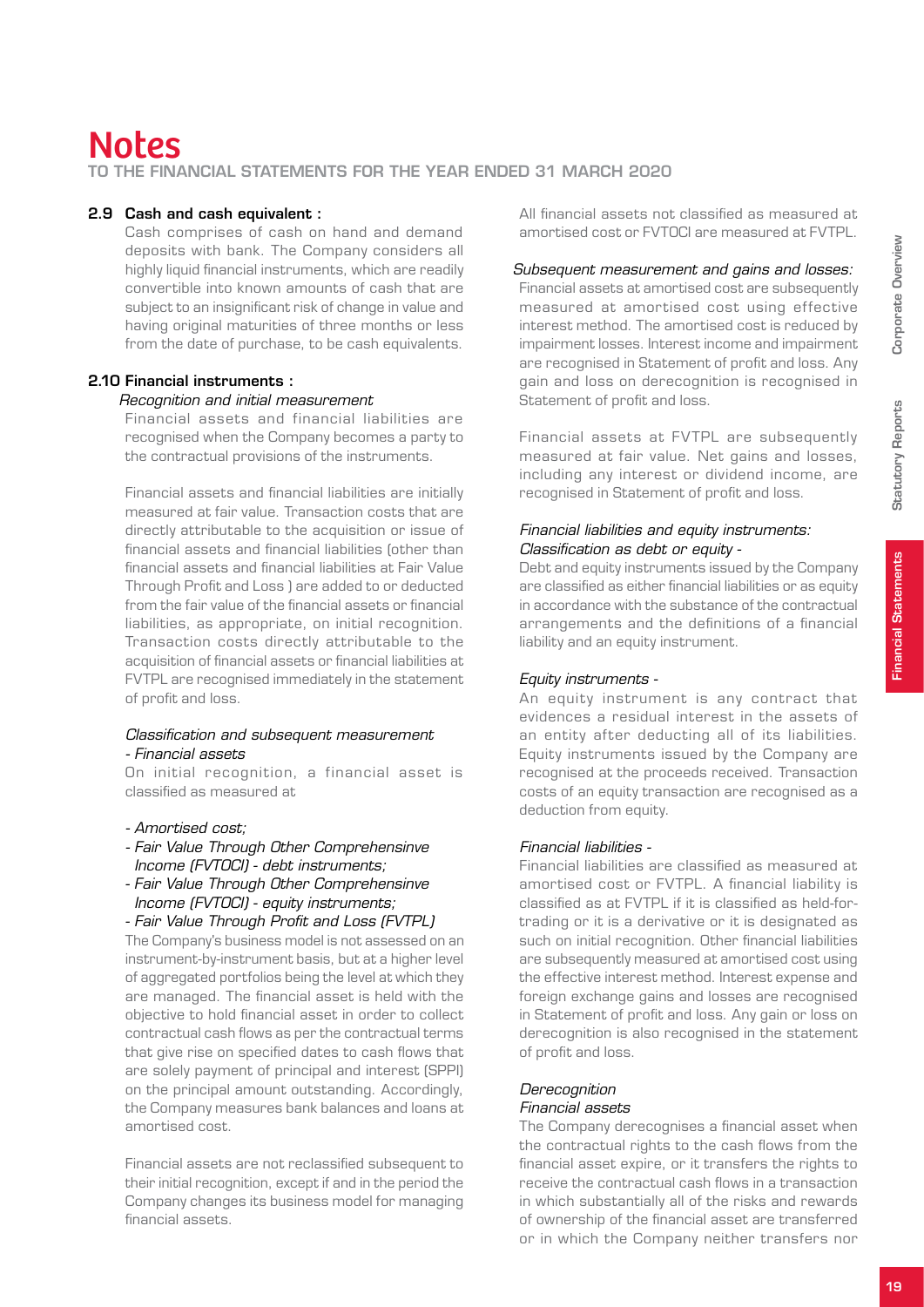# Notes

**TO THE FINANCIAL STATEMENTS FOR THE YEAR ENDED 31 MARCH 2020**

### 2.9 Cash and cash equivalent :

Cash comprises of cash on hand and demand deposits with bank. The Company considers all highly liquid financial instruments, which are readily convertible into known amounts of cash that are subject to an insignificant risk of change in value and having original maturities of three months or less from the date of purchase, to be cash equivalents.

### 2.10 Financial instruments :

*Recognition and initial measurement*

Financial assets and financial liabilities are recognised when the Company becomes a party to the contractual provisions of the instruments.

Financial assets and financial liabilities are initially measured at fair value. Transaction costs that are directly attributable to the acquisition or issue of financial assets and financial liabilities (other than financial assets and financial liabilities at Fair Value Through Profit and Loss ) are added to or deducted from the fair value of the financial assets or financial liabilities, as appropriate, on initial recognition. Transaction costs directly attributable to the acquisition of financial assets or financial liabilities at FVTPL are recognised immediately in the statement of profit and loss.

*Classification and subsequent measurement - Financial assets*

On initial recognition, a financial asset is classified as measured at

- *Amortised cost;*
- *Fair Value Through Other Comprehensinve Income (FVTOCI) - debt instruments;*
- *Fair Value Through Other Comprehensinve Income (FVTOCI) - equity instruments;*
- *Fair Value Through Profit and Loss (FVTPL)*

The Company's business model is not assessed on an instrument-by-instrument basis, but at a higher level of aggregated portfolios being the level at which they are managed. The financial asset is held with the objective to hold financial asset in order to collect contractual cash flows as per the contractual terms that give rise on specified dates to cash flows that are solely payment of principal and interest (SPPI) on the principal amount outstanding. Accordingly, the Company measures bank balances and loans at amortised cost.

Financial assets are not reclassified subsequent to their initial recognition, except if and in the period the Company changes its business model for managing financial assets.

All financial assets not classified as measured at amortised cost or FVTOCI are measured at FVTPL.

*Subsequent measurement and gains and losses:*

Financial assets at amortised cost are subsequently measured at amortised cost using effective interest method. The amortised cost is reduced by impairment losses. Interest income and impairment are recognised in Statement of profit and loss. Any gain and loss on derecognition is recognised in Statement of profit and loss.

Financial assets at FVTPL are subsequently measured at fair value. Net gains and losses, including any interest or dividend income, are recognised in Statement of profit and loss.

*Financial liabilities and equity instruments: Classification as debt or equity -*

Debt and equity instruments issued by the Company are classified as either financial liabilities or as equity in accordance with the substance of the contractual arrangements and the definitions of a financial liability and an equity instrument.

*Equity instruments -*

An equity instrument is any contract that evidences a residual interest in the assets of an entity after deducting all of its liabilities. Equity instruments issued by the Company are recognised at the proceeds received. Transaction costs of an equity transaction are recognised as a deduction from equity.

*Financial liabilities -*

Financial liabilities are classified as measured at amortised cost or FVTPL. A financial liability is classified as at FVTPL if it is classified as held-for-trading or it is a derivative or it is designated as such on initial recognition. Other financial liabilities are subsequently measured at amortised cost using the effective interest method. Interest expense and foreign exchange gains and losses are recognised in Statement of profit and loss. Any gain or loss on derecognition is also recognised in the statement of profit and loss.

*Derecognition*

*Financial assets*

The Company derecognises a financial asset when the contractual rights to the cash flows from the financial asset expire, or it transfers the rights to receive the contractual cash flows in a transaction in which substantially all of the risks and rewards of ownership of the financial asset are transferred or in which the Company neither transfers nor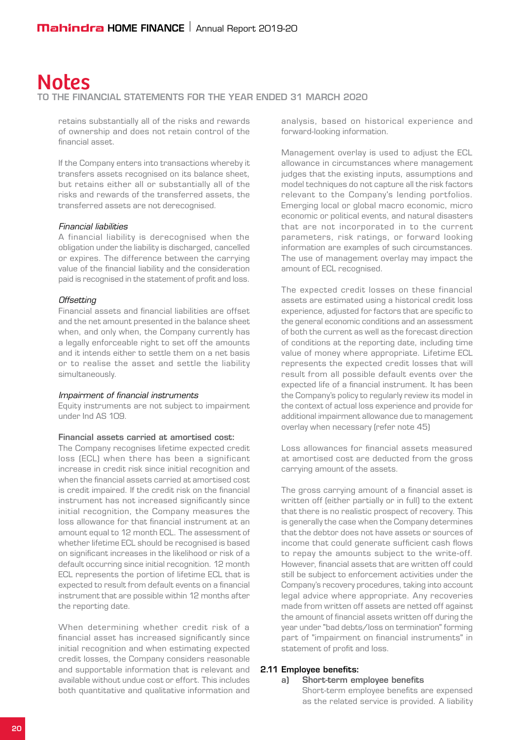retains substantially all of the risks and rewards of ownership and does not retain control of the financial asset.

If the Company enters into transactions whereby it transfers assets recognised on its balance sheet, but retains either all or substantially all of the risks and rewards of the transferred assets, the transferred assets are not derecognised.

*Financial liabilities*

A financial liability is derecognised when the obligation under the liability is discharged, cancelled or expires. The difference between the carrying value of the financial liability and the consideration paid is recognised in the statement of profit and loss.

*Offsetting*

Financial assets and financial liabilities are offset and the net amount presented in the balance sheet when, and only when, the Company currently has a legally enforceable right to set off the amounts and it intends either to settle them on a net basis or to realise the asset and settle the liability simultaneously.

*Impairment of financial instruments*

Equity instruments are not subject to impairment under Ind AS 109.

**Financial assets carried at amortised cost:**

The Company recognises lifetime expected credit loss (ECL) when there has been a significant increase in credit risk since initial recognition and when the financial assets carried at amortised cost is credit impaired. If the credit risk on the financial instrument has not increased significantly since initial recognition, the Company measures the loss allowance for that financial instrument at an amount equal to 12 month ECL. The assessment of whether lifetime ECL should be recognised is based on significant increases in the likelihood or risk of a default occurring since initial recognition. 12 month ECL represents the portion of lifetime ECL that is expected to result from default events on a financial instrument that are possible within 12 months after the reporting date.

When determining whether credit risk of a financial asset has increased significantly since initial recognition and when estimating expected credit losses, the Company considers reasonable and supportable information that is relevant and available without undue cost or effort. This includes both quantitative and qualitative information and analysis, based on historical experience and forward-looking information.

Management overlay is used to adjust the ECL allowance in circumstances where management judges that the existing inputs, assumptions and model techniques do not capture all the risk factors relevant to the Company's lending portfolios. Emerging local or global macro economic, micro economic or political events, and natural disasters that are not incorporated in to the current parameters, risk ratings, or forward looking information are examples of such circumstances. The use of management overlay may impact the amount of ECL recognised.

The expected credit losses on these financial assets are estimated using a historical credit loss experience, adjusted for factors that are specific to the general economic conditions and an assessment of both the current as well as the forecast direction of conditions at the reporting date, including time value of money where appropriate. Lifetime ECL represents the expected credit losses that will result from all possible default events over the expected life of a financial instrument. It has been the Company's policy to regularly review its model in the context of actual loss experience and provide for additional impairment allowance due to management overlay when necessary (refer note 45)

Loss allowances for financial assets measured at amortised cost are deducted from the gross carrying amount of the assets.

The gross carrying amount of a financial asset is written off (either partially or in full) to the extent that there is no realistic prospect of recovery. This is generally the case when the Company determines that the debtor does not have assets or sources of income that could generate sufficient cash flows to repay the amounts subject to the write-off. However, financial assets that are written off could still be subject to enforcement activities under the Company's recovery procedures, taking into account legal advice where appropriate. Any recoveries made from written off assets are netted off against the amount of financial assets written off during the year under "bad debts/loss on termination" forming part of "impairment on financial instruments" in statement of profit and loss.

**2.11 Employee benefits:**

**a) Short-term employee benefits**

Short-term employee benefits are expensed as the related service is provided. A liability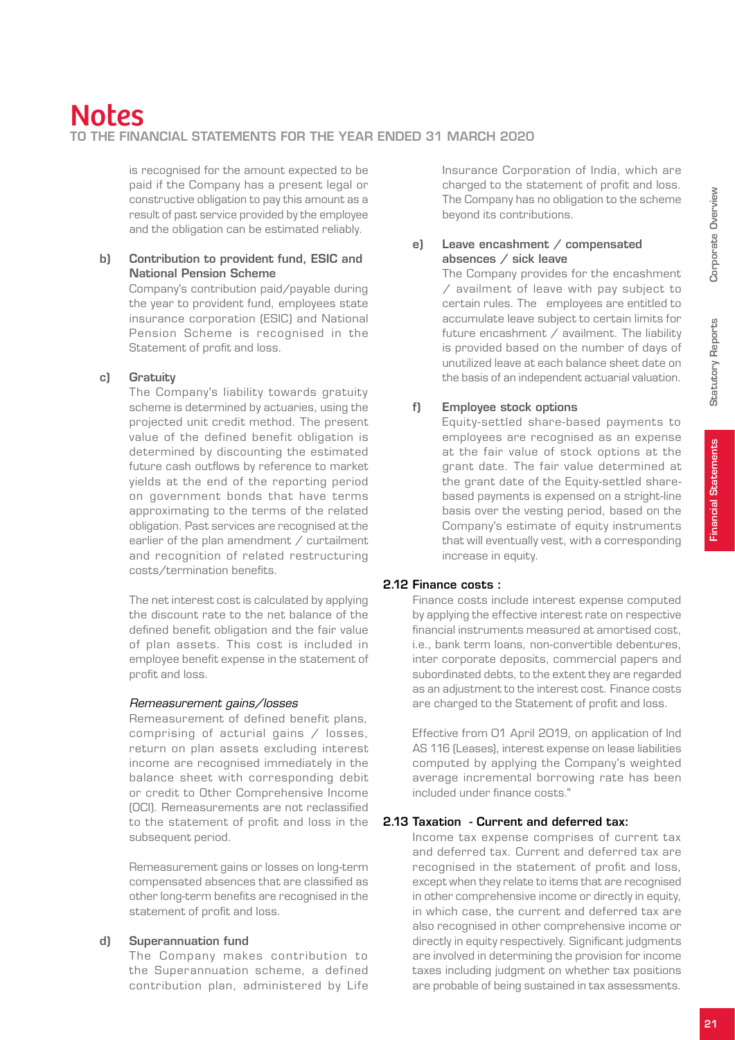is recognised for the amount expected to be paid if the Company has a present legal or constructive obligation to pay this amount as a result of past service provided by the employee and the obligation can be estimated reliably.

**b) Contribution to provident fund, ESIC and National Pension Scheme**

Company's contribution paid/payable during the year to provident fund, employees state insurance corporation (ESIC) and National Pension Scheme is recognised in the Statement of profit and loss.

**c) Gratuity**

The Company's liability towards gratuity scheme is determined by actuaries, using the projected unit credit method. The present value of the defined benefit obligation is determined by discounting the estimated future cash outflows by reference to market yields at the end of the reporting period on government bonds that have terms approximating to the terms of the related obligation. Past services are recognised at the earlier of the plan amendment / curtailment and recognition of related restructuring costs/termination benefits.

The net interest cost is calculated by applying the discount rate to the net balance of the defined benefit obligation and the fair value of plan assets. This cost is included in employee benefit expense in the statement of profit and loss.

*Remeasurement gains/losses*

Remeasurement of defined benefit plans, comprising of acturial gains / losses, return on plan assets excluding interest income are recognised immediately in the balance sheet with corresponding debit or credit to Other Comprehensive Income (OCI). Remeasurements are not reclassified to the statement of profit and loss in the subsequent period.

Remeasurement gains or losses on long-term compensated absences that are classified as other long-term benefits are recognised in the statement of profit and loss.

**d) Superannuation fund**

The Company makes contribution to the Superannuation scheme, a defined contribution plan, administered by Life Insurance Corporation of India, which are charged to the statement of profit and loss. The Company has no obligation to the scheme beyond its contributions.

**e) Leave encashment / compensated absences / sick leave**

The Company provides for the encashment / availment of leave with pay subject to certain rules. The employees are entitled to accumulate leave subject to certain limits for future encashment / availment. The liability is provided based on the number of days of unutilized leave at each balance sheet date on the basis of an independent actuarial valuation.

**f) Employee stock options**

Equity-settled share-based payments to employees are recognised as an expense at the fair value of stock options at the grant date. The fair value determined at the grant date of the Equity-settled share-based payments is expensed on a stright-line basis over the vesting period, based on the Company's estimate of equity instruments that will eventually vest, with a corresponding increase in equity.

### 2.12 Finance costs :

Finance costs include interest expense computed by applying the effective interest rate on respective financial instruments measured at amortised cost, i.e., bank term loans, non-convertible debentures, inter corporate deposits, commercial papers and subordinated debts, to the extent they are regarded as an adjustment to the interest cost. Finance costs are charged to the Statement of profit and loss.

Effective from 01 April 2019, on application of Ind AS 116 (Leases), interest expense on lease liabilities computed by applying the Company's weighted average incremental borrowing rate has been included under finance costs."

### 2.13 Taxation - Current and deferred tax:

Income tax expense comprises of current tax and deferred tax. Current and deferred tax are recognised in the statement of profit and loss, except when they relate to items that are recognised in other comprehensive income or directly in equity, in which case, the current and deferred tax are also recognised in other comprehensive income or directly in equity respectively. Significant judgments are involved in determining the provision for income taxes including judgment on whether tax positions are probable of being sustained in tax assessments.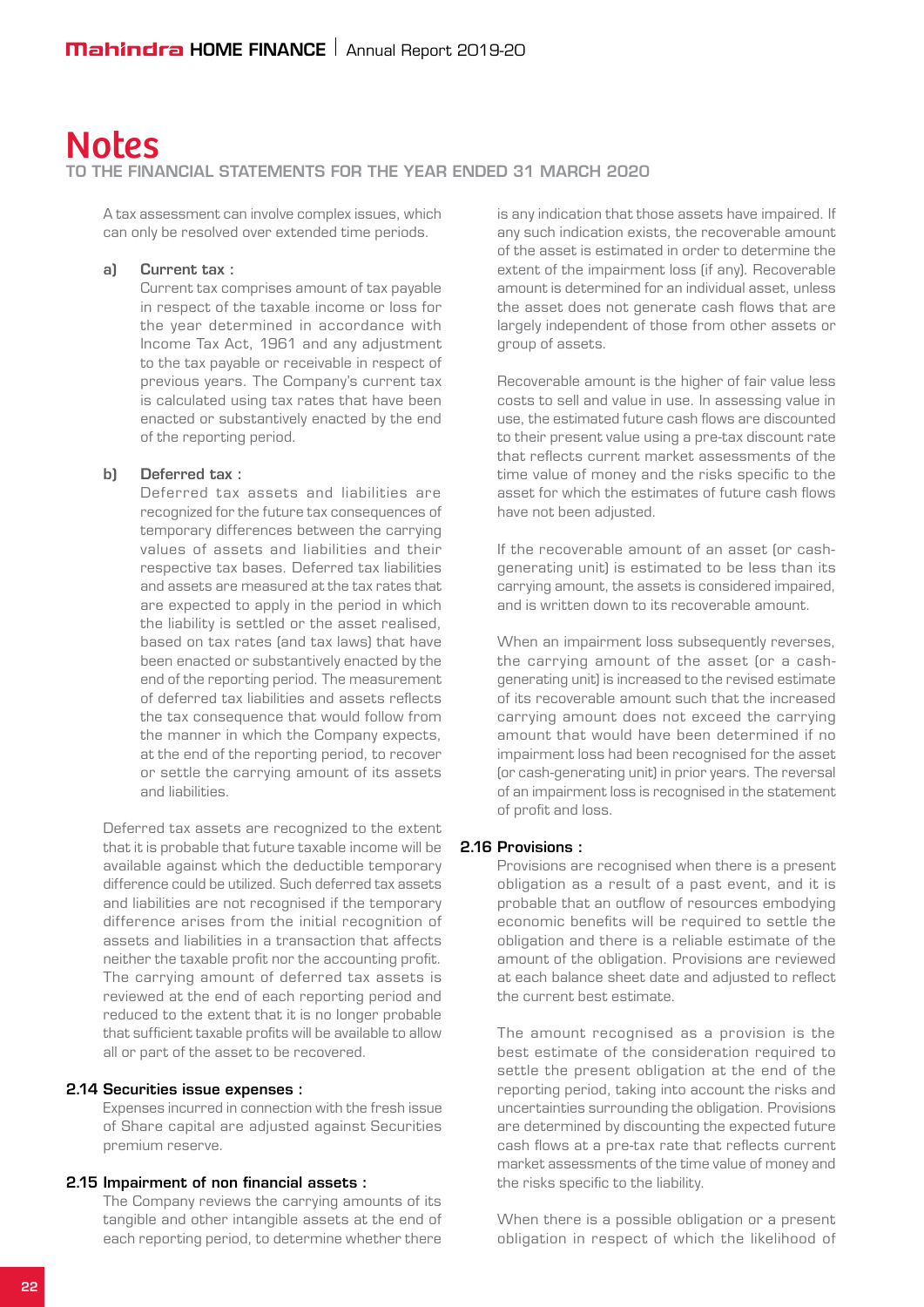# Notes

**TO THE FINANCIAL STATEMENTS FOR THE YEAR ENDED 31 MARCH 2020**

A tax assessment can involve complex issues, which can only be resolved over extended time periods.

**a) Current tax :**

Current tax comprises amount of tax payable in respect of the taxable income or loss for the year determined in accordance with Income Tax Act, 1961 and any adjustment to the tax payable or receivable in respect of previous years. The Company's current tax is calculated using tax rates that have been enacted or substantively enacted by the end of the reporting period.

**b) Deferred tax :**

Deferred tax assets and liabilities are recognized for the future tax consequences of temporary differences between the carrying values of assets and liabilities and their respective tax bases. Deferred tax liabilities and assets are measured at the tax rates that are expected to apply in the period in which the liability is settled or the asset realised, based on tax rates (and tax laws) that have been enacted or substantively enacted by the end of the reporting period. The measurement of deferred tax liabilities and assets reflects the tax consequence that would follow from the manner in which the Company expects, at the end of the reporting period, to recover or settle the carrying amount of its assets and liabilities.

Deferred tax assets are recognized to the extent that it is probable that future taxable income will be available against which the deductible temporary difference could be utilized. Such deferred tax assets and liabilities are not recognised if the temporary difference arises from the initial recognition of assets and liabilities in a transaction that affects neither the taxable profit nor the accounting profit. The carrying amount of deferred tax assets is reviewed at the end of each reporting period and reduced to the extent that it is no longer probable that sufficient taxable profits will be available to allow all or part of the asset to be recovered.

### 2.14 Securities issue expenses :

Expenses incurred in connection with the fresh issue of Share capital are adjusted against Securities premium reserve.

### 2.15 Impairment of non financial assets :

The Company reviews the carrying amounts of its tangible and other intangible assets at the end of each reporting period, to determine whether there is any indication that those assets have impaired. If any such indication exists, the recoverable amount of the asset is estimated in order to determine the extent of the impairment loss (if any). Recoverable amount is determined for an individual asset, unless the asset does not generate cash flows that are largely independent of those from other assets or group of assets.

Recoverable amount is the higher of fair value less costs to sell and value in use. In assessing value in use, the estimated future cash flows are discounted to their present value using a pre-tax discount rate that reflects current market assessments of the time value of money and the risks specific to the asset for which the estimates of future cash flows have not been adjusted.

If the recoverable amount of an asset (or cash-generating unit) is estimated to be less than its carrying amount, the assets is considered impaired, and is written down to its recoverable amount.

When an impairment loss subsequently reverses, the carrying amount of the asset (or a cash-generating unit) is increased to the revised estimate of its recoverable amount such that the increased carrying amount does not exceed the carrying amount that would have been determined if no impairment loss had been recognised for the asset (or cash-generating unit) in prior years. The reversal of an impairment loss is recognised in the statement of profit and loss.

### 2.16 Provisions :

Provisions are recognised when there is a present obligation as a result of a past event, and it is probable that an outflow of resources embodying economic benefits will be required to settle the obligation and there is a reliable estimate of the amount of the obligation. Provisions are reviewed at each balance sheet date and adjusted to reflect the current best estimate.

The amount recognised as a provision is the best estimate of the consideration required to settle the present obligation at the end of the reporting period, taking into account the risks and uncertainties surrounding the obligation. Provisions are determined by discounting the expected future cash flows at a pre-tax rate that reflects current market assessments of the time value of money and the risks specific to the liability.

When there is a possible obligation or a present obligation in respect of which the likelihood of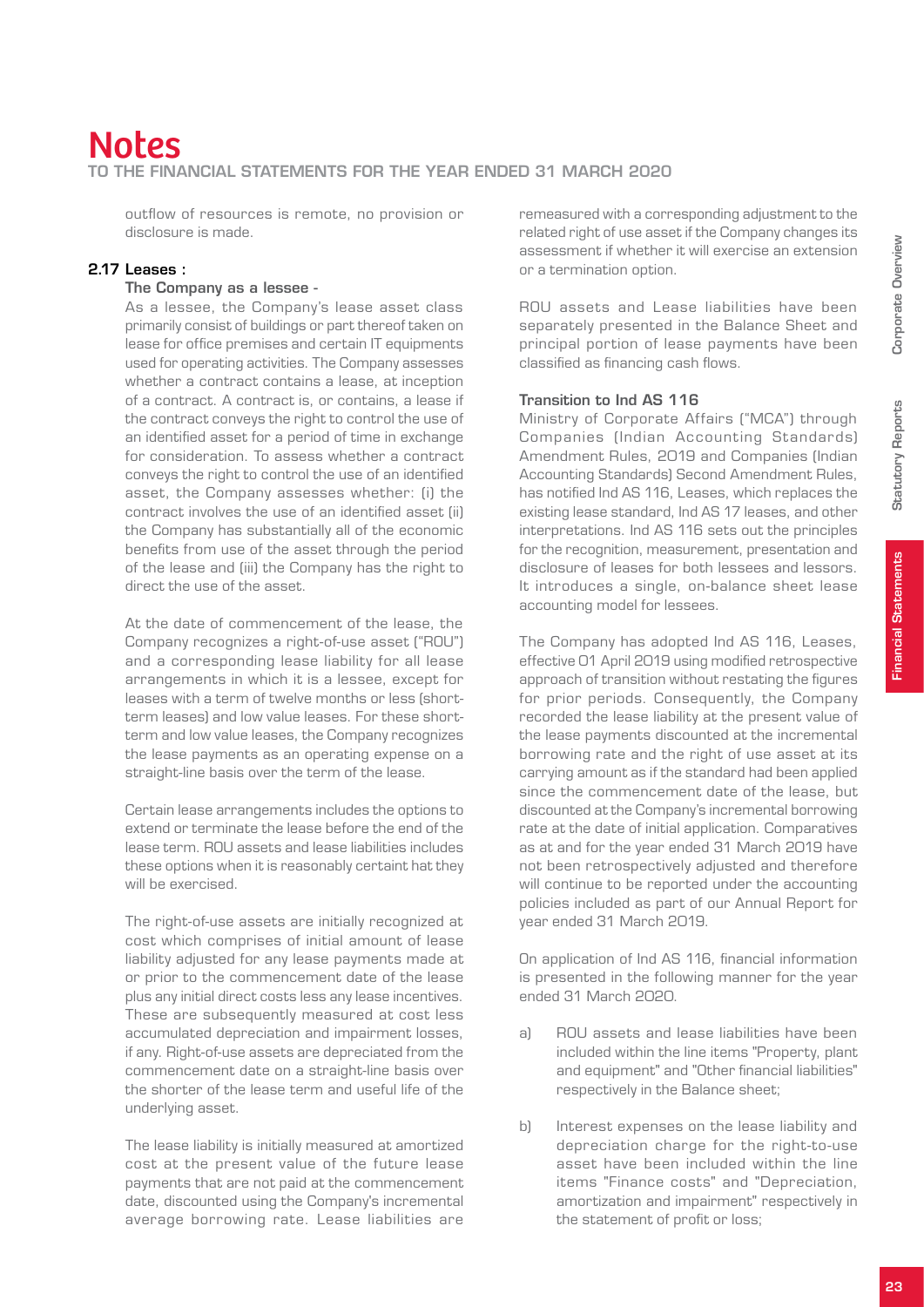outflow of resources is remote, no provision or disclosure is made.

### 2.17 Leases :

**The Company as a lessee -**

As a lessee, the Company's lease asset class primarily consist of buildings or part thereof taken on lease for office premises and certain IT equipments used for operating activities. The Company assesses whether a contract contains a lease, at inception of a contract. A contract is, or contains, a lease if the contract conveys the right to control the use of an identified asset for a period of time in exchange for consideration. To assess whether a contract conveys the right to control the use of an identified asset, the Company assesses whether: (i) the contract involves the use of an identified asset (ii) the Company has substantially all of the economic benefits from use of the asset through the period of the lease and (iii) the Company has the right to direct the use of the asset.

At the date of commencement of the lease, the Company recognizes a right-of-use asset ("ROU") and a corresponding lease liability for all lease arrangements in which it is a lessee, except for leases with a term of twelve months or less (short-term leases) and low value leases. For these short-term and low value leases, the Company recognizes the lease payments as an operating expense on a straight-line basis over the term of the lease.

Certain lease arrangements includes the options to extend or terminate the lease before the end of the lease term. ROU assets and lease liabilities includes these options when it is reasonably certain hat they will be exercised.

The right-of-use assets are initially recognized at cost which comprises of initial amount of lease liability adjusted for any lease payments made at or prior to the commencement date of the lease plus any initial direct costs less any lease incentives. These are subsequently measured at cost less accumulated depreciation and impairment losses, if any. Right-of-use assets are depreciated from the commencement date on a straight-line basis over the shorter of the lease term and useful life of the underlying asset.

The lease liability is initially measured at amortized cost at the present value of the future lease payments that are not paid at the commencement date, discounted using the Company's incremental average borrowing rate. Lease liabilities are remeasured with a corresponding adjustment to the related right of use asset if the Company changes its assessment if whether it will exercise an extension or a termination option.

ROU assets and Lease liabilities have been separately presented in the Balance Sheet and principal portion of lease payments have been classified as financing cash flows.

**Transition to Ind AS 116**

Ministry of Corporate Affairs ("MCA") through Companies (Indian Accounting Standards) Amendment Rules, 2019 and Companies (Indian Accounting Standards) Second Amendment Rules, has notified Ind AS 116, Leases, which replaces the existing lease standard, Ind AS 17 leases, and other interpretations. Ind AS 116 sets out the principles for the recognition, measurement, presentation and disclosure of leases for both lessees and lessors. It introduces a single, on-balance sheet lease accounting model for lessees.

The Company has adopted Ind AS 116, Leases, effective 01 April 2019 using modified retrospective approach of transition without restating the figures for prior periods. Consequently, the Company recorded the lease liability at the present value of the lease payments discounted at the incremental borrowing rate and the right of use asset at its carrying amount as if the standard had been applied since the commencement date of the lease, but discounted at the Company's incremental borrowing rate at the date of initial application. Comparatives as at and for the year ended 31 March 2019 have not been retrospectively adjusted and therefore will continue to be reported under the accounting policies included as part of our Annual Report for year ended 31 March 2019.

On application of Ind AS 116, financial information is presented in the following manner for the year ended 31 March 2020.

a) ROU assets and lease liabilities have been included within the line items "Property, plant and equipment" and "Other financial liabilities" respectively in the Balance sheet;

b) Interest expenses on the lease liability and depreciation charge for the right-to-use asset have been included within the line items "Finance costs" and "Depreciation, amortization and impairment" respectively in the statement of profit or loss;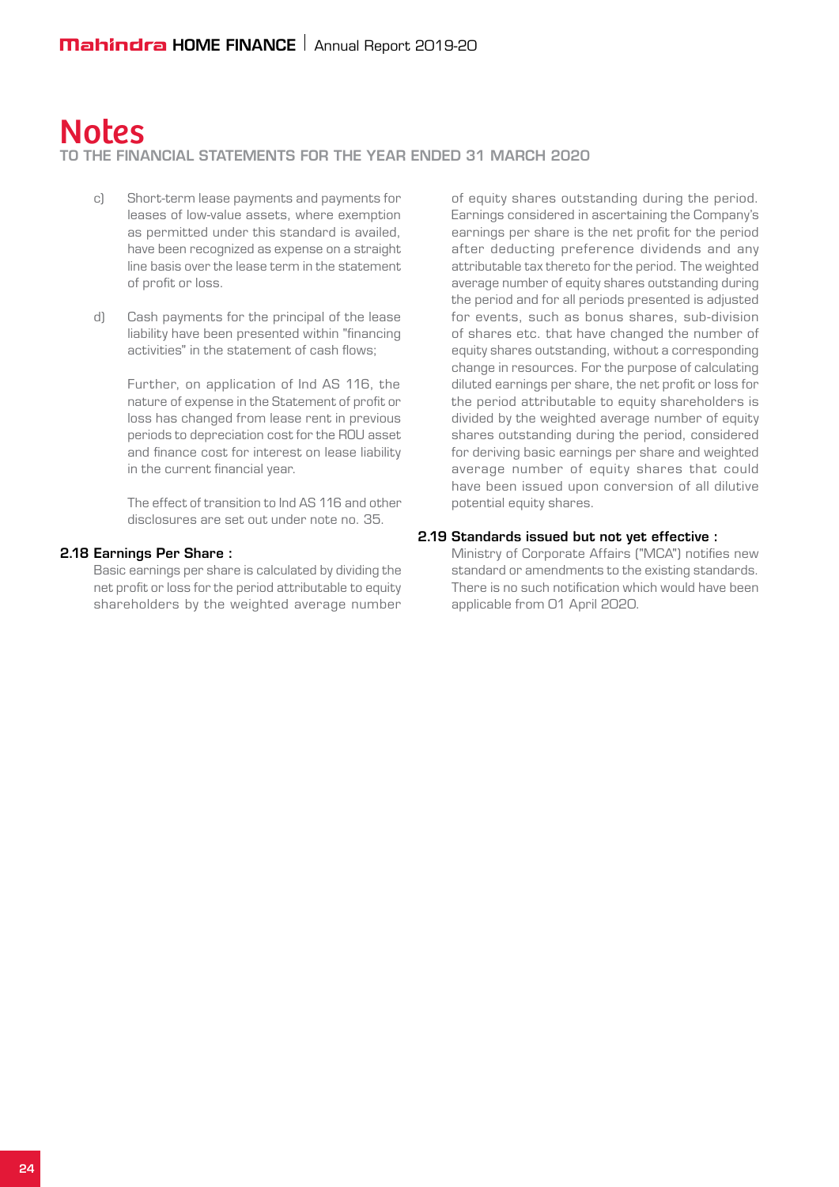# Notes

**TO THE FINANCIAL STATEMENTS FOR THE YEAR ENDED 31 MARCH 2020**

c) Short-term lease payments and payments for leases of low-value assets, where exemption as permitted under this standard is availed, have been recognized as expense on a straight line basis over the lease term in the statement of profit or loss.

d) Cash payments for the principal of the lease liability have been presented within "financing activities" in the statement of cash flows;

Further, on application of Ind AS 116, the nature of expense in the Statement of profit or loss has changed from lease rent in previous periods to depreciation cost for the ROU asset and finance cost for interest on lease liability in the current financial year.

The effect of transition to Ind AS 116 and other disclosures are set out under note no. 35.

**2.18 Earnings Per Share :**

Basic earnings per share is calculated by dividing the net profit or loss for the period attributable to equity shareholders by the weighted average number of equity shares outstanding during the period. Earnings considered in ascertaining the Company's earnings per share is the net profit for the period after deducting preference dividends and any attributable tax thereto for the period. The weighted average number of equity shares outstanding during the period and for all periods presented is adjusted for events, such as bonus shares, sub-division of shares etc. that have changed the number of equity shares outstanding, without a corresponding change in resources. For the purpose of calculating diluted earnings per share, the net profit or loss for the period attributable to equity shareholders is divided by the weighted average number of equity shares outstanding during the period, considered for deriving basic earnings per share and weighted average number of equity shares that could have been issued upon conversion of all dilutive potential equity shares.

**2.19 Standards issued but not yet effective :**

Ministry of Corporate Affairs ("MCA") notifies new standard or amendments to the existing standards. There is no such notification which would have been applicable from 01 April 2020.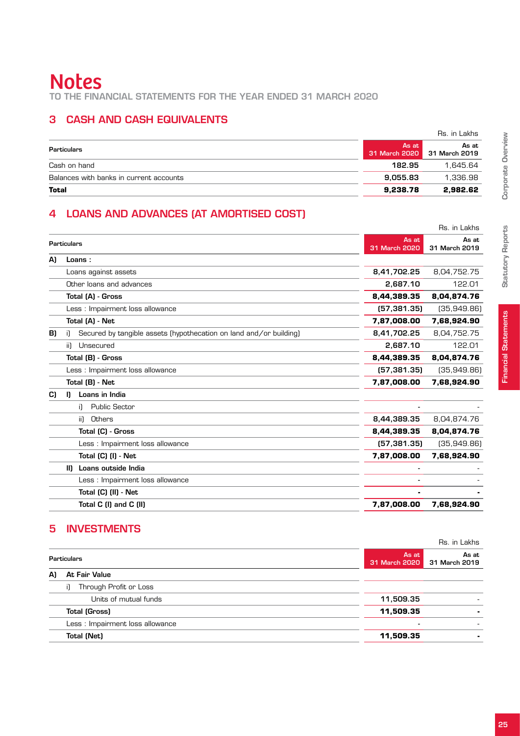# Notes

TO THE FINANCIAL STATEMENTS FOR THE YEAR ENDED 31 MARCH 2020

## 3 CASH AND CASH EQUIVALENTS

Rs. in Lakhs

| Particulars | As at 31 March 2020 | As at 31 March 2019 |
|---|---|---|
| Cash on hand | 182.95 | 1,645.64 |
| Balances with banks in current accounts | 9,055.83 | 1,336.98 |
| **Total** | **9,238.78** | **2,982.62** |

## 4 LOANS AND ADVANCES (AT AMORTISED COST)

Rs. in Lakhs

| Particulars | As at 31 March 2020 | As at 31 March 2019 |
|---|---|---|
| **A) Loans :** | | |
| Loans against assets | 8,41,702.25 | 8,04,752.75 |
| Other loans and advances | 2,687.10 | 122.01 |
| **Total (A) - Gross** | **8,44,389.35** | **8,04,874.76** |
| Less : Impairment loss allowance | (57,381.35) | (35,949.86) |
| **Total (A) - Net** | **7,87,008.00** | **7,68,924.90** |
| **B)** i) Secured by tangible assets (hypothecation on land and/or building) | 8,41,702.25 | 8,04,752.75 |
| ii) Unsecured | 2,687.10 | 122.01 |
| **Total (B) - Gross** | **8,44,389.35** | **8,04,874.76** |
| Less : Impairment loss allowance | (57,381.35) | (35,949.86) |
| **Total (B) - Net** | **7,87,008.00** | **7,68,924.90** |
| **C) I) Loans in India** | | |
| i) Public Sector | - | - |
| ii) Others | 8,44,389.35 | 8,04,874.76 |
| **Total (C) - Gross** | **8,44,389.35** | **8,04,874.76** |
| Less : Impairment loss allowance | (57,381.35) | (35,949.86) |
| **Total (C) (I) - Net** | **7,87,008.00** | **7,68,924.90** |
| **II) Loans outside India** | - | - |
| Less : Impairment loss allowance | - | - |
| **Total (C) (II) - Net** | **-** | **-** |
| **Total C (I) and C (II)** | **7,87,008.00** | **7,68,924.90** |

## 5 INVESTMENTS

Rs. in Lakhs

| Particulars | As at 31 March 2020 | As at 31 March 2019 |
|---|---|---|
| **A) At Fair Value** | | |
| i) Through Profit or Loss | | |
| Units of mutual funds | 11,509.35 | - |
| **Total (Gross)** | **11,509.35** | **-** |
| Less : Impairment loss allowance | - | - |
| **Total (Net)** | **11,509.35** | **-** |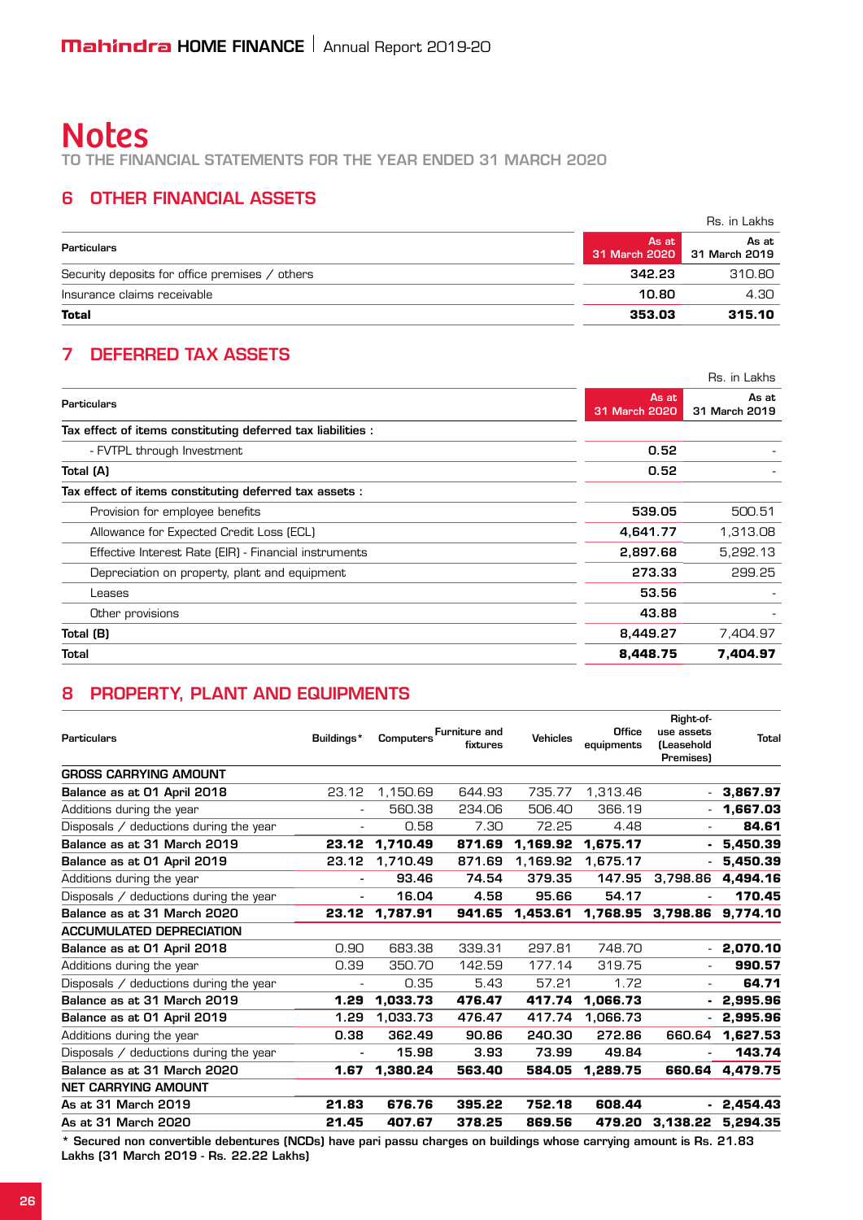# Notes

TO THE FINANCIAL STATEMENTS FOR THE YEAR ENDED 31 MARCH 2020

## 6 OTHER FINANCIAL ASSETS

Rs. in Lakhs

| Particulars | As at 31 March 2020 | As at 31 March 2019 |
|---|---|---|
| Security deposits for office premises / others | 342.23 | 310.80 |
| Insurance claims receivable | 10.80 | 4.30 |
| **Total** | **353.03** | **315.10** |

## 7 DEFERRED TAX ASSETS

Rs. in Lakhs

| Particulars | As at 31 March 2020 | As at 31 March 2019 |
|---|---|---|
| Tax effect of items constituting deferred tax liabilities : | | |
| - FVTPL through Investment | 0.52 | - |
| Total (A) | 0.52 | - |
| Tax effect of items constituting deferred tax assets : | | |
| Provision for employee benefits | 539.05 | 500.51 |
| Allowance for Expected Credit Loss (ECL) | 4,641.77 | 1,313.08 |
| Effective Interest Rate (EIR) - Financial instruments | 2,897.68 | 5,292.13 |
| Depreciation on property, plant and equipment | 273.33 | 299.25 |
| Leases | 53.56 | - |
| Other provisions | 43.88 | - |
| Total (B) | 8,449.27 | 7,404.97 |
| Total | 8,448.75 | 7,404.97 |

## 8 PROPERTY, PLANT AND EQUIPMENTS

| Particulars | Buildings* | Computers | Furniture and fixtures | Vehicles | Office equipments | Right-of-use assets (Leasehold Premises) | Total |
|---|---|---|---|---|---|---|---|
| **GROSS CARRYING AMOUNT** | | | | | | | |
| **Balance as at 01 April 2018** | 23.12 | 1,150.69 | 644.93 | 735.77 | 1,313.46 | - | **3,867.97** |
| Additions during the year | - | 560.38 | 234.06 | 506.40 | 366.19 | - | **1,667.03** |
| Disposals / deductions during the year | - | 0.58 | 7.30 | 72.25 | 4.48 | - | **84.61** |
| **Balance as at 31 March 2019** | **23.12** | **1,710.49** | **871.69** | **1,169.92** | **1,675.17** | **-** | **5,450.39** |
| **Balance as at 01 April 2019** | **23.12** | **1,710.49** | **871.69** | **1,169.92** | **1,675.17** | **-** | **5,450.39** |
| Additions during the year | - | 93.46 | 74.54 | 379.35 | 147.95 | 3,798.86 | 4,494.16 |
| Disposals / deductions during the year | - | 16.04 | 4.58 | 95.66 | 54.17 | - | 170.45 |
| **Balance as at 31 March 2020** | **23.12** | **1,787.91** | **941.65** | **1,453.61** | **1,768.95** | **3,798.86** | **9,774.10** |
| **ACCUMULATED DEPRECIATION** | | | | | | | |
| **Balance as at 01 April 2018** | 0.90 | 683.38 | 339.31 | 297.81 | 748.70 | - | **2,070.10** |
| Additions during the year | 0.39 | 350.70 | 142.59 | 177.14 | 319.75 | - | **990.57** |
| Disposals / deductions during the year | - | - | 5.43 | 57.21 | 1.72 | - | **64.71** |
| **Balance as at 31 March 2019** | **1.29** | **1,033.73** | **476.47** | **417.74** | **1,066.73** | **-** | **2,995.96** |
| **Balance as at 01 April 2019** | **1.29** | **1,033.73** | **476.47** | **417.74** | **1,066.73** | **-** | **2,995.96** |
| Additions during the year | 0.38 | 362.49 | 90.86 | 240.30 | 272.86 | 660.64 | 1,627.53 |
| Disposals / deductions during the year | - | 15.98 | 3.93 | 73.99 | 49.84 | - | 143.74 |
| **Balance as at 31 March 2020** | **1.67** | **1,380.24** | **563.40** | **584.05** | **1,289.75** | **660.64** | **4,479.75** |
| **NET CARRYING AMOUNT** | | | | | | | |
| **As at 31 March 2019** | **21.83** | **676.76** | **395.22** | **752.18** | **608.44** | **-** | **2,454.43** |
| **As at 31 March 2020** | **21.45** | **407.67** | **378.25** | **869.56** | **479.20** | **3,138.22** | **5,294.35** |

**\* Secured non convertible debentures (NCDs) have pari passu charges on buildings whose carrying amount is Rs. 21.83 Lakhs (31 March 2019 - Rs. 22.22 Lakhs)**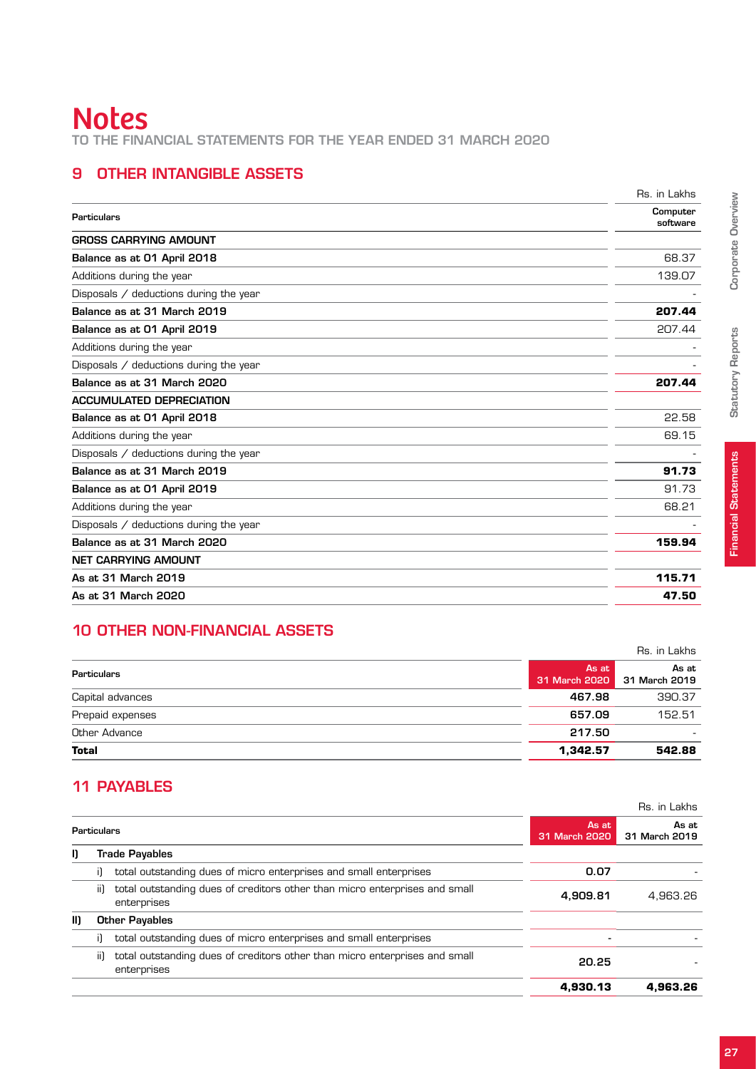# Notes

TO THE FINANCIAL STATEMENTS FOR THE YEAR ENDED 31 MARCH 2020

## 9 OTHER INTANGIBLE ASSETS

Rs. in Lakhs

| Particulars | Computer software |
|---|---|
| **GROSS CARRYING AMOUNT** | |
| **Balance as at 01 April 2018** | 68.37 |
| Additions during the year | 139.07 |
| Disposals / deductions during the year | - |
| **Balance as at 31 March 2019** | **207.44** |
| **Balance as at 01 April 2019** | 207.44 |
| Additions during the year | - |
| Disposals / deductions during the year | - |
| **Balance as at 31 March 2020** | **207.44** |
| **ACCUMULATED DEPRECIATION** | |
| **Balance as at 01 April 2018** | 22.58 |
| Additions during the year | 69.15 |
| Disposals / deductions during the year | - |
| **Balance as at 31 March 2019** | **91.73** |
| **Balance as at 01 April 2019** | 91.73 |
| Additions during the year | 68.21 |
| Disposals / deductions during the year | - |
| **Balance as at 31 March 2020** | **159.94** |
| **NET CARRYING AMOUNT** | |
| **As at 31 March 2019** | **115.71** |
| **As at 31 March 2020** | **47.50** |

## 10 OTHER NON-FINANCIAL ASSETS

Rs. in Lakhs

| Particulars | As at 31 March 2020 | As at 31 March 2019 |
|---|---|---|
| Capital advances | 467.98 | 390.37 |
| Prepaid expenses | 657.09 | 152.51 |
| Other Advance | 217.50 | - |
| **Total** | **1,342.57** | **542.88** |

## 11 PAYABLES

Rs. in Lakhs

| Particulars | | As at 31 March 2020 | As at 31 March 2019 |
|---|---|---|---|
| **I)** | **Trade Payables** | | |
| | i) total outstanding dues of micro enterprises and small enterprises | 0.07 | - |
| | ii) total outstanding dues of creditors other than micro enterprises and small enterprises | 4,909.81 | 4,963.26 |
| **II)** | **Other Payables** | | |
| | i) total outstanding dues of micro enterprises and small enterprises | - | - |
| | ii) total outstanding dues of creditors other than micro enterprises and small enterprises | 20.25 | - |
| | | **4,930.13** | **4,963.26** |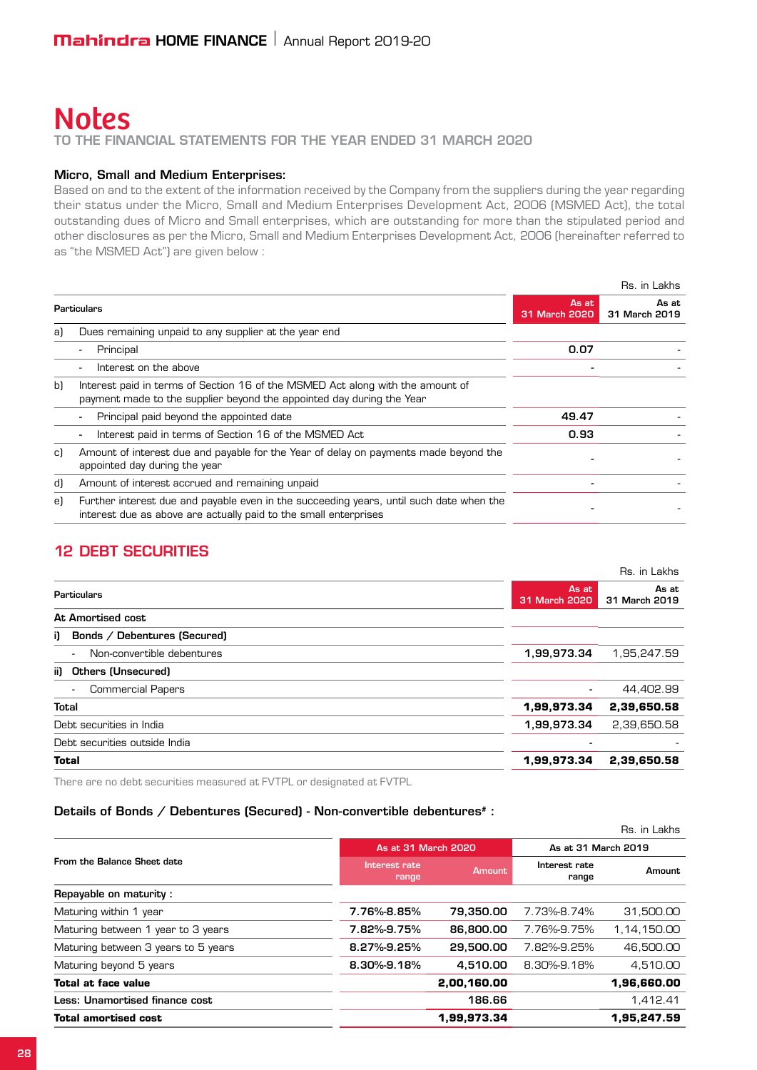# Notes
TO THE FINANCIAL STATEMENTS FOR THE YEAR ENDED 31 MARCH 2020

### Micro, Small and Medium Enterprises:

Based on and to the extent of the information received by the Company from the suppliers during the year regarding their status under the Micro, Small and Medium Enterprises Development Act, 2006 (MSMED Act), the total outstanding dues of Micro and Small enterprises, which are outstanding for more than the stipulated period and other disclosures as per the Micro, Small and Medium Enterprises Development Act, 2006 (hereinafter referred to as "the MSMED Act") are given below :

Rs. in Lakhs

| | Particulars | As at 31 March 2020 | As at 31 March 2019 |
|---|---|---|---|
| a) | Dues remaining unpaid to any supplier at the year end | | |
| | - Principal | 0.07 | - |
| | - Interest on the above | - | - |
| b) | Interest paid in terms of Section 16 of the MSMED Act along with the amount of payment made to the supplier beyond the appointed day during the Year | | |
| | - Principal paid beyond the appointed date | 49.47 | - |
| | - Interest paid in terms of Section 16 of the MSMED Act | 0.93 | - |
| c) | Amount of interest due and payable for the Year of delay on payments made beyond the appointed day during the year | - | - |
| d) | Amount of interest accrued and remaining unpaid | - | - |
| e) | Further interest due and payable even in the succeeding years, until such date when the interest due as above are actually paid to the small enterprises | - | - |

## 12 DEBT SECURITIES

Rs. in Lakhs

| Particulars | As at 31 March 2020 | As at 31 March 2019 |
|---|---|---|
| **At Amortised cost** | | |
| **i) Bonds / Debentures (Secured)** | | |
| - Non-convertible debentures | 1,99,973.34 | 1,95,247.59 |
| **ii) Others (Unsecured)** | | |
| - Commercial Papers | - | 44,402.99 |
| **Total** | **1,99,973.34** | **2,39,650.58** |
| Debt securities in India | 1,99,973.34 | 2,39,650.58 |
| Debt securities outside India | - | - |
| **Total** | **1,99,973.34** | **2,39,650.58** |

There are no debt securities measured at FVTPL or designated at FVTPL

### Details of Bonds / Debentures (Secured) - Non-convertible debentures# :

Rs. in Lakhs

| From the Balance Sheet date | As at 31 March 2020 | | As at 31 March 2019 | |
|---|---|---|---|---|
| | Interest rate range | Amount | Interest rate range | Amount |
| **Repayable on maturity :** | | | | |
| Maturing within 1 year | 7.76%-8.85% | 79,350.00 | 7.73%-8.74% | 31,500.00 |
| Maturing between 1 year to 3 years | 7.82%-9.75% | 86,800.00 | 7.76%-9.75% | 1,14,150.00 |
| Maturing between 3 years to 5 years | 8.27%-9.25% | 29,500.00 | 7.82%-9.25% | 46,500.00 |
| Maturing beyond 5 years | 8.30%-9.18% | 4,510.00 | 8.30%-9.18% | 4,510.00 |
| **Total at face value** | | **2,00,160.00** | | **1,96,660.00** |
| **Less: Unamortised finance cost** | | 186.66 | | 1,412.41 |
| **Total amortised cost** | | **1,99,973.34** | | **1,95,247.59** |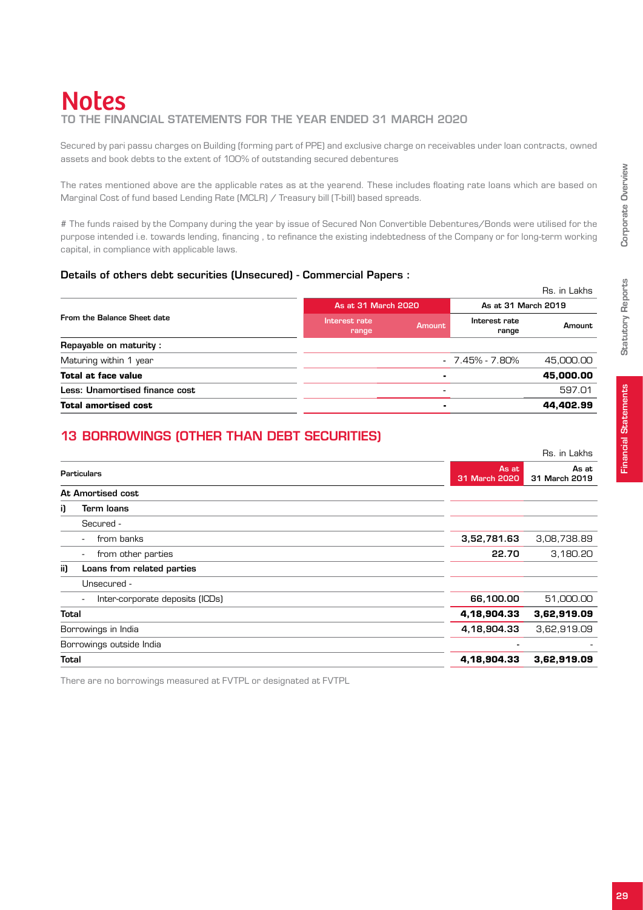# Notes

## TO THE FINANCIAL STATEMENTS FOR THE YEAR ENDED 31 MARCH 2020

Secured by pari passu charges on Building (forming part of PPE) and exclusive charge on receivables under loan contracts, owned assets and book debts to the extent of 100% of outstanding secured debentures

The rates mentioned above are the applicable rates as at the yearend. These includes floating rate loans which are based on Marginal Cost of fund based Lending Rate (MCLR) / Treasury bill (T-bill) based spreads.

# The funds raised by the Company during the year by issue of Secured Non Convertible Debentures/Bonds were utilised for the purpose intended i.e. towards lending, financing , to refinance the existing indebtedness of the Company or for long-term working capital, in compliance with applicable laws.

### Details of others debt securities (Unsecured) - Commercial Papers :

Rs. in Lakhs

| From the Balance Sheet date | As at 31 March 2020 | | As at 31 March 2019 | |
|---|---|---|---|---|
| | Interest rate range | Amount | Interest rate range | Amount |
| **Repayable on maturity :** | | | | |
| Maturing within 1 year | | - | 7.45% - 7.80% | 45,000.00 |
| **Total at face value** | | **-** | | **45,000.00** |
| Less: Unamortised finance cost | | - | | 597.01 |
| **Total amortised cost** | | **-** | | **44,402.99** |

## 13 BORROWINGS (OTHER THAN DEBT SECURITIES)

Rs. in Lakhs

| Particulars | As at 31 March 2020 | As at 31 March 2019 |
|---|---|---|
| **At Amortised cost** | | |
| **i) Term loans** | | |
| Secured - | | |
| - from banks | **3,52,781.63** | 3,08,738.89 |
| - from other parties | **22.70** | 3,180.20 |
| **ii) Loans from related parties** | | |
| Unsecured - | | |
| - Inter-corporate deposits (ICDs) | **66,100.00** | 51,000.00 |
| **Total** | **4,18,904.33** | **3,62,919.09** |
| Borrowings in India | **4,18,904.33** | 3,62,919.09 |
| Borrowings outside India | - | - |
| **Total** | **4,18,904.33** | **3,62,919.09** |

There are no borrowings measured at FVTPL or designated at FVTPL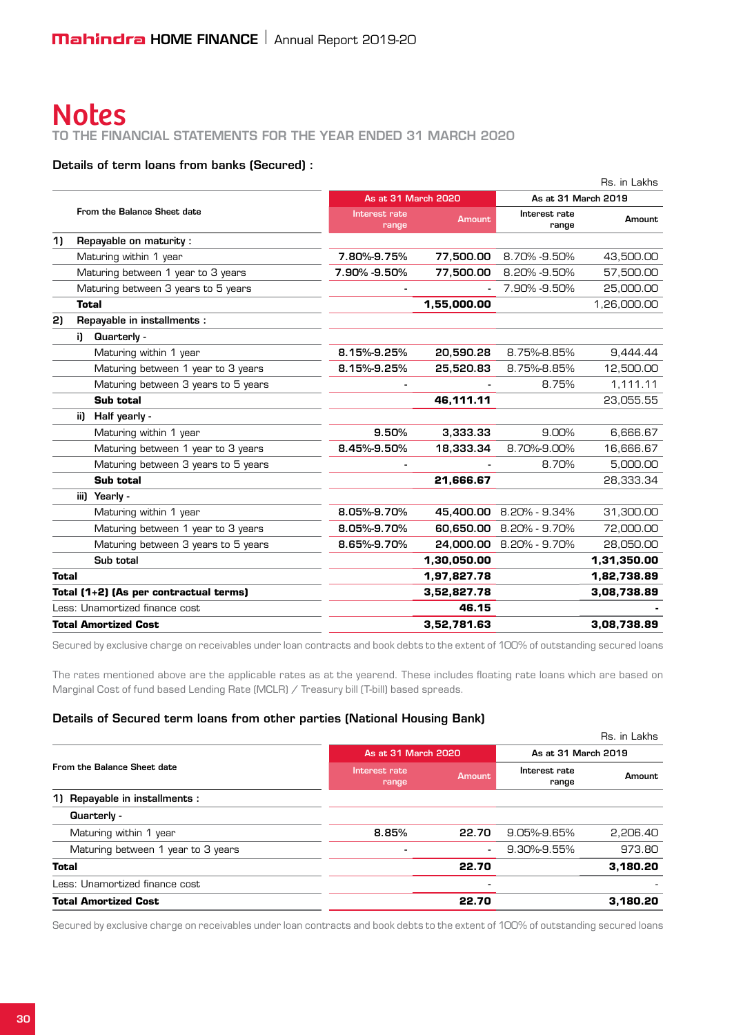# Notes

TO THE FINANCIAL STATEMENTS FOR THE YEAR ENDED 31 MARCH 2020

### Details of term loans from banks (Secured) :

Rs. in Lakhs

| From the Balance Sheet date | As at 31 March 2020 | | As at 31 March 2019 | |
|---|---|---|---|---|
| | Interest rate range | Amount | Interest rate range | Amount |
| **1) Repayable on maturity :** | | | | |
| Maturing within 1 year | **7.80%-9.75%** | **77,500.00** | 8.70% -9.50% | 43,500.00 |
| Maturing between 1 year to 3 years | **7.90% -9.50%** | **77,500.00** | 8.20% -9.50% | 57,500.00 |
| Maturing between 3 years to 5 years | - | - | 7.90% -9.50% | 25,000.00 |
| **Total** | | **1,55,000.00** | | 1,26,000.00 |
| **2) Repayable in installments :** | | | | |
| **i) Quarterly -** | | | | |
| Maturing within 1 year | **8.15%-9.25%** | **20,590.28** | 8.75%-8.85% | 9,444.44 |
| Maturing between 1 year to 3 years | **8.15%-9.25%** | **25,520.83** | 8.75%-8.85% | 12,500.00 |
| Maturing between 3 years to 5 years | - | - | 8.75% | 1,111.11 |
| **Sub total** | | **46,111.11** | | 23,055.55 |
| **ii) Half yearly -** | | | | |
| Maturing within 1 year | **9.50%** | **3,333.33** | 9.00% | 6,666.67 |
| Maturing between 1 year to 3 years | **8.45%-9.50%** | **18,333.34** | 8.70%-9.00% | 16,666.67 |
| Maturing between 3 years to 5 years | - | - | 8.70% | 5,000.00 |
| **Sub total** | | **21,666.67** | | 28,333.34 |
| **iii) Yearly -** | | | | |
| Maturing within 1 year | **8.05%-9.70%** | **45,400.00** | 8.20% - 9.34% | 31,300.00 |
| Maturing between 1 year to 3 years | **8.05%-9.70%** | **60,650.00** | 8.20% - 9.70% | 72,000.00 |
| Maturing between 3 years to 5 years | **8.65%-9.70%** | **24,000.00** | 8.20% - 9.70% | 28,050.00 |
| Sub total | | **1,30,050.00** | | **1,31,350.00** |
| **Total** | | **1,97,827.78** | | **1,82,738.89** |
| **Total (1+2) (As per contractual terms)** | | **3,52,827.78** | | **3,08,738.89** |
| Less: Unamortized finance cost | | **46.15** | | **-** |
| **Total Amortized Cost** | | **3,52,781.63** | | **3,08,738.89** |

Secured by exclusive charge on receivables under loan contracts and book debts to the extent of 100% of outstanding secured loans

The rates mentioned above are the applicable rates as at the yearend. These includes floating rate loans which are based on Marginal Cost of fund based Lending Rate (MCLR) / Treasury bill (T-bill) based spreads.

### Details of Secured term loans from other parties (National Housing Bank)

Rs. in Lakhs

| From the Balance Sheet date | As at 31 March 2020 | | As at 31 March 2019 | |
|---|---|---|---|---|
| | Interest rate range | Amount | Interest rate range | Amount |
| **1) Repayable in installments :** | | | | |
| **Quarterly -** | | | | |
| Maturing within 1 year | **8.85%** | **22.70** | 9.05%-9.65% | 2,206.40 |
| Maturing between 1 year to 3 years | - | - | 9.30%-9.55% | 973.80 |
| **Total** | | **22.70** | | **3,180.20** |
| Less: Unamortized finance cost | | - | | - |
| **Total Amortized Cost** | | **22.70** | | **3,180.20** |

Secured by exclusive charge on receivables under loan contracts and book debts to the extent of 100% of outstanding secured loans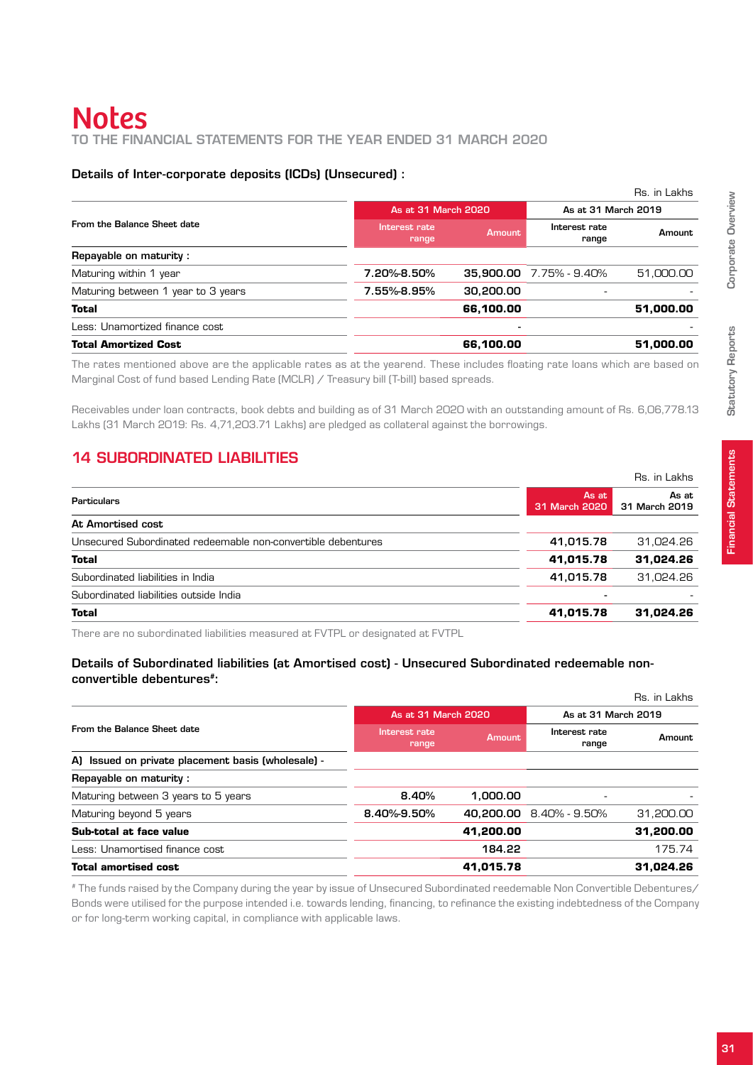# Notes

TO THE FINANCIAL STATEMENTS FOR THE YEAR ENDED 31 MARCH 2020

### Details of Inter-corporate deposits (ICDs) (Unsecured) :

Rs. in Lakhs

| From the Balance Sheet date | As at 31 March 2020 | | As at 31 March 2019 | |
|---|---|---|---|---|
| | Interest rate range | Amount | Interest rate range | Amount |
| **Repayable on maturity :** | | | | |
| Maturing within 1 year | 7.20%-8.50% | 35,900.00 | 7.75% - 9.40% | 51,000.00 |
| Maturing between 1 year to 3 years | 7.55%-8.95% | 30,200.00 | - | - |
| **Total** | | **66,100.00** | | **51,000.00** |
| Less: Unamortized finance cost | | - | | - |
| **Total Amortized Cost** | | **66,100.00** | | **51,000.00** |

The rates mentioned above are the applicable rates as at the yearend. These includes floating rate loans which are based on Marginal Cost of fund based Lending Rate (MCLR) / Treasury bill (T-bill) based spreads.

Receivables under loan contracts, book debts and building as of 31 March 2020 with an outstanding amount of Rs. 6,06,778.13 Lakhs (31 March 2019: Rs. 4,71,203.71 Lakhs) are pledged as collateral against the borrowings.

## 14 SUBORDINATED LIABILITIES

Rs. in Lakhs

| Particulars | As at 31 March 2020 | As at 31 March 2019 |
|---|---|---|
| **At Amortised cost** | | |
| Unsecured Subordinated redeemable non-convertible debentures | 41,015.78 | 31,024.26 |
| **Total** | **41,015.78** | **31,024.26** |
| Subordinated liabilities in India | 41,015.78 | 31,024.26 |
| Subordinated liabilities outside India | - | - |
| **Total** | **41,015.78** | **31,024.26** |

There are no subordinated liabilities measured at FVTPL or designated at FVTPL

### Details of Subordinated liabilities (at Amortised cost) - Unsecured Subordinated redeemable non-convertible debentures#:

Rs. in Lakhs

| From the Balance Sheet date | As at 31 March 2020 | | As at 31 March 2019 | |
|---|---|---|---|---|
| | Interest rate range | Amount | Interest rate range | Amount |
| **A) Issued on private placement basis (wholesale) -** | | | | |
| **Repayable on maturity :** | | | | |
| Maturing between 3 years to 5 years | 8.40% | 1,000.00 | - | - |
| Maturing beyond 5 years | 8.40%-9.50% | 40,200.00 | 8.40% - 9.50% | 31,200.00 |
| **Sub-total at face value** | | **41,200.00** | | **31,200.00** |
| Less: Unamortised finance cost | | 184.22 | | 175.74 |
| **Total amortised cost** | | **41,015.78** | | **31,024.26** |

# The funds raised by the Company during the year by issue of Unsecured Subordinated reedemable Non Convertible Debentures/ Bonds were utilised for the purpose intended i.e. towards lending, financing, to refinance the existing indebtedness of the Company or for long-term working capital, in compliance with applicable laws.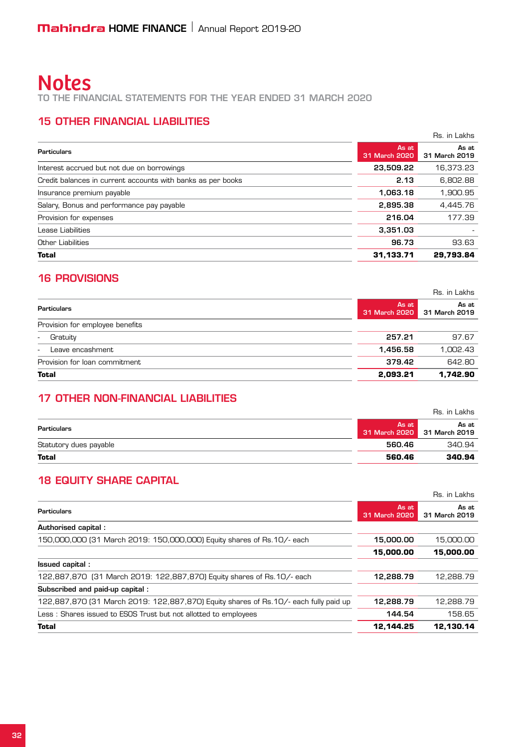# Notes

TO THE FINANCIAL STATEMENTS FOR THE YEAR ENDED 31 MARCH 2020

## 15 OTHER FINANCIAL LIABILITIES

Rs. in Lakhs

| Particulars | As at 31 March 2020 | As at 31 March 2019 |
|---|---|---|
| Interest accrued but not due on borrowings | 23,509.22 | 16,373.23 |
| Credit balances in current accounts with banks as per books | 2.13 | 6,802.88 |
| Insurance premium payable | 1,063.18 | 1,900.95 |
| Salary, Bonus and performance pay payable | 2,895.38 | 4,445.76 |
| Provision for expenses | 216.04 | 177.39 |
| Lease Liabilities | 3,351.03 | - |
| Other Liabilities | 96.73 | 93.63 |
| **Total** | **31,133.71** | **29,793.84** |

## 16 PROVISIONS

Rs. in Lakhs

| Particulars | As at 31 March 2020 | As at 31 March 2019 |
|---|---|---|
| Provision for employee benefits | | |
| - Gratuity | 257.21 | 97.67 |
| - Leave encashment | 1,456.58 | 1,002.43 |
| Provision for loan commitment | 379.42 | 642.80 |
| **Total** | **2,093.21** | **1,742.90** |

## 17 OTHER NON-FINANCIAL LIABILITIES

Rs. in Lakhs

| Particulars | As at 31 March 2020 | As at 31 March 2019 |
|---|---|---|
| Statutory dues payable | 560.46 | 340.94 |
| **Total** | **560.46** | **340.94** |

## 18 EQUITY SHARE CAPITAL

Rs. in Lakhs

| Particulars | As at 31 March 2020 | As at 31 March 2019 |
|---|---|---|
| **Authorised capital :** | | |
| 150,000,000 (31 March 2019: 150,000,000) Equity shares of Rs.10/- each | 15,000.00 | 15,000.00 |
| | **15,000.00** | **15,000.00** |
| **Issued capital :** | | |
| 122,887,870 (31 March 2019: 122,887,870) Equity shares of Rs.10/- each | 12,288.79 | 12,288.79 |
| **Subscribed and paid-up capital :** | | |
| 122,887,870 (31 March 2019: 122,887,870) Equity shares of Rs.10/- each fully paid up | 12,288.79 | 12,288.79 |
| Less : Shares issued to ESOS Trust but not allotted to employees | 144.54 | 158.65 |
| **Total** | **12,144.25** | **12,130.14** |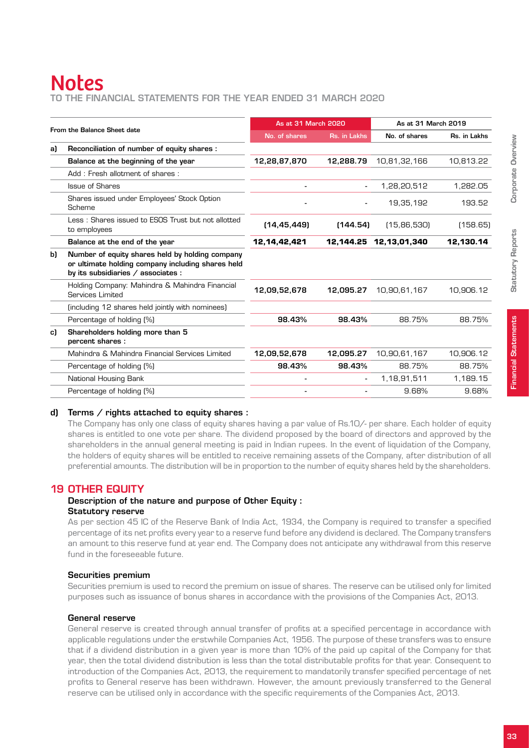# Notes

TO THE FINANCIAL STATEMENTS FOR THE YEAR ENDED 31 MARCH 2020

| | From the Balance Sheet date | As at 31 March 2020 | | As at 31 March 2019 | |
|---|---|---|---|---|---|
| | | No. of shares | Rs. in Lakhs | No. of shares | Rs. in Lakhs |
| **a)** | **Reconciliation of number of equity shares :** | | | | |
| | **Balance at the beginning of the year** | **12,28,87,870** | **12,288.79** | 10,81,32,166 | 10,813.22 |
| | Add : Fresh allotment of shares : | | | | |
| | Issue of Shares | - | - | 1,28,20,512 | 1,282.05 |
| | Shares issued under Employees' Stock Option Scheme | - | - | 19,35,192 | 193.52 |
| | Less : Shares issued to ESOS Trust but not allotted to employees | **(14,45,449)** | **(144.54)** | (15,86,530) | (158.65) |
| | **Balance at the end of the year** | **12,14,42,421** | **12,144.25** | **12,13,01,340** | **12,130.14** |
| **b)** | **Number of equity shares held by holding company or ultimate holding company including shares held by its subsidiaries / associates :** | | | | |
| | Holding Company: Mahindra & Mahindra Financial Services Limited | **12,09,52,678** | **12,095.27** | 10,90,61,167 | 10,906.12 |
| | (including 12 shares held jointly with nominees) | | | | |
| | Percentage of holding (%) | **98.43%** | **98.43%** | 88.75% | 88.75% |
| **c)** | **Shareholders holding more than 5 percent shares :** | | | | |
| | Mahindra & Mahindra Financial Services Limited | **12,09,52,678** | **12,095.27** | 10,90,61,167 | 10,906.12 |
| | Percentage of holding (%) | **98.43%** | **98.43%** | 88.75% | 88.75% |
| | National Housing Bank | - | - | 1,18,91,511 | 1,189.15 |
| | Percentage of holding (%) | - | - | 9.68% | 9.68% |

**d) Terms / rights attached to equity shares :**

The Company has only one class of equity shares having a par value of Rs.10/- per share. Each holder of equity shares is entitled to one vote per share. The dividend proposed by the board of directors and approved by the shareholders in the annual general meeting is paid in Indian rupees. In the event of liquidation of the Company, the holders of equity shares will be entitled to receive remaining assets of the Company, after distribution of all preferential amounts. The distribution will be in proportion to the number of equity shares held by the shareholders.

## 19 OTHER EQUITY

**Description of the nature and purpose of Other Equity :**

**Statutory reserve**

As per section 45 IC of the Reserve Bank of India Act, 1934, the Company is required to transfer a specified percentage of its net profits every year to a reserve fund before any dividend is declared. The Company transfers an amount to this reserve fund at year end. The Company does not anticipate any withdrawal from this reserve fund in the foreseeable future.

**Securities premium**

Securities premium is used to record the premium on issue of shares. The reserve can be utilised only for limited purposes such as issuance of bonus shares in accordance with the provisions of the Companies Act, 2013.

**General reserve**

General reserve is created through annual transfer of profits at a specified percentage in accordance with applicable regulations under the erstwhile Companies Act, 1956. The purpose of these transfers was to ensure that if a dividend distribution in a given year is more than 10% of the paid up capital of the Company for that year, then the total dividend distribution is less than the total distributable profits for that year. Consequent to introduction of the Companies Act, 2013, the requirement to mandatorily transfer specified percentage of net profits to General reserve has been withdrawn. However, the amount previously transferred to the General reserve can be utilised only in accordance with the specific requirements of the Companies Act, 2013.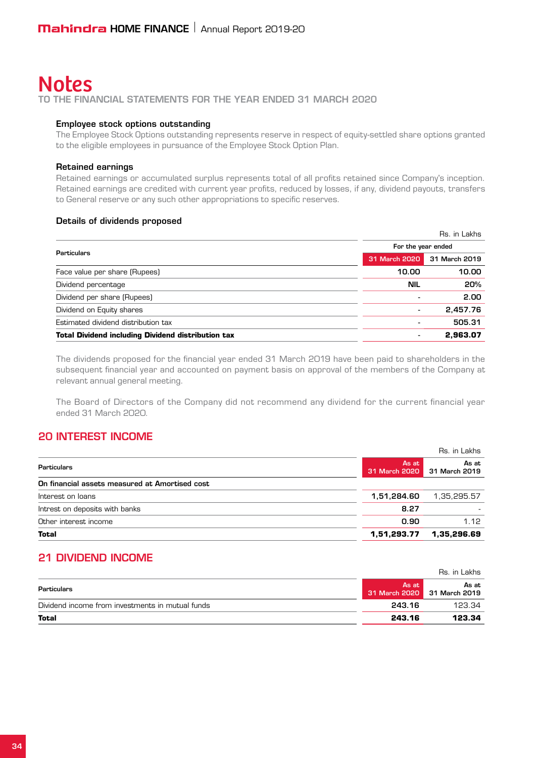# Notes

TO THE FINANCIAL STATEMENTS FOR THE YEAR ENDED 31 MARCH 2020

### Employee stock options outstanding

The Employee Stock Options outstanding represents reserve in respect of equity-settled share options granted to the eligible employees in pursuance of the Employee Stock Option Plan.

### Retained earnings

Retained earnings or accumulated surplus represents total of all profits retained since Company's inception. Retained earnings are credited with current year profits, reduced by losses, if any, dividend payouts, transfers to General reserve or any such other appropriations to specific reserves.

### Details of dividends proposed

Rs. in Lakhs

| Particulars | For the year ended | |
|---|---|---|
| | 31 March 2020 | 31 March 2019 |
| Face value per share (Rupees) | 10.00 | 10.00 |
| Dividend percentage | NIL | 20% |
| Dividend per share (Rupees) | - | 2.00 |
| Dividend on Equity shares | - | 2,457.76 |
| Estimated dividend distribution tax | - | 505.31 |
| **Total Dividend including Dividend distribution tax** | - | **2,963.07** |

The dividends proposed for the financial year ended 31 March 2019 have been paid to shareholders in the subsequent financial year and accounted on payment basis on approval of the members of the Company at relevant annual general meeting.

The Board of Directors of the Company did not recommend any dividend for the current financial year ended 31 March 2020.

## 20 INTEREST INCOME

Rs. in Lakhs

| Particulars | As at 31 March 2020 | As at 31 March 2019 |
|---|---|---|
| **On financial assets measured at Amortised cost** | | |
| Interest on loans | 1,51,284.60 | 1,35,295.57 |
| Intrest on deposits with banks | 8.27 | - |
| Other interest income | 0.90 | 1.12 |
| **Total** | **1,51,293.77** | **1,35,296.69** |

## 21 DIVIDEND INCOME

Rs. in Lakhs

| Particulars | As at 31 March 2020 | As at 31 March 2019 |
|---|---|---|
| Dividend income from investments in mutual funds | 243.16 | 123.34 |
| **Total** | **243.16** | **123.34** |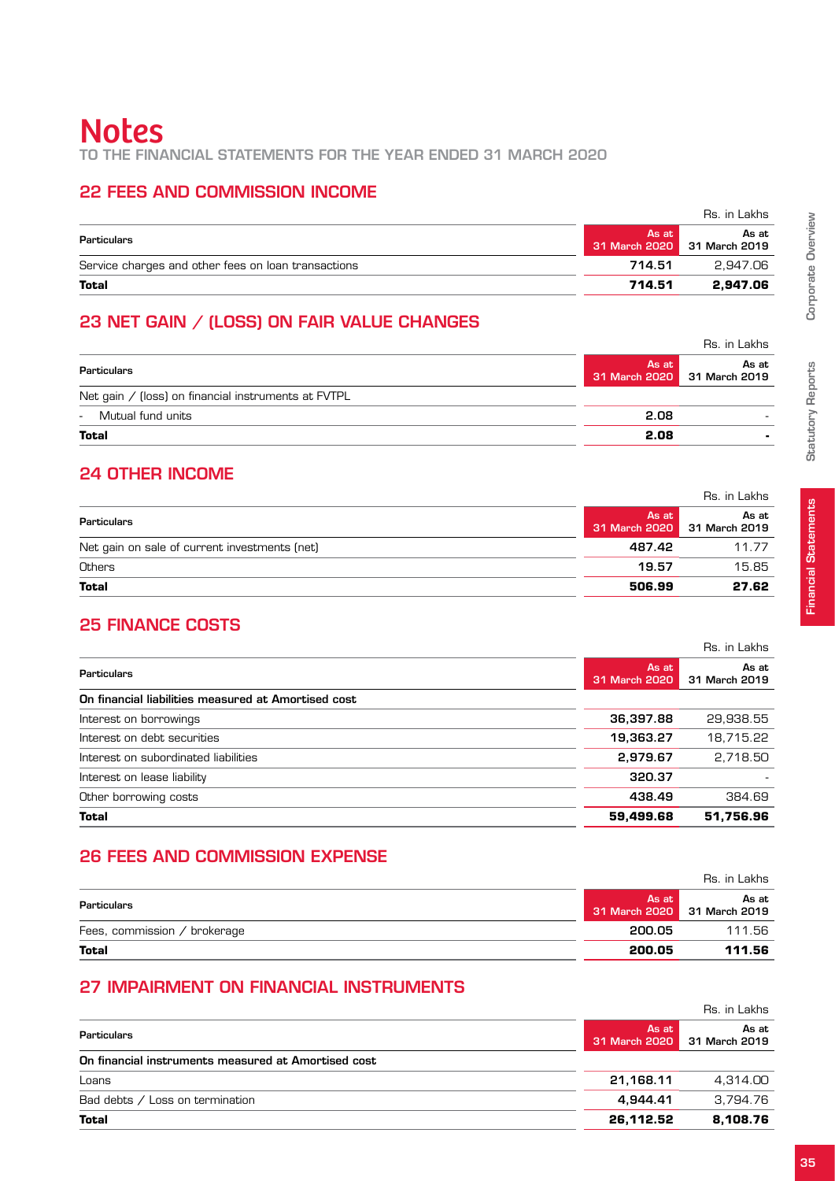# Notes

TO THE FINANCIAL STATEMENTS FOR THE YEAR ENDED 31 MARCH 2020

## 22 FEES AND COMMISSION INCOME

Rs. in Lakhs

| Particulars | As at 31 March 2020 | As at 31 March 2019 |
|---|---|---|
| Service charges and other fees on loan transactions | 714.51 | 2,947.06 |
| **Total** | **714.51** | **2,947.06** |

## 23 NET GAIN / (LOSS) ON FAIR VALUE CHANGES

Rs. in Lakhs

| Particulars | As at 31 March 2020 | As at 31 March 2019 |
|---|---|---|
| Net gain / (loss) on financial instruments at FVTPL | | |
| - Mutual fund units | 2.08 | - |
| **Total** | **2.08** | **-** |

## 24 OTHER INCOME

Rs. in Lakhs

| Particulars | As at 31 March 2020 | As at 31 March 2019 |
|---|---|---|
| Net gain on sale of current investments (net) | 487.42 | 11.77 |
| Others | 19.57 | 15.85 |
| **Total** | **506.99** | **27.62** |

## 25 FINANCE COSTS

Rs. in Lakhs

| Particulars | As at 31 March 2020 | As at 31 March 2019 |
|---|---|---|
| **On financial liabilities measured at Amortised cost** | | |
| Interest on borrowings | 36,397.88 | 29,938.55 |
| Interest on debt securities | 19,363.27 | 18,715.22 |
| Interest on subordinated liabilities | 2,979.67 | 2,718.50 |
| Interest on lease liability | 320.37 | - |
| Other borrowing costs | 438.49 | 384.69 |
| **Total** | **59,499.68** | **51,756.96** |

## 26 FEES AND COMMISSION EXPENSE

Rs. in Lakhs

| Particulars | As at 31 March 2020 | As at 31 March 2019 |
|---|---|---|
| Fees, commission / brokerage | 200.05 | 111.56 |
| **Total** | **200.05** | **111.56** |

## 27 IMPAIRMENT ON FINANCIAL INSTRUMENTS

Rs. in Lakhs

| Particulars | As at 31 March 2020 | As at 31 March 2019 |
|---|---|---|
| **On financial instruments measured at Amortised cost** | | |
| Loans | 21,168.11 | 4,314.00 |
| Bad debts / Loss on termination | 4,944.41 | 3,794.76 |
| **Total** | **26,112.52** | **8,108.76** |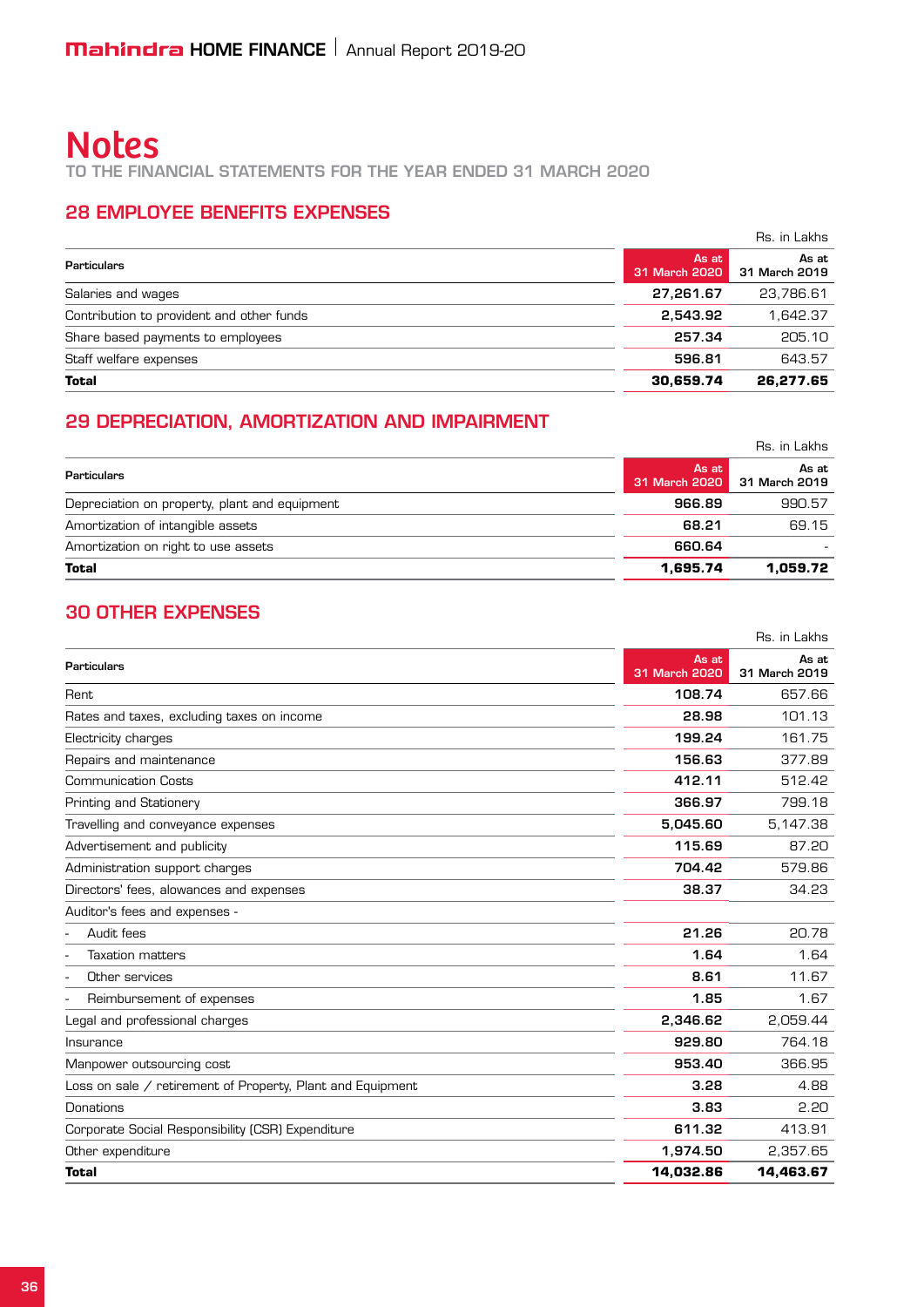# Notes

TO THE FINANCIAL STATEMENTS FOR THE YEAR ENDED 31 MARCH 2020

## 28 EMPLOYEE BENEFITS EXPENSES

Rs. in Lakhs

| Particulars | As at 31 March 2020 | As at 31 March 2019 |
|---|---|---|
| Salaries and wages | **27,261.67** | 23,786.61 |
| Contribution to provident and other funds | **2,543.92** | 1,642.37 |
| Share based payments to employees | **257.34** | 205.10 |
| Staff welfare expenses | **596.81** | 643.57 |
| **Total** | **30,659.74** | **26,277.65** |

## 29 DEPRECIATION, AMORTIZATION AND IMPAIRMENT

Rs. in Lakhs

| Particulars | As at 31 March 2020 | As at 31 March 2019 |
|---|---|---|
| Depreciation on property, plant and equipment | **966.89** | 990.57 |
| Amortization of intangible assets | **68.21** | 69.15 |
| Amortization on right to use assets | **660.64** | - |
| **Total** | **1,695.74** | **1,059.72** |

## 30 OTHER EXPENSES

Rs. in Lakhs

| Particulars | As at 31 March 2020 | As at 31 March 2019 |
|---|---|---|
| Rent | **108.74** | 657.66 |
| Rates and taxes, excluding taxes on income | **28.98** | 101.13 |
| Electricity charges | **199.24** | 161.75 |
| Repairs and maintenance | **156.63** | 377.89 |
| Communication Costs | **412.11** | 512.42 |
| Printing and Stationery | **366.97** | 799.18 |
| Travelling and conveyance expenses | **5,045.60** | 5,147.38 |
| Advertisement and publicity | **115.69** | 87.20 |
| Administration support charges | **704.42** | 579.86 |
| Directors' fees, alowances and expenses | **38.37** | 34.23 |
| Auditor's fees and expenses - | | |
| - Audit fees | **21.26** | 20.78 |
| - Taxation matters | **1.64** | 1.64 |
| - Other services | **8.61** | 11.67 |
| - Reimbursement of expenses | **1.85** | 1.67 |
| Legal and professional charges | **2,346.62** | 2,059.44 |
| Insurance | **929.80** | 764.18 |
| Manpower outsourcing cost | **953.40** | 366.95 |
| Loss on sale / retirement of Property, Plant and Equipment | **3.28** | 4.88 |
| Donations | **3.83** | 2.20 |
| Corporate Social Responsibility (CSR) Expenditure | **611.32** | 413.91 |
| Other expenditure | **1,974.50** | 2,357.65 |
| **Total** | **14,032.86** | **14,463.67** |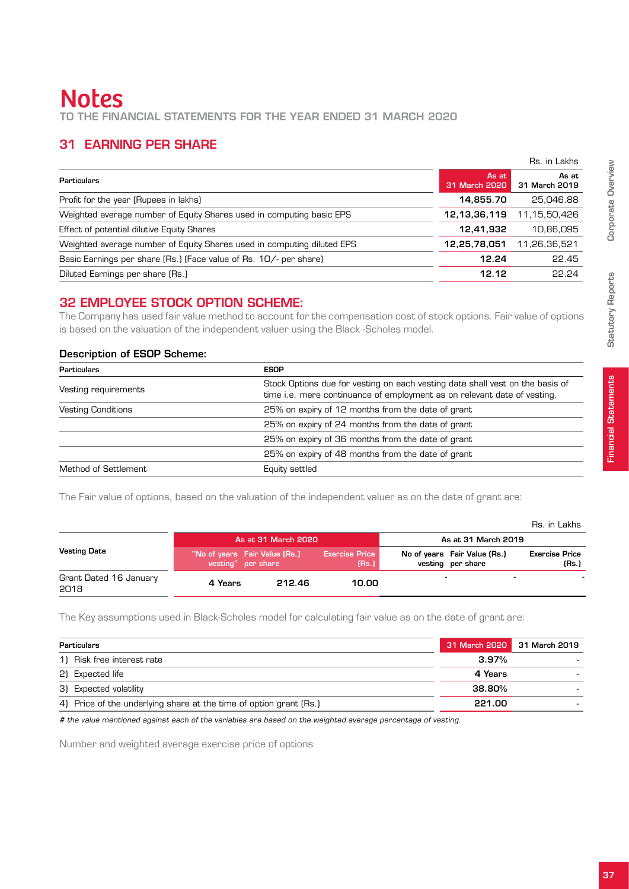# Notes

TO THE FINANCIAL STATEMENTS FOR THE YEAR ENDED 31 MARCH 2020

## 31 EARNING PER SHARE

Rs. in Lakhs

| Particulars | As at 31 March 2020 | As at 31 March 2019 |
|---|---|---|
| Profit for the year (Rupees in lakhs) | **14,855.70** | 25,046.88 |
| Weighted average number of Equity Shares used in computing basic EPS | **12,13,36,119** | 11,15,50,426 |
| Effect of potential dilutive Equity Shares | **12,41,932** | 10,86,095 |
| Weighted average number of Equity Shares used in computing diluted EPS | **12,25,78,051** | 11,26,36,521 |
| Basic Earnings per share (Rs.) (Face value of Rs. 10/- per share) | **12.24** | 22.45 |
| Diluted Earnings per share (Rs.) | **12.12** | 22.24 |

## 32 EMPLOYEE STOCK OPTION SCHEME:

The Company has used fair value method to account for the compensation cost of stock options. Fair value of options is based on the valuation of the independent valuer using the Black -Scholes model.

### Description of ESOP Scheme:

| Particulars | ESOP |
|---|---|
| Vesting requirements | Stock Options due for vesting on each vesting date shall vest on the basis of time i.e. mere continuance of employment as on relevant date of vesting. |
| Vesting Conditions | 25% on expiry of 12 months from the date of grant |
| | 25% on expiry of 24 months from the date of grant |
| | 25% on expiry of 36 months from the date of grant |
| | 25% on expiry of 48 months from the date of grant |
| Method of Settlement | Equity settled |

The Fair value of options, based on the valuation of the independent valuer as on the date of grant are:

Rs. in Lakhs

| Vesting Date | As at 31 March 2020 | | | As at 31 March 2019 | | |
|---|---|---|---|---|---|---|
| | "No of years vesting" | Fair Value (Rs.) per share | Exercise Price (Rs.) | No of years vesting | Fair Value (Rs.) per share | Exercise Price (Rs.) |
| Grant Dated 16 January 2018 | **4 Years** | **212.46** | **10.00** | - | - | - |

The Key assumptions used in Black-Scholes model for calculating fair value as on the date of grant are:

| Particulars | 31 March 2020 | 31 March 2019 |
|---|---|---|
| 1) Risk free interest rate | **3.97%** | - |
| 2) Expected life | **4 Years** | - |
| 3) Expected volatility | **38.80%** | - |
| 4) Price of the underlying share at the time of option grant (Rs.) | **221.00** | - |

*# the value mentioned against each of the variables are based on the weighted average percentage of vesting.*

Number and weighted average exercise price of options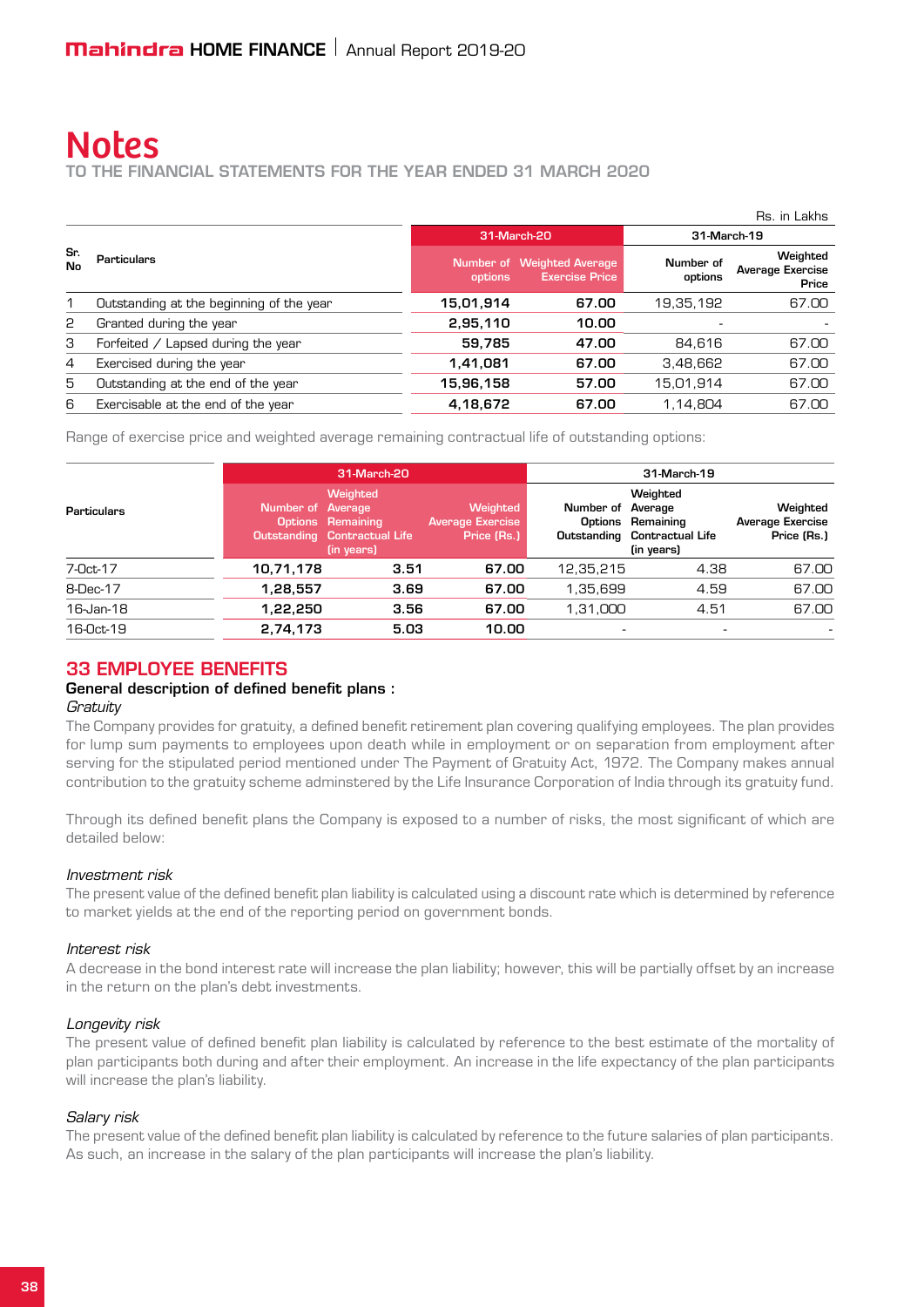# Notes

TO THE FINANCIAL STATEMENTS FOR THE YEAR ENDED 31 MARCH 2020

Rs. in Lakhs

| Sr. No | Particulars | 31-March-20 | | 31-March-19 | |
|---|---|---|---|---|---|
| | | Number of options | Weighted Average Exercise Price | Number of options | Weighted Average Exercise Price |
| 1 | Outstanding at the beginning of the year | 15,01,914 | 67.00 | 19,35,192 | 67.00 |
| 2 | Granted during the year | 2,95,110 | 10.00 | - | - |
| 3 | Forfeited / Lapsed during the year | 59,785 | 47.00 | 84,616 | 67.00 |
| 4 | Exercised during the year | 1,41,081 | 67.00 | 3,48,662 | 67.00 |
| 5 | Outstanding at the end of the year | 15,96,158 | 57.00 | 15,01,914 | 67.00 |
| 6 | Exercisable at the end of the year | 4,18,672 | 67.00 | 1,14,804 | 67.00 |

Range of exercise price and weighted average remaining contractual life of outstanding options:

| Particulars | 31-March-20 | | | 31-March-19 | | |
|---|---|---|---|---|---|---|
| | Number of Options Outstanding | Weighted Average Remaining Contractual Life (in years) | Weighted Average Exercise Price (Rs.) | Number of Options Outstanding | Weighted Average Remaining Contractual Life (in years) | Weighted Average Exercise Price (Rs.) |
| 7-Oct-17 | 10,71,178 | 3.51 | 67.00 | 12,35,215 | 4.38 | 67.00 |
| 8-Dec-17 | 1,28,557 | 3.69 | 67.00 | 1,35,699 | 4.59 | 67.00 |
| 16-Jan-18 | 1,22,250 | 3.56 | 67.00 | 1,31,000 | 4.51 | 67.00 |
| 16-Oct-19 | 2,74,173 | 5.03 | 10.00 | - | - | - |

## 33 EMPLOYEE BENEFITS

**General description of defined benefit plans :**

*Gratuity*

The Company provides for gratuity, a defined benefit retirement plan covering qualifying employees. The plan provides for lump sum payments to employees upon death while in employment or on separation from employment after serving for the stipulated period mentioned under The Payment of Gratuity Act, 1972. The Company makes annual contribution to the gratuity scheme adminstered by the Life Insurance Corporation of India through its gratuity fund.

Through its defined benefit plans the Company is exposed to a number of risks, the most significant of which are detailed below:

*Investment risk*

The present value of the defined benefit plan liability is calculated using a discount rate which is determined by reference to market yields at the end of the reporting period on government bonds.

*Interest risk*

A decrease in the bond interest rate will increase the plan liability; however, this will be partially offset by an increase in the return on the plan's debt investments.

*Longevity risk*

The present value of defined benefit plan liability is calculated by reference to the best estimate of the mortality of plan participants both during and after their employment. An increase in the life expectancy of the plan participants will increase the plan's liability.

*Salary risk*

The present value of the defined benefit plan liability is calculated by reference to the future salaries of plan participants. As such, an increase in the salary of the plan participants will increase the plan's liability.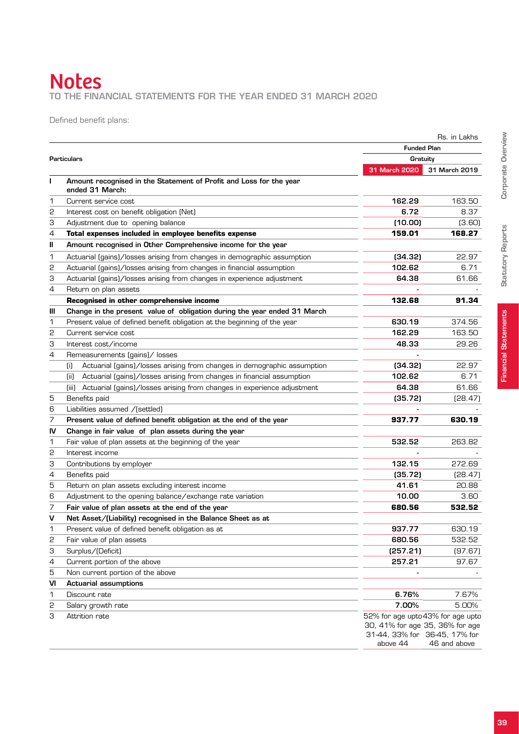# Notes

TO THE FINANCIAL STATEMENTS FOR THE YEAR ENDED 31 MARCH 2020

Defined benefit plans:

Rs. in Lakhs

| | Particulars | Funded Plan | |
|---|---|---|---|
| | | Gratuity | |
| | | 31 March 2020 | 31 March 2019 |
| **I** | **Amount recognised in the Statement of Profit and Loss for the year ended 31 March:** | | |
| 1 | Current service cost | **162.29** | 163.50 |
| 2 | Interest cost on benefit obligation (Net) | **6.72** | 8.37 |
| 3 | Adjustment due to opening balance | **(10.00)** | (3.60) |
| 4 | **Total expenses included in employee benefits expense** | **159.01** | **168.27** |
| **II** | **Amount recognised in Other Comprehensive income for the year** | | |
| 1 | Actuarial (gains)/losses arising from changes in demographic assumption | **(34.32)** | 22.97 |
| 2 | Actuarial (gains)/losses arising from changes in financial assumption | **102.62** | 6.71 |
| 3 | Actuarial (gains)/losses arising from changes in experience adjustment | **64.38** | 61.66 |
| 4 | Return on plan assets | - | - |
| | **Recognised in other comprehensive income** | **132.68** | **91.34** |
| **III** | **Change in the present value of obligation during the year ended 31 March** | | |
| 1 | Present value of defined benefit obligation at the beginning of the year | **630.19** | 374.56 |
| 2 | Current service cost | **162.29** | 163.50 |
| 3 | Interest cost/income | **48.33** | 29.26 |
| 4 | Remeasurements (gains)/ losses | - | |
| | (i) Actuarial (gains)/losses arising from changes in demographic assumption | **(34.32)** | 22.97 |
| | (ii) Actuarial (gains)/losses arising from changes in financial assumption | **102.62** | 6.71 |
| | (iii) Actuarial (gains)/losses arising from changes in experience adjustment | **64.38** | 61.66 |
| 5 | Benefits paid | **(35.72)** | (28.47) |
| 6 | Liabilities assumed /(settled) | - | - |
| 7 | **Present value of defined benefit obligation at the end of the year** | **937.77** | **630.19** |
| **IV** | **Change in fair value of plan assets during the year** | | |
| 1 | Fair value of plan assets at the beginning of the year | **532.52** | 263.82 |
| 2 | Interest income | - | - |
| 3 | Contributions by employer | **132.15** | 272.69 |
| 4 | Benefits paid | **(35.72)** | (28.47) |
| 5 | Return on plan assets excluding interest income | **41.61** | 20.88 |
| 6 | Adjustment to the opening balance/exchange rate variation | **10.00** | 3.60 |
| 7 | **Fair value of plan assets at the end of the year** | **680.56** | **532.52** |
| **V** | **Net Asset/(Liability) recognised in the Balance Sheet as at** | | |
| 1 | Present value of defined benefit obligation as at | **937.77** | 630.19 |
| 2 | Fair value of plan assets | **680.56** | 532.52 |
| 3 | Surplus/(Deficit) | **(257.21)** | (97.67) |
| 4 | Current portion of the above | **257.21** | 97.67 |
| 5 | Non current portion of the above | - | - |
| **VI** | **Actuarial assumptions** | | |
| 1 | Discount rate | **6.76%** | 7.67% |
| 2 | Salary growth rate | **7.00%** | 5.00% |
| 3 | Attrition rate | 52% for age upto 30, 41% for age 31-44, 33% for above 44 | 43% for age upto 35, 36% for age 36-45, 17% for 46 and above |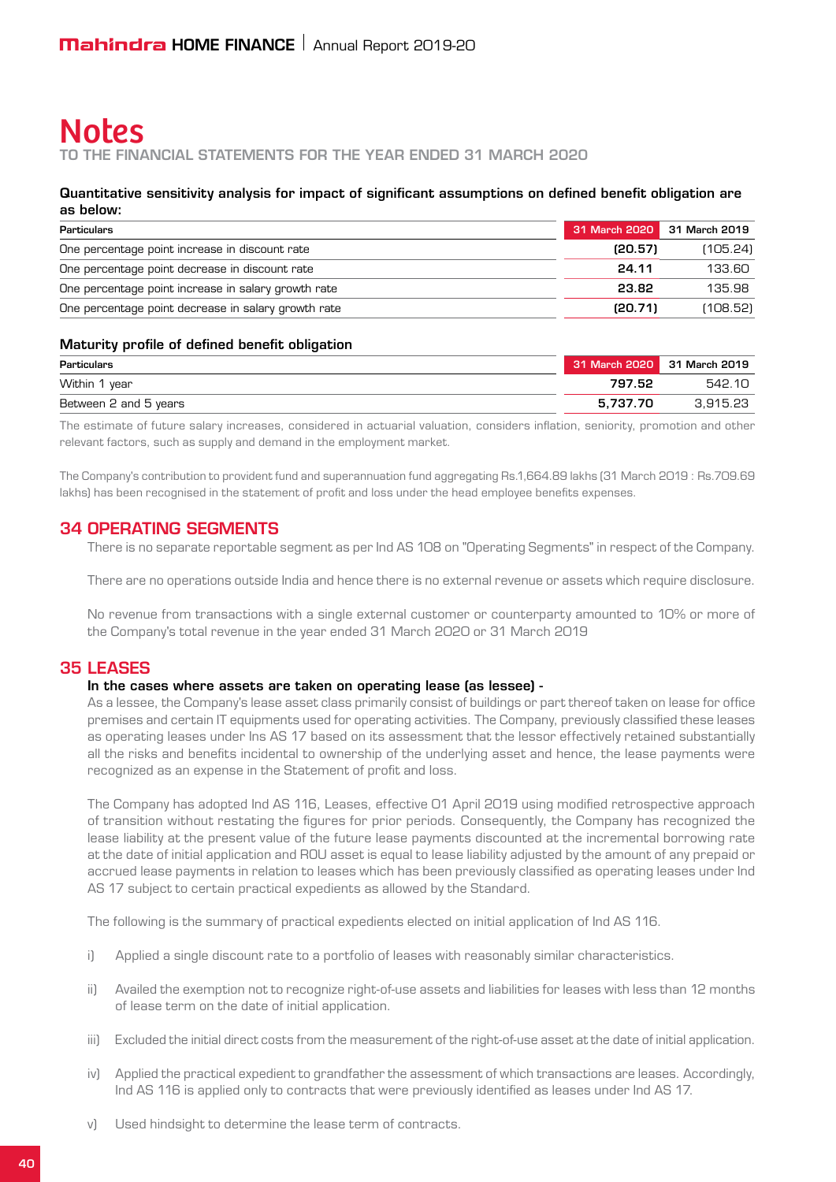# Notes

TO THE FINANCIAL STATEMENTS FOR THE YEAR ENDED 31 MARCH 2020

**Quantitative sensitivity analysis for impact of significant assumptions on defined benefit obligation are as below:**

| Particulars | 31 March 2020 | 31 March 2019 |
|---|---|---|
| One percentage point increase in discount rate | **(20.57)** | (105.24) |
| One percentage point decrease in discount rate | **24.11** | 133.60 |
| One percentage point increase in salary growth rate | **23.82** | 135.98 |
| One percentage point decrease in salary growth rate | **(20.71)** | (108.52) |

**Maturity profile of defined benefit obligation**

| Particulars | 31 March 2020 | 31 March 2019 |
|---|---|---|
| Within 1 year | **797.52** | 542.10 |
| Between 2 and 5 years | **5,737.70** | 3,915.23 |

The estimate of future salary increases, considered in actuarial valuation, considers inflation, seniority, promotion and other relevant factors, such as supply and demand in the employment market.

The Company's contribution to provident fund and superannuation fund aggregating Rs.1,664.89 lakhs (31 March 2019 : Rs.709.69 lakhs) has been recognised in the statement of profit and loss under the head employee benefits expenses.

## 34 OPERATING SEGMENTS

There is no separate reportable segment as per Ind AS 108 on "Operating Segments" in respect of the Company.

There are no operations outside India and hence there is no external revenue or assets which require disclosure.

No revenue from transactions with a single external customer or counterparty amounted to 10% or more of the Company's total revenue in the year ended 31 March 2020 or 31 March 2019

## 35 LEASES

**In the cases where assets are taken on operating lease (as lessee) -**

As a lessee, the Company's lease asset class primarily consist of buildings or part thereof taken on lease for office premises and certain IT equipments used for operating activities. The Company, previously classified these leases as operating leases under Ins AS 17 based on its assessment that the lessor effectively retained substantially all the risks and benefits incidental to ownership of the underlying asset and hence, the lease payments were recognized as an expense in the Statement of profit and loss.

The Company has adopted Ind AS 116, Leases, effective 01 April 2019 using modified retrospective approach of transition without restating the figures for prior periods. Consequently, the Company has recognized the lease liability at the present value of the future lease payments discounted at the incremental borrowing rate at the date of initial application and ROU asset is equal to lease liability adjusted by the amount of any prepaid or accrued lease payments in relation to leases which has been previously classified as operating leases under Ind AS 17 subject to certain practical expedients as allowed by the Standard.

The following is the summary of practical expedients elected on initial application of Ind AS 116.

i) Applied a single discount rate to a portfolio of leases with reasonably similar characteristics.

ii) Availed the exemption not to recognize right-of-use assets and liabilities for leases with less than 12 months of lease term on the date of initial application.

iii) Excluded the initial direct costs from the measurement of the right-of-use asset at the date of initial application.

iv) Applied the practical expedient to grandfather the assessment of which transactions are leases. Accordingly, Ind AS 116 is applied only to contracts that were previously identified as leases under Ind AS 17.

v) Used hindsight to determine the lease term of contracts.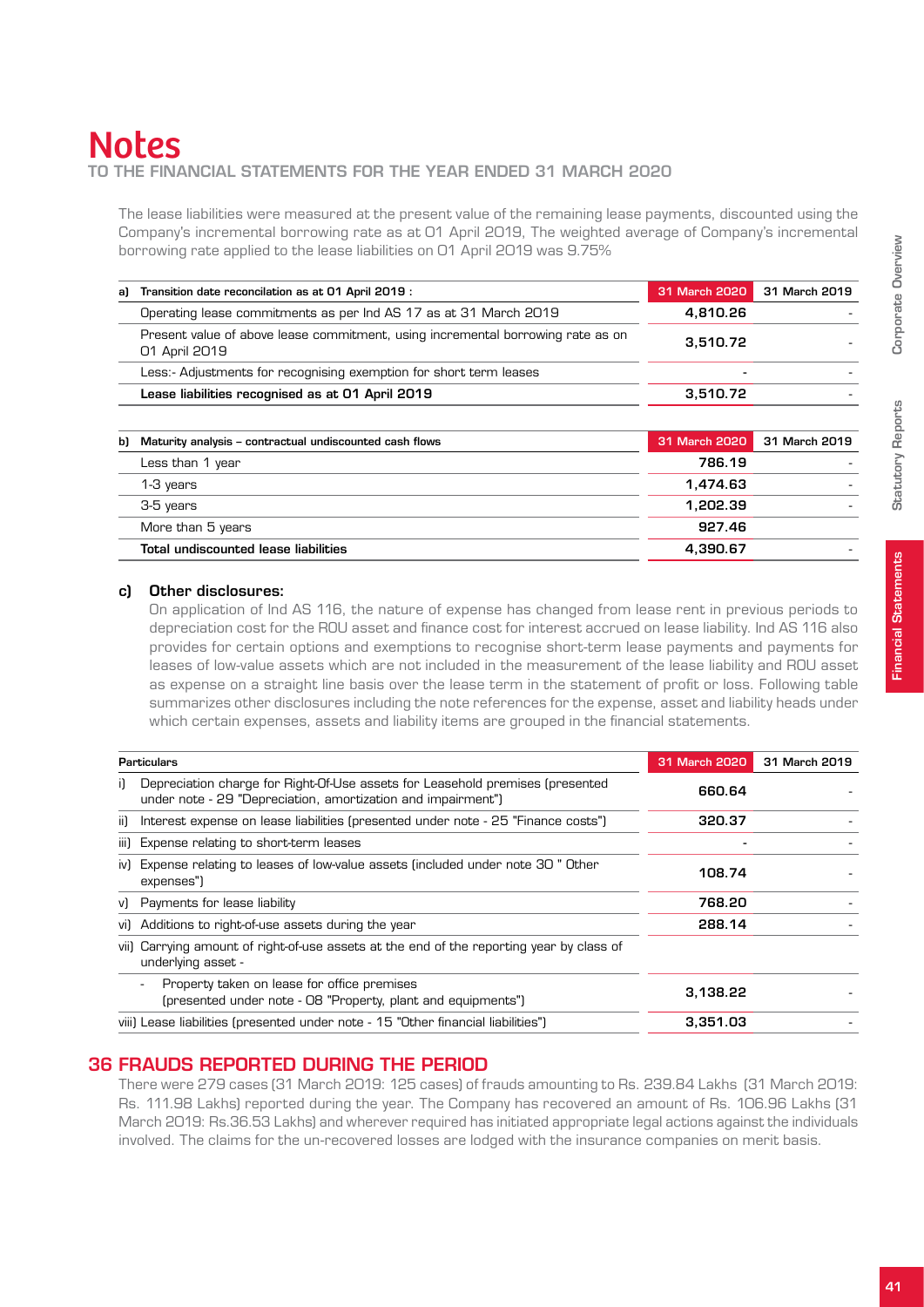# Notes

## TO THE FINANCIAL STATEMENTS FOR THE YEAR ENDED 31 MARCH 2020

The lease liabilities were measured at the present value of the remaining lease payments, discounted using the Company's incremental borrowing rate as at 01 April 2019, The weighted average of Company's incremental borrowing rate applied to the lease liabilities on 01 April 2019 was 9.75%

| a) Transition date reconcilation as at 01 April 2019 : | 31 March 2020 | 31 March 2019 |
|---|---|---|
| Operating lease commitments as per Ind AS 17 as at 31 March 2019 | 4,810.26 | - |
| Present value of above lease commitment, using incremental borrowing rate as on 01 April 2019 | 3,510.72 | - |
| Less:- Adjustments for recognising exemption for short term leases | - | - |
| **Lease liabilities recognised as at 01 April 2019** | 3,510.72 | - |

| b) Maturity analysis – contractual undiscounted cash flows | 31 March 2020 | 31 March 2019 |
|---|---|---|
| Less than 1 year | 786.19 | - |
| 1-3 years | 1,474.63 | - |
| 3-5 years | 1,202.39 | - |
| More than 5 years | 927.46 | |
| **Total undiscounted lease liabilities** | 4,390.67 | - |

**c) Other disclosures:**

On application of Ind AS 116, the nature of expense has changed from lease rent in previous periods to depreciation cost for the ROU asset and finance cost for interest accrued on lease liability. Ind AS 116 also provides for certain options and exemptions to recognise short-term lease payments and payments for leases of low-value assets which are not included in the measurement of the lease liability and ROU asset as expense on a straight line basis over the lease term in the statement of profit or loss. Following table summarizes other disclosures including the note references for the expense, asset and liability heads under which certain expenses, assets and liability items are grouped in the financial statements.

| Particulars | 31 March 2020 | 31 March 2019 |
|---|---|---|
| i) Depreciation charge for Right-Of-Use assets for Leasehold premises (presented under note - 29 "Depreciation, amortization and impairment") | 660.64 | - |
| ii) Interest expense on lease liabilities (presented under note - 25 "Finance costs") | 320.37 | - |
| iii) Expense relating to short-term leases | - | - |
| iv) Expense relating to leases of low-value assets (included under note 30 " Other expenses") | 108.74 | - |
| v) Payments for lease liability | 768.20 | - |
| vi) Additions to right-of-use assets during the year | 288.14 | - |
| vii) Carrying amount of right-of-use assets at the end of the reporting year by class of underlying asset - | | |
| - Property taken on lease for office premises (presented under note - 08 "Property, plant and equipments") | 3,138.22 | - |
| viii) Lease liabilities (presented under note - 15 "Other financial liabilities") | 3,351.03 | - |

## 36 FRAUDS REPORTED DURING THE PERIOD

There were 279 cases (31 March 2019: 125 cases) of frauds amounting to Rs. 239.84 Lakhs (31 March 2019: Rs. 111.98 Lakhs) reported during the year. The Company has recovered an amount of Rs. 106.96 Lakhs (31 March 2019: Rs.36.53 Lakhs) and wherever required has initiated appropriate legal actions against the individuals involved. The claims for the un-recovered losses are lodged with the insurance companies on merit basis.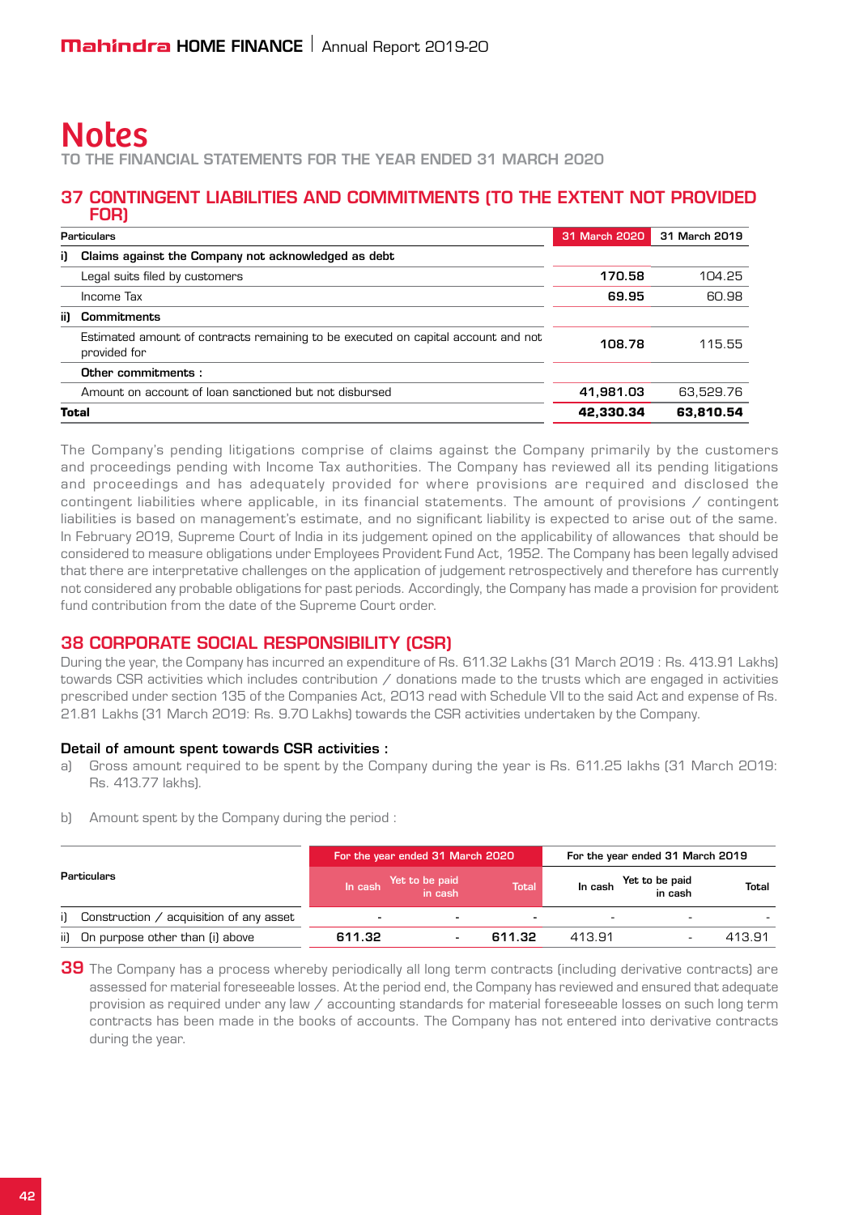# Notes

TO THE FINANCIAL STATEMENTS FOR THE YEAR ENDED 31 MARCH 2020

## 37 CONTINGENT LIABILITIES AND COMMITMENTS (TO THE EXTENT NOT PROVIDED FOR)

| Particulars | | 31 March 2020 | 31 March 2019 |
|---|---|---|---|
| i) | **Claims against the Company not acknowledged as debt** | | |
| | Legal suits filed by customers | **170.58** | 104.25 |
| | Income Tax | **69.95** | 60.98 |
| ii) | **Commitments** | | |
| | Estimated amount of contracts remaining to be executed on capital account and not provided for | **108.78** | 115.55 |
| | **Other commitments :** | | |
| | Amount on account of loan sanctioned but not disbursed | **41,981.03** | 63,529.76 |
| **Total** | | **42,330.34** | **63,810.54** |

The Company's pending litigations comprise of claims against the Company primarily by the customers and proceedings pending with Income Tax authorities. The Company has reviewed all its pending litigations and proceedings and has adequately provided for where provisions are required and disclosed the contingent liabilities where applicable, in its financial statements. The amount of provisions / contingent liabilities is based on management's estimate, and no significant liability is expected to arise out of the same. In February 2019, Supreme Court of India in its judgement opined on the applicability of allowances that should be considered to measure obligations under Employees Provident Fund Act, 1952. The Company has been legally advised that there are interpretative challenges on the application of judgement retrospectively and therefore has currently not considered any probable obligations for past periods. Accordingly, the Company has made a provision for provident fund contribution from the date of the Supreme Court order.

## 38 CORPORATE SOCIAL RESPONSIBILITY (CSR)

During the year, the Company has incurred an expenditure of Rs. 611.32 Lakhs (31 March 2019 : Rs. 413.91 Lakhs) towards CSR activities which includes contribution / donations made to the trusts which are engaged in activities prescribed under section 135 of the Companies Act, 2013 read with Schedule VII to the said Act and expense of Rs. 21.81 Lakhs (31 March 2019: Rs. 9.70 Lakhs) towards the CSR activities undertaken by the Company.

**Detail of amount spent towards CSR activities :**

a) Gross amount required to be spent by the Company during the year is Rs. 611.25 lakhs (31 March 2019: Rs. 413.77 lakhs).

b) Amount spent by the Company during the period :

| Particulars | For the year ended 31 March 2020 | | | For the year ended 31 March 2019 | | |
|---|---|---|---|---|---|---|
| | In cash | Yet to be paid in cash | Total | In cash | Yet to be paid in cash | Total |
| i) Construction / acquisition of any asset | - | - | - | - | - | - |
| ii) On purpose other than (i) above | 611.32 | - | 611.32 | 413.91 | - | 413.91 |

**39** The Company has a process whereby periodically all long term contracts (including derivative contracts) are assessed for material foreseeable losses. At the period end, the Company has reviewed and ensured that adequate provision as required under any law / accounting standards for material foreseeable losses on such long term contracts has been made in the books of accounts. The Company has not entered into derivative contracts during the year.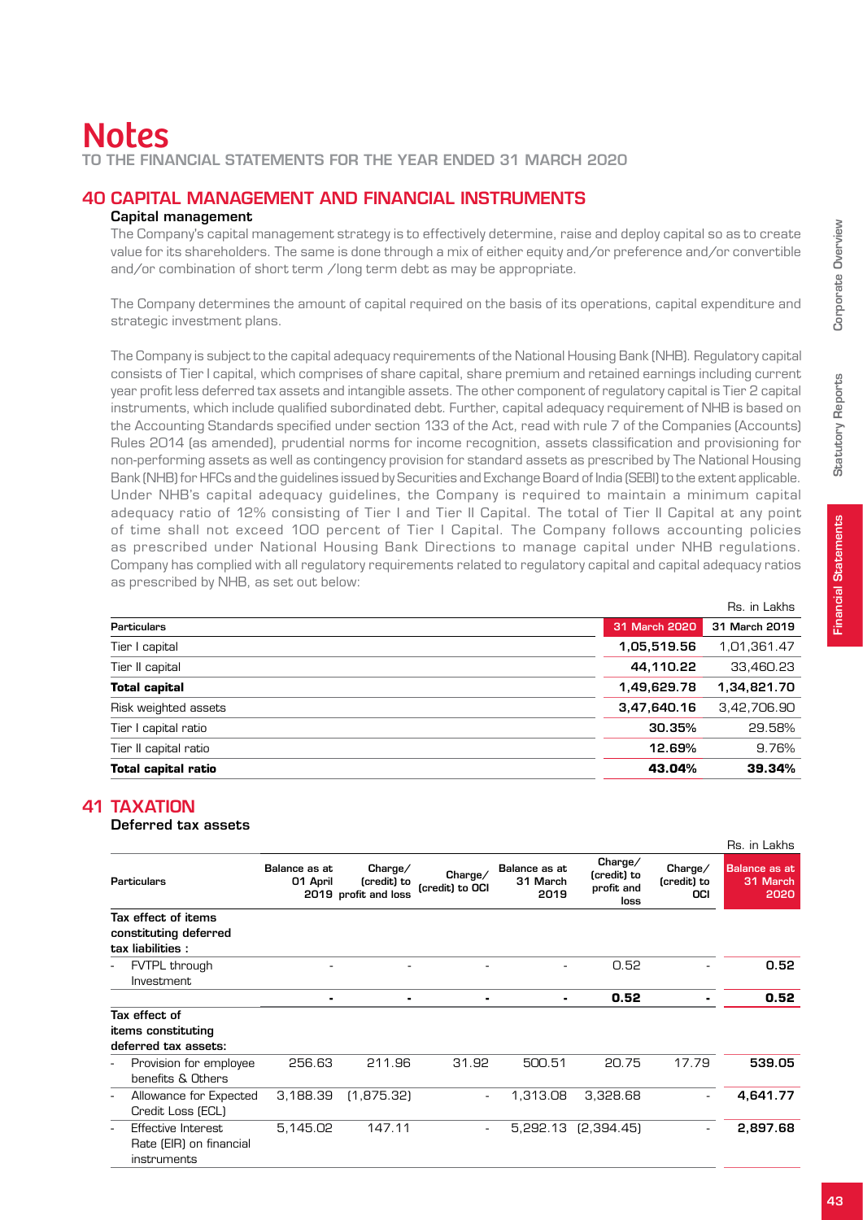# Notes

TO THE FINANCIAL STATEMENTS FOR THE YEAR ENDED 31 MARCH 2020

## 40 CAPITAL MANAGEMENT AND FINANCIAL INSTRUMENTS

### Capital management

The Company's capital management strategy is to effectively determine, raise and deploy capital so as to create value for its shareholders. The same is done through a mix of either equity and/or preference and/or convertible and/or combination of short term /long term debt as may be appropriate.

The Company determines the amount of capital required on the basis of its operations, capital expenditure and strategic investment plans.

The Company is subject to the capital adequacy requirements of the National Housing Bank (NHB). Regulatory capital consists of Tier I capital, which comprises of share capital, share premium and retained earnings including current year profit less deferred tax assets and intangible assets. The other component of regulatory capital is Tier 2 capital instruments, which include qualified subordinated debt. Further, capital adequacy requirement of NHB is based on the Accounting Standards specified under section 133 of the Act, read with rule 7 of the Companies (Accounts) Rules 2014 (as amended), prudential norms for income recognition, assets classification and provisioning for non-performing assets as well as contingency provision for standard assets as prescribed by The National Housing Bank (NHB) for HFCs and the guidelines issued by Securities and Exchange Board of India (SEBI) to the extent applicable. Under NHB's capital adequacy guidelines, the Company is required to maintain a minimum capital adequacy ratio of 12% consisting of Tier I and Tier II Capital. The total of Tier II Capital at any point of time shall not exceed 100 percent of Tier I Capital. The Company follows accounting policies as prescribed under National Housing Bank Directions to manage capital under NHB regulations. Company has complied with all regulatory requirements related to regulatory capital and capital adequacy ratios as prescribed by NHB, as set out below:

Rs. in Lakhs

| Particulars | 31 March 2020 | 31 March 2019 |
|---|---|---|
| Tier I capital | **1,05,519.56** | 1,01,361.47 |
| Tier II capital | **44,110.22** | 33,460.23 |
| **Total capital** | **1,49,629.78** | **1,34,821.70** |
| Risk weighted assets | **3,47,640.16** | 3,42,706.90 |
| Tier I capital ratio | **30.35%** | 29.58% |
| Tier II capital ratio | **12.69%** | 9.76% |
| **Total capital ratio** | **43.04%** | **39.34%** |

## 41 TAXATION

### Deferred tax assets

Rs. in Lakhs

| Particulars | Balance as at 01 April 2019 | Charge/ (credit) to profit and loss | Charge/ (credit) to OCI | Balance as at 31 March 2019 | Charge/ (credit) to profit and loss | Charge/ (credit) to OCI | Balance as at 31 March 2020 |
|---|---|---|---|---|---|---|---|
| **Tax effect of items constituting deferred tax liabilities :** | | | | | | | |
| - FVTPL through Investment | - | - | - | - | 0.52 | - | **0.52** |
| | **-** | **-** | **-** | **-** | **0.52** | **-** | **0.52** |
| **Tax effect of items constituting deferred tax assets:** | | | | | | | |
| - Provision for employee benefits & Others | 256.63 | 211.96 | 31.92 | 500.51 | 20.75 | 17.79 | **539.05** |
| - Allowance for Expected Credit Loss (ECL) | 3,188.39 | (1,875.32) | - | 1,313.08 | 3,328.68 | - | **4,641.77** |
| - Effective Interest Rate (EIR) on financial instruments | 5,145.02 | 147.11 | - | 5,292.13 | (2,394.45) | - | **2,897.68** |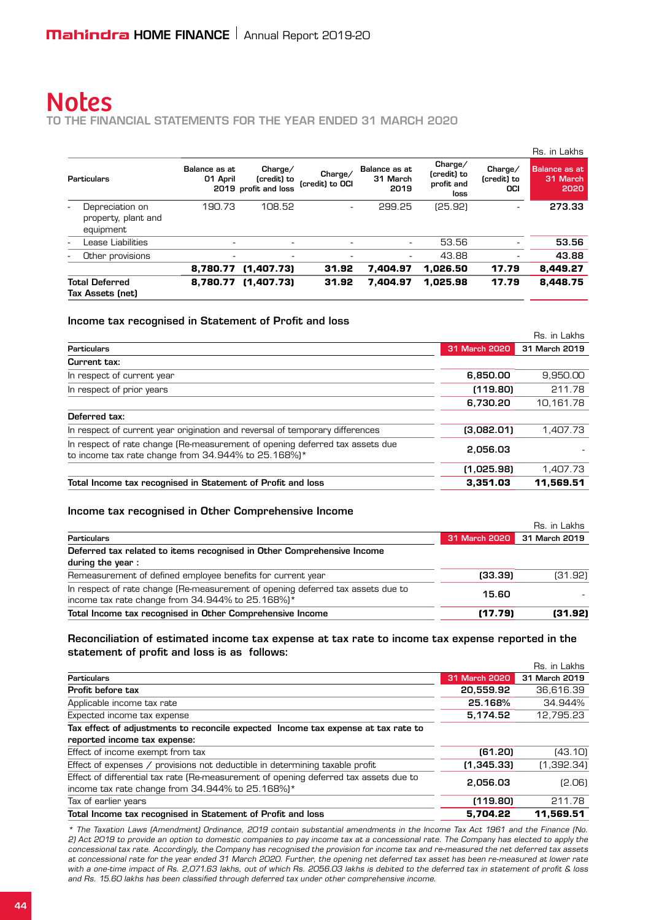# Notes

TO THE FINANCIAL STATEMENTS FOR THE YEAR ENDED 31 MARCH 2020

Rs. in Lakhs

| Particulars | Balance as at 01 April 2019 | Charge/ (credit) to profit and loss | Charge/ (credit) to OCI | Balance as at 31 March 2019 | Charge/ (credit) to profit and loss | Charge/ (credit) to OCI | Balance as at 31 March 2020 |
|---|---|---|---|---|---|---|---|
| - Depreciation on property, plant and equipment | 190.73 | 108.52 | - | 299.25 | (25.92) | - | **273.33** |
| - Lease Liabilities | - | - | - | - | 53.56 | - | **53.56** |
| - Other provisions | - | - | - | - | 43.88 | - | **43.88** |
| | **8,780.77** | **(1,407.73)** | **31.92** | **7,404.97** | **1,026.50** | **17.79** | **8,449.27** |
| **Total Deferred Tax Assets (net)** | **8,780.77** | **(1,407.73)** | **31.92** | **7,404.97** | **1,025.98** | **17.79** | **8,448.75** |

### Income tax recognised in Statement of Profit and loss

Rs. in Lakhs

| Particulars | 31 March 2020 | 31 March 2019 |
|---|---|---|
| **Current tax:** | | |
| In respect of current year | **6,850.00** | 9,950.00 |
| In respect of prior years | **(119.80)** | 211.78 |
| | **6,730.20** | 10,161.78 |
| **Deferred tax:** | | |
| In respect of current year origination and reversal of temporary differences | **(3,082.01)** | 1,407.73 |
| In respect of rate change (Re-measurement of opening deferred tax assets due to income tax rate change from 34.944% to 25.168%)* | **2,056.03** | - |
| | **(1,025.98)** | 1,407.73 |
| **Total Income tax recognised in Statement of Profit and loss** | **3,351.03** | **11,569.51** |

### Income tax recognised in Other Comprehensive Income

Rs. in Lakhs

| Particulars | 31 March 2020 | 31 March 2019 |
|---|---|---|
| **Deferred tax related to items recognised in Other Comprehensive Income during the year :** | | |
| Remeasurement of defined employee benefits for current year | **(33.39)** | (31.92) |
| In respect of rate change (Re-measurement of opening deferred tax assets due to income tax rate change from 34.944% to 25.168%)* | **15.60** | - |
| **Total Income tax recognised in Other Comprehensive Income** | **(17.79)** | **(31.92)** |

### Reconciliation of estimated income tax expense at tax rate to income tax expense reported in the statement of profit and loss is as follows:

Rs. in Lakhs

| Particulars | 31 March 2020 | 31 March 2019 |
|---|---|---|
| **Profit before tax** | **20,559.92** | 36,616.39 |
| Applicable income tax rate | **25.168%** | 34.944% |
| Expected income tax expense | **5,174.52** | 12,795.23 |
| **Tax effect of adjustments to reconcile expected Income tax expense at tax rate to reported income tax expense:** | | |
| Effect of income exempt from tax | **(61.20)** | (43.10) |
| Effect of expenses / provisions not deductible in determining taxable profit | **(1,345.33)** | (1,392.34) |
| Effect of differential tax rate (Re-measurement of opening deferred tax assets due to income tax rate change from 34.944% to 25.168%)* | **2,056.03** | (2.06) |
| Tax of earlier years | **(119.80)** | 211.78 |
| **Total Income tax recognised in Statement of Profit and loss** | **5,704.22** | **11,569.51** |

*\* The Taxation Laws (Amendment) Ordinance, 2019 contain substantial amendments in the Income Tax Act 1961 and the Finance (No. 2) Act 2019 to provide an option to domestic companies to pay income tax at a concessional rate. The Company has elected to apply the concessional tax rate. Accordingly, the Company has recognised the provision for income tax and re-measured the net deferred tax assets at concessional rate for the year ended 31 March 2020. Further, the opening net deferred tax asset has been re-measured at lower rate with a one-time impact of Rs. 2,071.63 lakhs, out of which Rs. 2056.03 lakhs is debited to the deferred tax in statement of profit & loss and Rs. 15.60 lakhs has been classified through deferred tax under other comprehensive income.*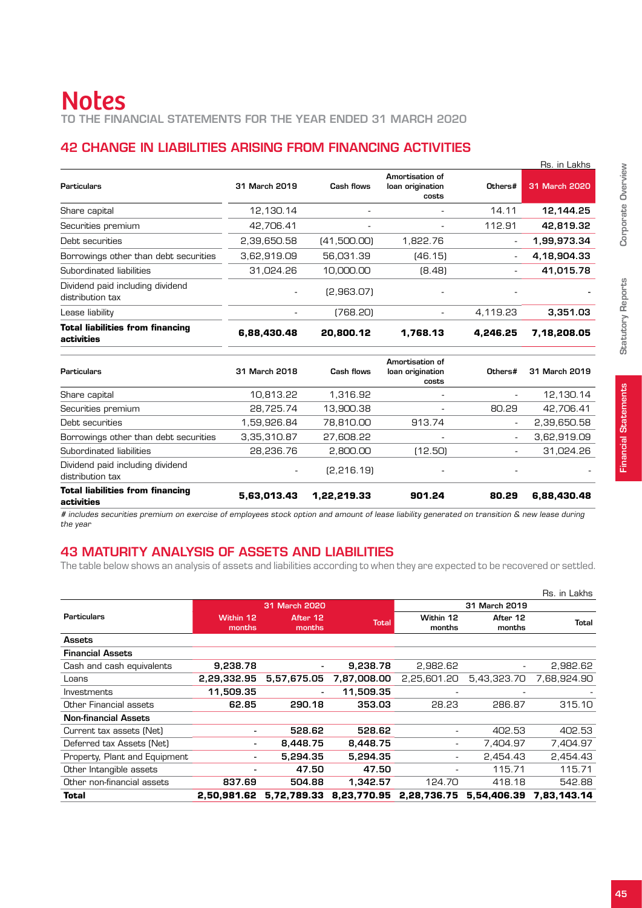# Notes

TO THE FINANCIAL STATEMENTS FOR THE YEAR ENDED 31 MARCH 2020

## 42 CHANGE IN LIABILITIES ARISING FROM FINANCING ACTIVITIES

Rs. in Lakhs

| Particulars | 31 March 2019 | Cash flows | Amortisation of loan origination costs | Others# | 31 March 2020 |
|---|---|---|---|---|---|
| Share capital | 12,130.14 | - | - | 14.11 | **12,144.25** |
| Securities premium | 42,706.41 | - | - | 112.91 | **42,819.32** |
| Debt securities | 2,39,650.58 | (41,500.00) | 1,822.76 | - | **1,99,973.34** |
| Borrowings other than debt securities | 3,62,919.09 | 56,031.39 | (46.15) | - | **4,18,904.33** |
| Subordinated liabilities | 31,024.26 | 10,000.00 | (8.48) | - | **41,015.78** |
| Dividend paid including dividend distribution tax | - | (2,963.07) | - | - | **-** |
| Lease liability | - | (768.20) | - | 4,119.23 | **3,351.03** |
| **Total liabilities from financing activities** | **6,88,430.48** | **20,800.12** | **1,768.13** | **4,246.25** | **7,18,208.05** |

| Particulars | 31 March 2018 | Cash flows | Amortisation of loan origination costs | Others# | 31 March 2019 |
|---|---|---|---|---|---|
| Share capital | 10,813.22 | 1,316.92 | - | - | 12,130.14 |
| Securities premium | 28,725.74 | 13,900.38 | - | 80.29 | 42,706.41 |
| Debt securities | 1,59,926.84 | 78,810.00 | 913.74 | - | 2,39,650.58 |
| Borrowings other than debt securities | 3,35,310.87 | 27,608.22 | - | - | 3,62,919.09 |
| Subordinated liabilities | 28,236.76 | 2,800.00 | (12.50) | - | 31,024.26 |
| Dividend paid including dividend distribution tax | - | (2,216.19) | - | - | - |
| **Total liabilities from financing activities** | **5,63,013.43** | **1,22,219.33** | **901.24** | **80.29** | **6,88,430.48** |

*# includes securities premium on exercise of employees stock option and amount of lease liability generated on transition & new lease during the year*

## 43 MATURITY ANALYSIS OF ASSETS AND LIABILITIES

The table below shows an analysis of assets and liabilities according to when they are expected to be recovered or settled.

Rs. in Lakhs

| Particulars | 31 March 2020 | | | 31 March 2019 | | |
|---|---|---|---|---|---|---|
| | Within 12 months | After 12 months | Total | Within 12 months | After 12 months | Total |
| **Assets** | | | | | | |
| **Financial Assets** | | | | | | |
| Cash and cash equivalents | **9,238.78** | **-** | **9,238.78** | 2,982.62 | - | 2,982.62 |
| Loans | **2,29,332.95** | **5,57,675.05** | **7,87,008.00** | 2,25,601.20 | 5,43,323.70 | 7,68,924.90 |
| Investments | **11,509.35** | **-** | **11,509.35** | - | - | - |
| Other Financial assets | **62.85** | **290.18** | **353.03** | 28.23 | 286.87 | 315.10 |
| **Non-financial Assets** | | | | | | |
| Current tax assets (Net) | **-** | **528.62** | **528.62** | - | 402.53 | 402.53 |
| Deferred tax Assets (Net) | **-** | **8,448.75** | **8,448.75** | - | 7,404.97 | 7,404.97 |
| Property, Plant and Equipment | **-** | **5,294.35** | **5,294.35** | - | 2,454.43 | 2,454.43 |
| Other Intangible assets | **-** | **47.50** | **47.50** | - | 115.71 | 115.71 |
| Other non-financial assets | **837.69** | **504.88** | **1,342.57** | 124.70 | 418.18 | 542.88 |
| **Total** | **2,50,981.62** | **5,72,789.33** | **8,23,770.95** | **2,28,736.75** | **5,54,406.39** | **7,83,143.14** |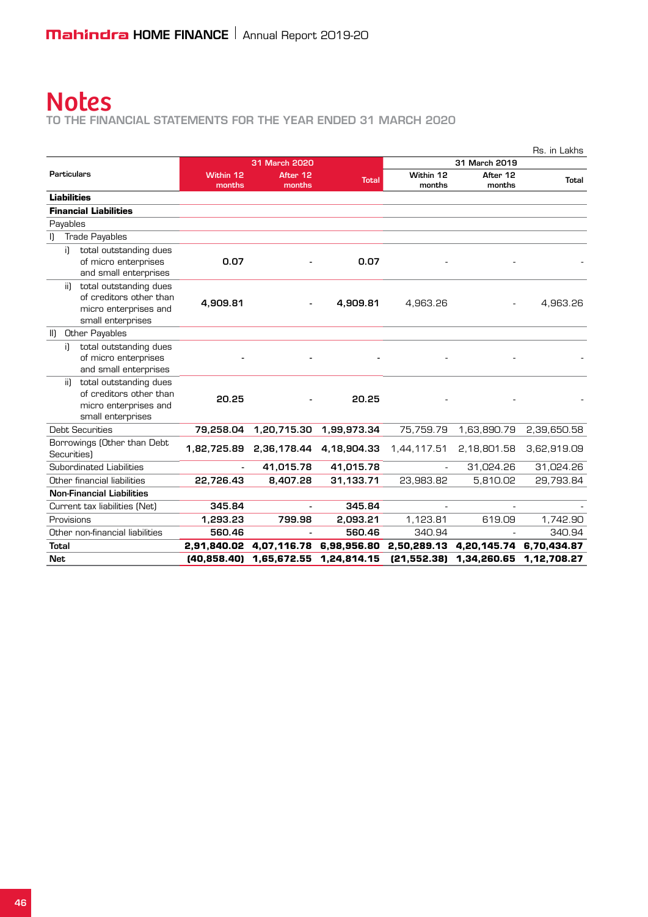# Notes

TO THE FINANCIAL STATEMENTS FOR THE YEAR ENDED 31 MARCH 2020

Rs. in Lakhs

| Particulars | 31 March 2020 | | | 31 March 2019 | | |
|---|---|---|---|---|---|---|
| | Within 12 months | After 12 months | Total | Within 12 months | After 12 months | Total |
| **Liabilities** | | | | | | |
| **Financial Liabilities** | | | | | | |
| Payables | | | | | | |
| I) Trade Payables | | | | | | |
| i) total outstanding dues of micro enterprises and small enterprises | **0.07** | - | **0.07** | - | - | - |
| ii) total outstanding dues of creditors other than micro enterprises and small enterprises | **4,909.81** | - | **4,909.81** | 4,963.26 | - | 4,963.26 |
| II) Other Payables | | | | | | |
| i) total outstanding dues of micro enterprises and small enterprises | - | - | - | - | - | - |
| ii) total outstanding dues of creditors other than micro enterprises and small enterprises | **20.25** | - | **20.25** | - | - | - |
| Debt Securities | **79,258.04** | **1,20,715.30** | **1,99,973.34** | 75,759.79 | 1,63,890.79 | 2,39,650.58 |
| Borrowings (Other than Debt Securities) | **1,82,725.89** | **2,36,178.44** | **4,18,904.33** | 1,44,117.51 | 2,18,801.58 | 3,62,919.09 |
| Subordinated Liabilities | - | **41,015.78** | **41,015.78** | - | 31,024.26 | 31,024.26 |
| Other financial liabilities | **22,726.43** | **8,407.28** | **31,133.71** | 23,983.82 | 5,810.02 | 29,793.84 |
| **Non-Financial Liabilities** | | | | | | |
| Current tax liabilities (Net) | **345.84** | - | **345.84** | - | - | - |
| Provisions | **1,293.23** | **799.98** | **2,093.21** | 1,123.81 | 619.09 | 1,742.90 |
| Other non-financial liabilities | **560.46** | - | **560.46** | 340.94 | - | 340.94 |
| **Total** | **2,91,840.02** | **4,07,116.78** | **6,98,956.80** | **2,50,289.13** | **4,20,145.74** | **6,70,434.87** |
| **Net** | **(40,858.40)** | **1,65,672.55** | **1,24,814.15** | **(21,552.38)** | **1,34,260.65** | **1,12,708.27** |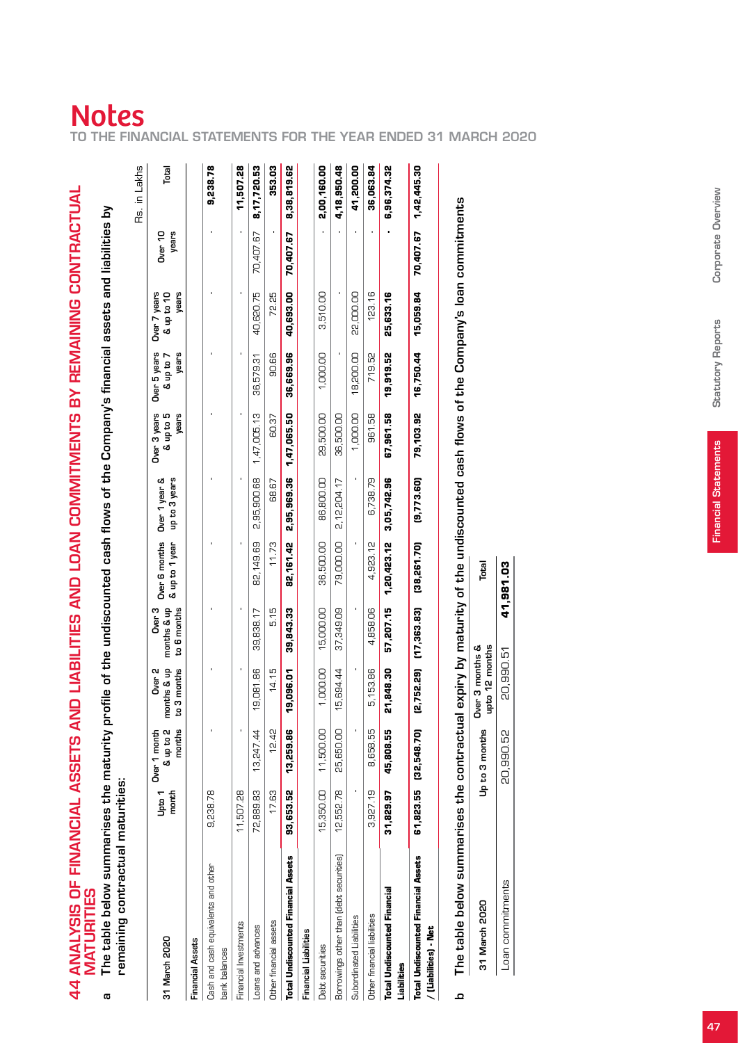# 44 ANALYSIS OF FINANCIAL ASSETS AND LIABILITIES AND LOAN COMMITMENTS BY REMAINING CONTRACTUAL MATURITIES

**a** The table below summarises the maturity profile of the undiscounted cash flows of the Company's financial assets and liabilities by remaining contractual maturities:

Rs. in Lakhs

| 31 March 2020 | Upto 1 month | Over 1 month & up to 2 months | Over 2 months & up to 3 months | Over 3 months & up to 6 months | Over 6 months & up to 1 year | Over 1 year & up to 3 years | Over 3 years & up to 5 years | Over 5 years & up to 7 years | Over 7 years & up to 10 years | Over 10 years | Total |
|---|---|---|---|---|---|---|---|---|---|---|---|
| **Financial Assets** | | | | | | | | | | | |
| Cash and cash equivalents and other bank balances | 9,238.78 | - | - | - | - | - | - | - | - | - | 9,238.78 |
| Financial Investments | 11,507.28 | - | - | - | - | - | - | - | - | - | 11,507.28 |
| Loans and advances | 72,889.83 | 13,247.44 | 19,081.86 | 39,838.17 | 82,149.69 | 2,95,900.68 | 1,47,005.13 | 36,579.31 | 40,620.75 | 70,407.67 | 8,17,720.53 |
| Other financial assets | 17.63 | 12.42 | 14.15 | 5.15 | 11.73 | 68.67 | 60.37 | 90.66 | 72.25 | - | 353.03 |
| **Total Undiscounted Financial Assets** | **93,653.52** | **13,259.86** | **19,096.01** | **39,843.33** | **82,161.42** | **2,95,969.36** | **1,47,065.50** | **36,669.96** | **40,693.00** | **70,407.67** | **8,38,819.62** |
| **Financial Liabilities** | | | | | | | | | | | |
| Debt securities | 15,350.00 | 11,500.00 | 1,000.00 | 15,000.00 | 36,500.00 | 86,800.00 | 29,500.00 | 1,000.00 | 3,510.00 | - | 2,00,160.00 |
| Borrowings other than (debt securities) | 12,552.78 | 25,650.00 | 15,694.44 | 37,349.09 | 79,000.00 | 2,12,204.17 | 36,500.00 | - | - | - | 4,18,950.48 |
| Subordinated Liabilities | - | - | - | - | - | - | 1,000.00 | 18,200.00 | 22,000.00 | - | 41,200.00 |
| Other financial liabilities | 3,927.19 | 8,658.55 | 5,153.86 | 4,858.06 | 4,923.12 | 6,738.79 | 961.58 | 719.52 | 123.16 | - | 36,063.84 |
| **Total Undiscounted Financial Liabilities** | **31,829.97** | **45,808.55** | **21,848.30** | **57,207.15** | **1,20,423.12** | **3,05,742.96** | **67,961.58** | **19,919.52** | **25,633.16** | **-** | **6,96,374.32** |
| **Total Undiscounted Financial Assets / (Liabilities) - Net** | **61,823.55** | **(32,548.70)** | **(2,752.29)** | **(17,363.83)** | **(38,261.70)** | **(9,773.60)** | **79,103.92** | **16,750.44** | **15,059.84** | **70,407.67** | **1,42,445.30** |

**b** The table below summarises the contractual expiry by maturity of the undiscounted cash flows of the Company's loan commitments

| 31 March 2020 | Up to 3 months | Over 3 months & upto 12 months | Total |
|---|---|---|---|
| Loan commitments | 20,990.52 | 20,990.51 | 41,981.03 |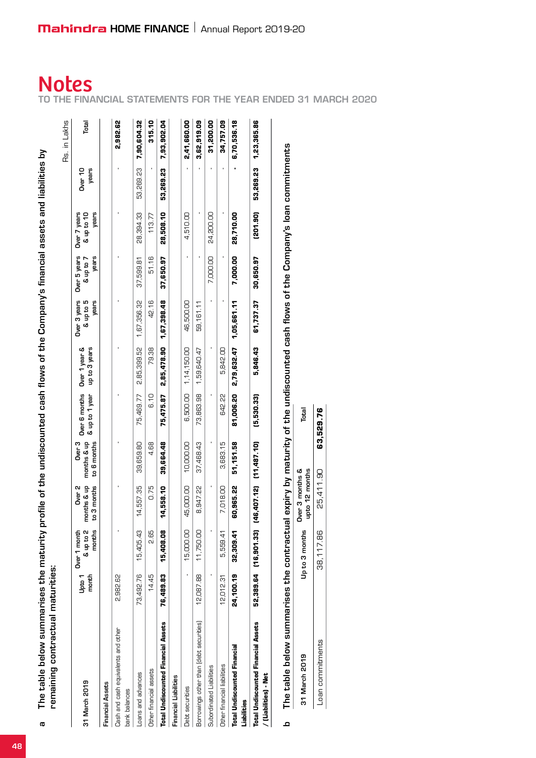# Notes

TO THE FINANCIAL STATEMENTS FOR THE YEAR ENDED 31 MARCH 2020

a The table below summarises the maturity profile of the undiscounted cash flows of the Company's financial assets and liabilities by remaining contractual maturities:

Rs. in Lakhs

| 31 March 2019 | Upto 1 month | Over 1 month & up to 2 months | Over 2 months & up to 3 months | Over 3 months & up to 6 months | Over 6 months & up to 1 year | Over 1 year & up to 3 years | Over 3 years & up to 5 years | Over 5 years & up to 7 years | Over 7 years & up to 10 years | Over 10 years | Total |
|---|---|---|---|---|---|---|---|---|---|---|---|
| **Financial Assets** | | | | | | | | | | | |
| Cash and cash equivalents and other bank balances | 2,982.62 | - | - | - | - | - | - | - | - | - | **2,982.62** |
| Loans and advances | 73,492.76 | 15,405.43 | 14,557.35 | 39,659.80 | 75,469.77 | 2,85,399.52 | 1,67,356.32 | 37,599.81 | 28,394.33 | 53,269.23 | **7,90,604.32** |
| Other financial assets | 14.45 | 2.65 | 0.75 | 4.68 | 6.10 | 79.38 | 42.16 | 51.16 | 113.77 | - | **315.10** |
| **Total Undiscounted Financial Assets** | **76,489.83** | **15,408.08** | **14,558.10** | **39,664.48** | **75,475.87** | **2,85,478.90** | **1,67,398.48** | **37,650.97** | **28,508.10** | **53,269.23** | **7,93,902.04** |
| **Financial Liabilities** | | | | | | | | | | | |
| Debt securities | - | 15,000.00 | 45,000.00 | 10,000.00 | 6,500.00 | 1,14,150.00 | 46,500.00 | - | 4,510.00 | - | **2,41,660.00** |
| Borrowings other than (debt securities) | 12,087.88 | 11,750.00 | 8,947.22 | 37,468.43 | 73,863.98 | 1,59,640.47 | 59,161.11 | - | - | - | **3,62,919.09** |
| Subordinated Liabilities | - | - | - | - | - | - | - | 7,000.00 | 24,200.00 | - | **31,200.00** |
| Other financial liabilities | 12,012.31 | 5,559.41 | 7,018.00 | 3,683.15 | 642.22 | 5,842.00 | - | - | - | - | **34,757.09** |
| **Total Undiscounted Financial Liabilities** | **24,100.19** | **32,309.41** | **60,965.22** | **51,151.58** | **81,006.20** | **2,79,632.47** | **1,05,661.11** | **7,000.00** | **28,710.00** | **-** | **6,70,536.18** |
| **Total Undiscounted Financial Assets / (Liabilities) - Net** | **52,389.64** | **(16,901.33)** | **(46,407.12)** | **(11,487.10)** | **(5,530.33)** | **5,846.43** | **61,737.37** | **30,650.97** | **(201.90)** | **53,269.23** | **1,23,365.86** |

b The table below summarises the contractual expiry by maturity of the undiscounted cash flows of the Company's loan commitments

| 31 March 2019 | Up to 3 months | Over 3 months & upto 12 months | Total |
|---|---|---|---|
| Loan commitments | 38,117.86 | 25,411.90 | **63,529.76** |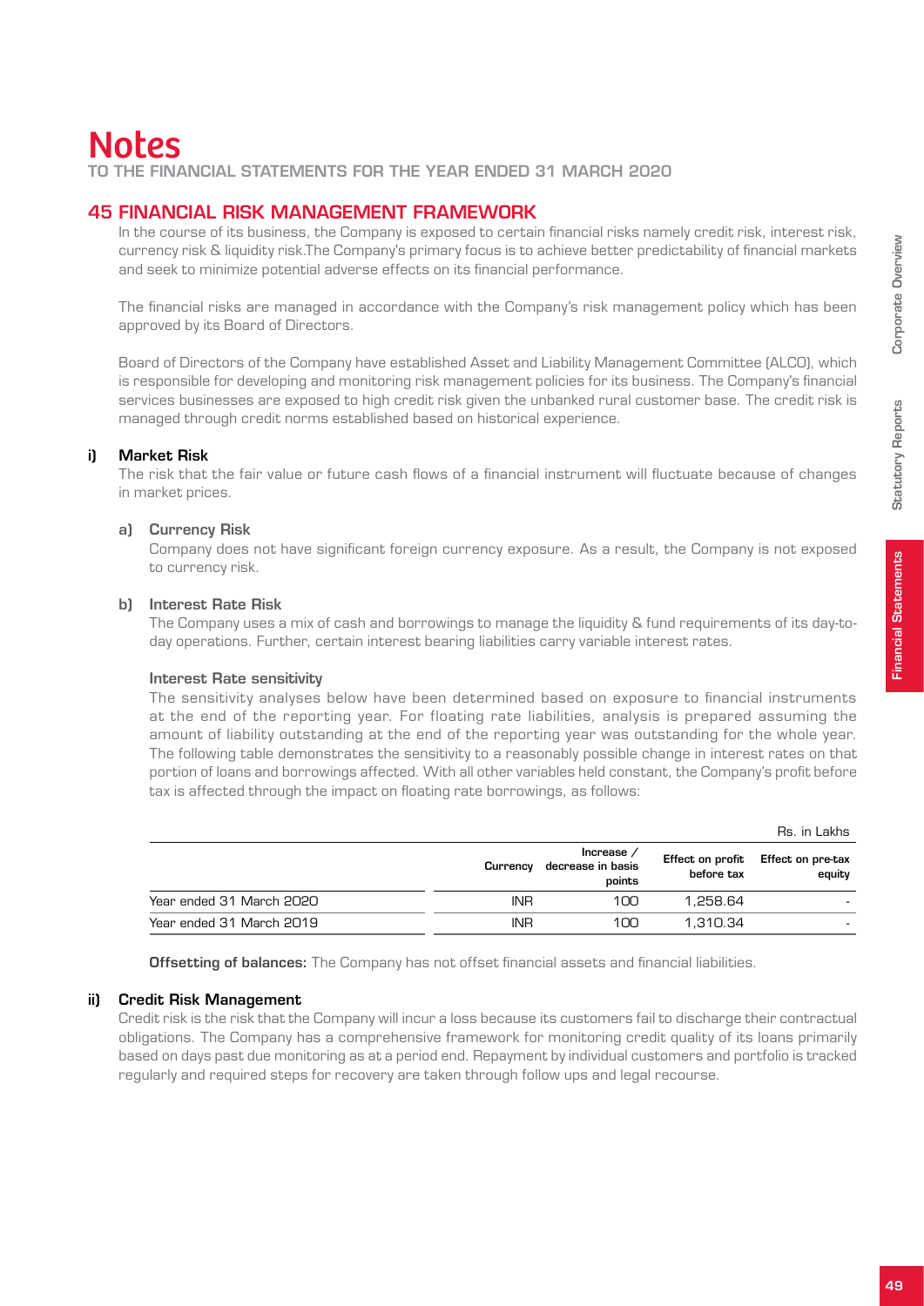# Notes

TO THE FINANCIAL STATEMENTS FOR THE YEAR ENDED 31 MARCH 2020

## 45 FINANCIAL RISK MANAGEMENT FRAMEWORK

In the course of its business, the Company is exposed to certain financial risks namely credit risk, interest risk, currency risk & liquidity risk.The Company's primary focus is to achieve better predictability of financial markets and seek to minimize potential adverse effects on its financial performance.

The financial risks are managed in accordance with the Company's risk management policy which has been approved by its Board of Directors.

Board of Directors of the Company have established Asset and Liability Management Committee (ALCO), which is responsible for developing and monitoring risk management policies for its business. The Company's financial services businesses are exposed to high credit risk given the unbanked rural customer base. The credit risk is managed through credit norms established based on historical experience.

### i) Market Risk

The risk that the fair value or future cash flows of a financial instrument will fluctuate because of changes in market prices.

#### a) Currency Risk

Company does not have significant foreign currency exposure. As a result, the Company is not exposed to currency risk.

#### b) Interest Rate Risk

The Company uses a mix of cash and borrowings to manage the liquidity & fund requirements of its day-to-day operations. Further, certain interest bearing liabilities carry variable interest rates.

**Interest Rate sensitivity**

The sensitivity analyses below have been determined based on exposure to financial instruments at the end of the reporting year. For floating rate liabilities, analysis is prepared assuming the amount of liability outstanding at the end of the reporting year was outstanding for the whole year. The following table demonstrates the sensitivity to a reasonably possible change in interest rates on that portion of loans and borrowings affected. With all other variables held constant, the Company's profit before tax is affected through the impact on floating rate borrowings, as follows:

Rs. in Lakhs

| | Currency | Increase / decrease in basis points | Effect on profit before tax | Effect on pre-tax equity |
|---|---|---|---|---|
| Year ended 31 March 2020 | INR | 100 | 1,258.64 | - |
| Year ended 31 March 2019 | INR | 100 | 1,310.34 | - |

**Offsetting of balances:** The Company has not offset financial assets and financial liabilities.

### ii) Credit Risk Management

Credit risk is the risk that the Company will incur a loss because its customers fail to discharge their contractual obligations. The Company has a comprehensive framework for monitoring credit quality of its loans primarily based on days past due monitoring as at a period end. Repayment by individual customers and portfolio is tracked regularly and required steps for recovery are taken through follow ups and legal recourse.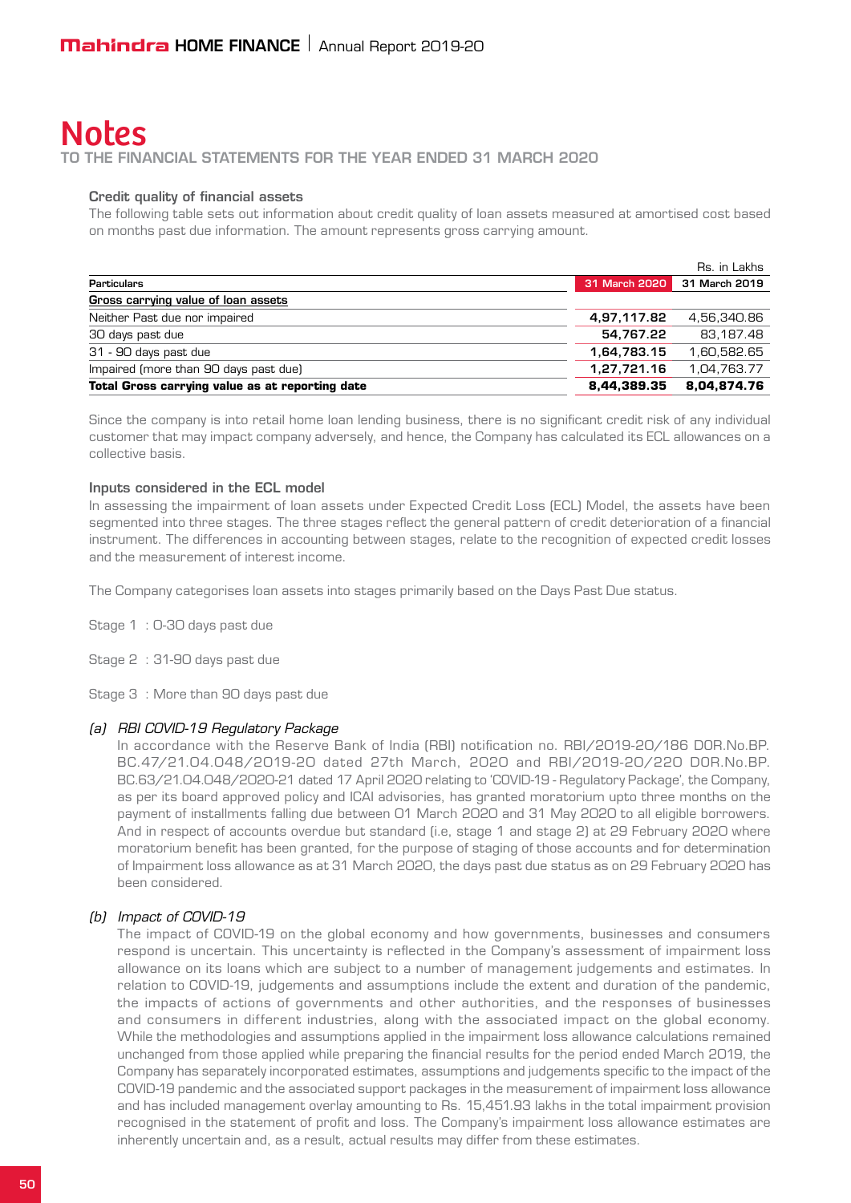# Notes

TO THE FINANCIAL STATEMENTS FOR THE YEAR ENDED 31 MARCH 2020

### Credit quality of financial assets

The following table sets out information about credit quality of loan assets measured at amortised cost based on months past due information. The amount represents gross carrying amount.

Rs. in Lakhs

| Particulars | 31 March 2020 | 31 March 2019 |
|---|---|---|
| **Gross carrying value of loan assets** | | |
| Neither Past due nor impaired | **4,97,117.82** | 4,56,340.86 |
| 30 days past due | **54,767.22** | 83,187.48 |
| 31 - 90 days past due | **1,64,783.15** | 1,60,582.65 |
| Impaired (more than 90 days past due) | **1,27,721.16** | 1,04,763.77 |
| **Total Gross carrying value as at reporting date** | **8,44,389.35** | **8,04,874.76** |

Since the company is into retail home loan lending business, there is no significant credit risk of any individual customer that may impact company adversely, and hence, the Company has calculated its ECL allowances on a collective basis.

### Inputs considered in the ECL model

In assessing the impairment of loan assets under Expected Credit Loss (ECL) Model, the assets have been segmented into three stages. The three stages reflect the general pattern of credit deterioration of a financial instrument. The differences in accounting between stages, relate to the recognition of expected credit losses and the measurement of interest income.

The Company categorises loan assets into stages primarily based on the Days Past Due status.

Stage 1 : 0-30 days past due

Stage 2 : 31-90 days past due

Stage 3 : More than 90 days past due

*(a) RBI COVID-19 Regulatory Package*

In accordance with the Reserve Bank of India (RBI) notification no. RBI/2019-20/186 DOR.No.BP.BC.47/21.04.048/2019-20 dated 27th March, 2020 and RBI/2019-20/220 DOR.No.BP.BC.63/21.04.048/2020-21 dated 17 April 2020 relating to 'COVID-19 - Regulatory Package', the Company, as per its board approved policy and ICAI advisories, has granted moratorium upto three months on the payment of installments falling due between 01 March 2020 and 31 May 2020 to all eligible borrowers. And in respect of accounts overdue but standard (i.e, stage 1 and stage 2) at 29 February 2020 where moratorium benefit has been granted, for the purpose of staging of those accounts and for determination of Impairment loss allowance as at 31 March 2020, the days past due status as on 29 February 2020 has been considered.

*(b) Impact of COVID-19*

The impact of COVID-19 on the global economy and how governments, businesses and consumers respond is uncertain. This uncertainty is reflected in the Company's assessment of impairment loss allowance on its loans which are subject to a number of management judgements and estimates. In relation to COVID-19, judgements and assumptions include the extent and duration of the pandemic, the impacts of actions of governments and other authorities, and the responses of businesses and consumers in different industries, along with the associated impact on the global economy. While the methodologies and assumptions applied in the impairment loss allowance calculations remained unchanged from those applied while preparing the financial results for the period ended March 2019, the Company has separately incorporated estimates, assumptions and judgements specific to the impact of the COVID-19 pandemic and the associated support packages in the measurement of impairment loss allowance and has included management overlay amounting to Rs. 15,451.93 lakhs in the total impairment provision recognised in the statement of profit and loss. The Company's impairment loss allowance estimates are inherently uncertain and, as a result, actual results may differ from these estimates.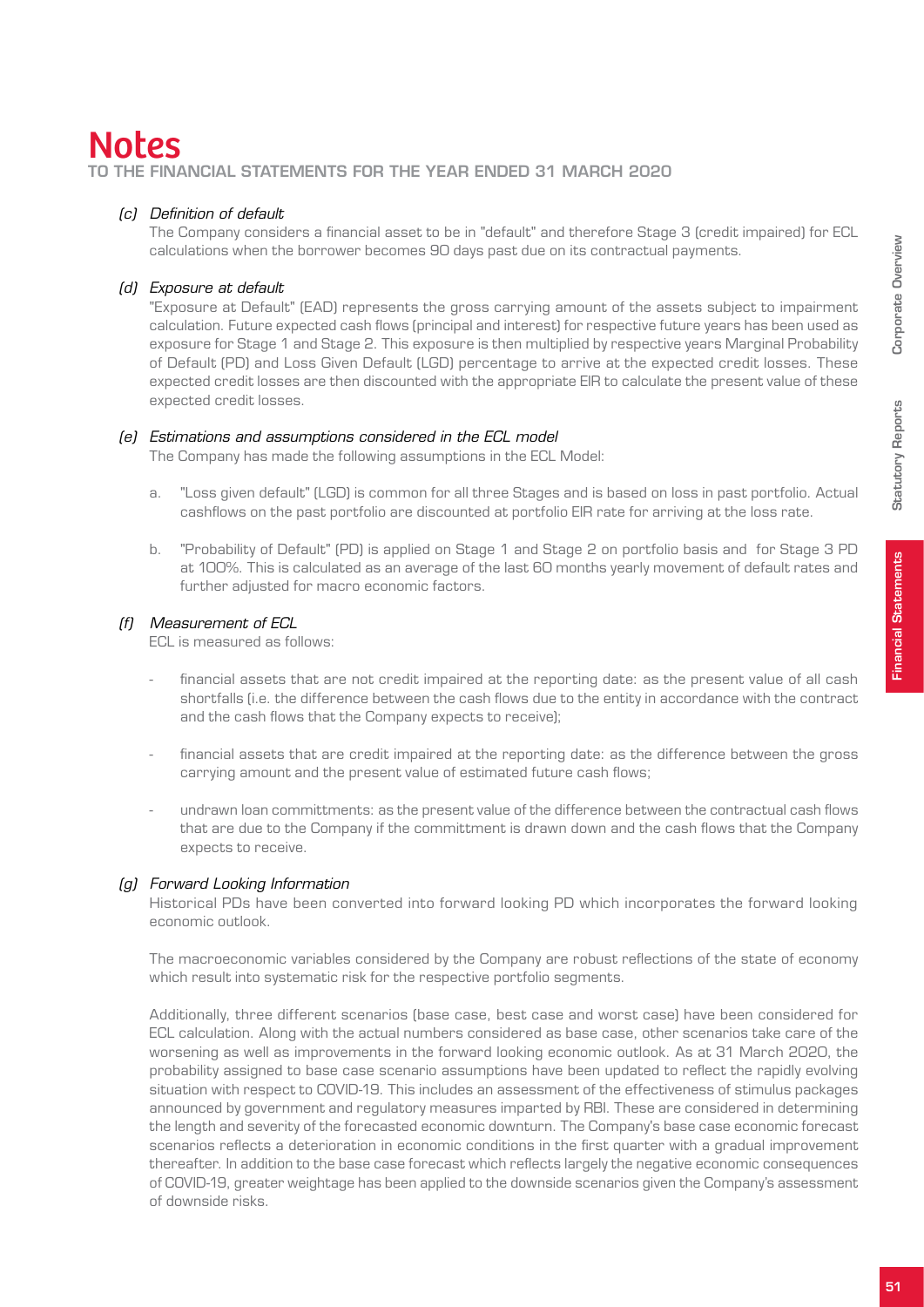# Notes

**TO THE FINANCIAL STATEMENTS FOR THE YEAR ENDED 31 MARCH 2020**

*(c) Definition of default*

The Company considers a financial asset to be in "default" and therefore Stage 3 (credit impaired) for ECL calculations when the borrower becomes 90 days past due on its contractual payments.

*(d) Exposure at default*

"Exposure at Default" (EAD) represents the gross carrying amount of the assets subject to impairment calculation. Future expected cash flows (principal and interest) for respective future years has been used as exposure for Stage 1 and Stage 2. This exposure is then multiplied by respective years Marginal Probability of Default (PD) and Loss Given Default (LGD) percentage to arrive at the expected credit losses. These expected credit losses are then discounted with the appropriate EIR to calculate the present value of these expected credit losses.

*(e) Estimations and assumptions considered in the ECL model*

The Company has made the following assumptions in the ECL Model:

a. "Loss given default" (LGD) is common for all three Stages and is based on loss in past portfolio. Actual cashflows on the past portfolio are discounted at portfolio EIR rate for arriving at the loss rate.

b. "Probability of Default" (PD) is applied on Stage 1 and Stage 2 on portfolio basis and for Stage 3 PD at 100%. This is calculated as an average of the last 60 months yearly movement of default rates and further adjusted for macro economic factors.

*(f) Measurement of ECL*

ECL is measured as follows:

- financial assets that are not credit impaired at the reporting date: as the present value of all cash shortfalls (i.e. the difference between the cash flows due to the entity in accordance with the contract and the cash flows that the Company expects to receive);

- financial assets that are credit impaired at the reporting date: as the difference between the gross carrying amount and the present value of estimated future cash flows;

- undrawn loan committments: as the present value of the difference between the contractual cash flows that are due to the Company if the committment is drawn down and the cash flows that the Company expects to receive.

*(g) Forward Looking Information*

Historical PDs have been converted into forward looking PD which incorporates the forward looking economic outlook.

The macroeconomic variables considered by the Company are robust reflections of the state of economy which result into systematic risk for the respective portfolio segments.

Additionally, three different scenarios (base case, best case and worst case) have been considered for ECL calculation. Along with the actual numbers considered as base case, other scenarios take care of the worsening as well as improvements in the forward looking economic outlook. As at 31 March 2020, the probability assigned to base case scenario assumptions have been updated to reflect the rapidly evolving situation with respect to COVID-19. This includes an assessment of the effectiveness of stimulus packages announced by government and regulatory measures imparted by RBI. These are considered in determining the length and severity of the forecasted economic downturn. The Company's base case economic forecast scenarios reflects a deterioration in economic conditions in the first quarter with a gradual improvement thereafter. In addition to the base case forecast which reflects largely the negative economic consequences of COVID-19, greater weightage has been applied to the downside scenarios given the Company's assessment of downside risks.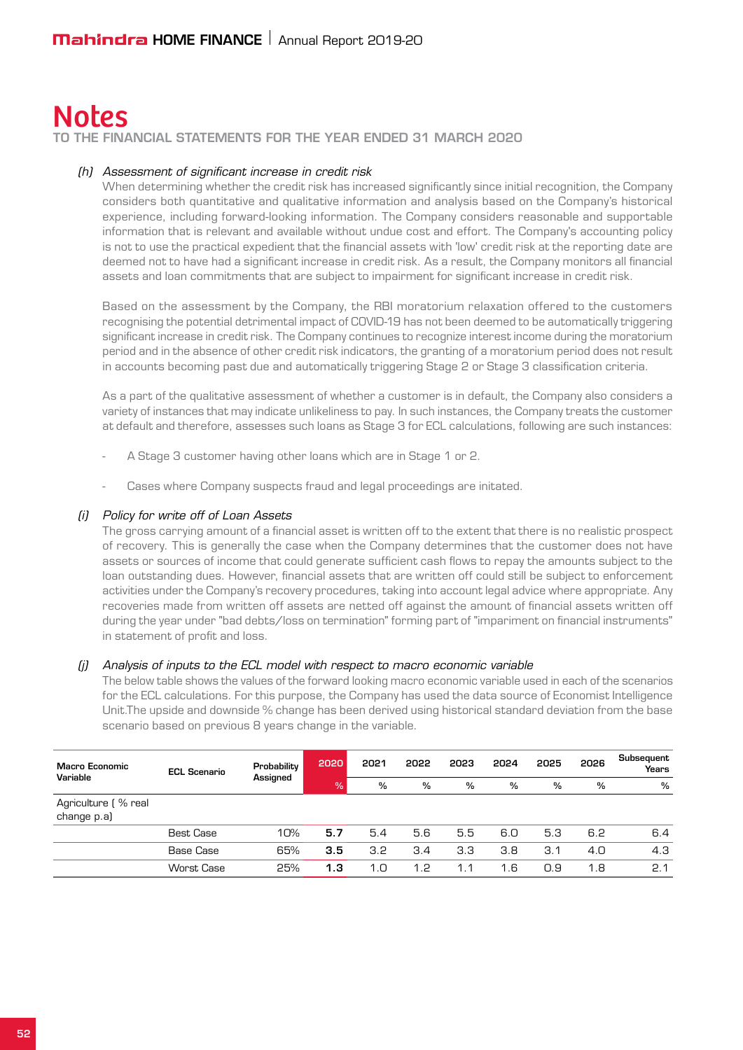# Notes

TO THE FINANCIAL STATEMENTS FOR THE YEAR ENDED 31 MARCH 2020

*(h) Assessment of significant increase in credit risk*

When determining whether the credit risk has increased significantly since initial recognition, the Company considers both quantitative and qualitative information and analysis based on the Company's historical experience, including forward-looking information. The Company considers reasonable and supportable information that is relevant and available without undue cost and effort. The Company's accounting policy is not to use the practical expedient that the financial assets with 'low' credit risk at the reporting date are deemed not to have had a significant increase in credit risk. As a result, the Company monitors all financial assets and loan commitments that are subject to impairment for significant increase in credit risk.

Based on the assessment by the Company, the RBI moratorium relaxation offered to the customers recognising the potential detrimental impact of COVID-19 has not been deemed to be automatically triggering significant increase in credit risk. The Company continues to recognize interest income during the moratorium period and in the absence of other credit risk indicators, the granting of a moratorium period does not result in accounts becoming past due and automatically triggering Stage 2 or Stage 3 classification criteria.

As a part of the qualitative assessment of whether a customer is in default, the Company also considers a variety of instances that may indicate unlikeliness to pay. In such instances, the Company treats the customer at default and therefore, assesses such loans as Stage 3 for ECL calculations, following are such instances:

- A Stage 3 customer having other loans which are in Stage 1 or 2.
- Cases where Company suspects fraud and legal proceedings are initated.

*(i) Policy for write off of Loan Assets*

The gross carrying amount of a financial asset is written off to the extent that there is no realistic prospect of recovery. This is generally the case when the Company determines that the customer does not have assets or sources of income that could generate sufficient cash flows to repay the amounts subject to the loan outstanding dues. However, financial assets that are written off could still be subject to enforcement activities under the Company's recovery procedures, taking into account legal advice where appropriate. Any recoveries made from written off assets are netted off against the amount of financial assets written off during the year under "bad debts/loss on termination" forming part of "impariment on financial instruments" in statement of profit and loss.

*(j) Analysis of inputs to the ECL model with respect to macro economic variable*

The below table shows the values of the forward looking macro economic variable used in each of the scenarios for the ECL calculations. For this purpose, the Company has used the data source of Economist Intelligence Unit.The upside and downside % change has been derived using historical standard deviation from the base scenario based on previous 8 years change in the variable.

| Macro Economic Variable | ECL Scenario | Probability Assigned | 2020 | 2021 | 2022 | 2023 | 2024 | 2025 | 2026 | Subsequent Years |
|---|---|---|---|---|---|---|---|---|---|---|
| | | | % | % | % | % | % | % | % | % |
| Agriculture ( % real change p.a) | | | | | | | | | | |
| | Best Case | 10% | **5.7** | 5.4 | 5.6 | 5.5 | 6.0 | 5.3 | 6.2 | 6.4 |
| | Base Case | 65% | **3.5** | 3.2 | 3.4 | 3.3 | 3.8 | 3.1 | 4.0 | 4.3 |
| | Worst Case | 25% | **1.3** | 1.0 | 1.2 | 1.1 | 1.6 | 0.9 | 1.8 | 2.1 |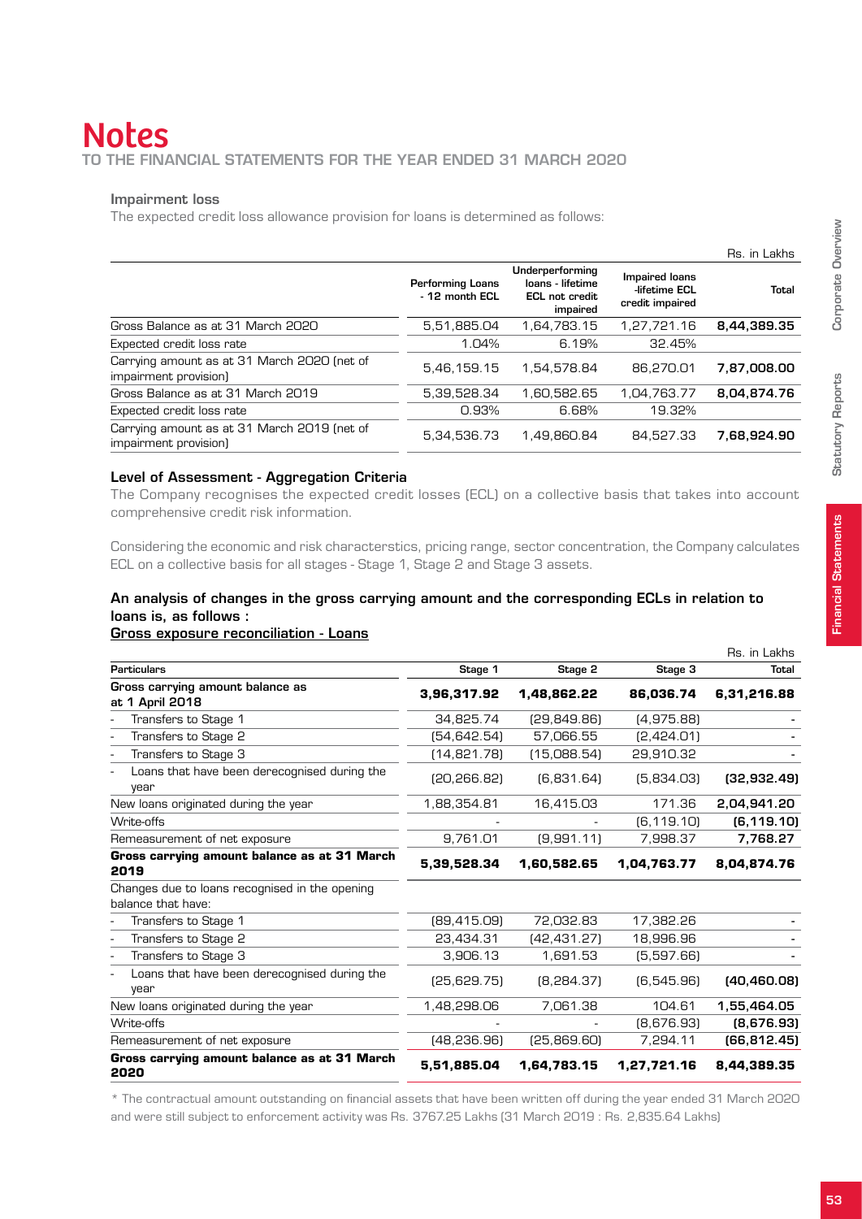# Notes

## TO THE FINANCIAL STATEMENTS FOR THE YEAR ENDED 31 MARCH 2020

### Impairment loss

The expected credit loss allowance provision for loans is determined as follows:

Rs. in Lakhs

| | Performing Loans - 12 month ECL | Underperforming loans - lifetime ECL not credit impaired | Impaired loans -lifetime ECL credit impaired | Total |
|---|---|---|---|---|
| Gross Balance as at 31 March 2020 | 5,51,885.04 | 1,64,783.15 | 1,27,721.16 | **8,44,389.35** |
| Expected credit loss rate | 1.04% | 6.19% | 32.45% | |
| Carrying amount as at 31 March 2020 (net of impairment provision) | 5,46,159.15 | 1,54,578.84 | 86,270.01 | **7,87,008.00** |
| Gross Balance as at 31 March 2019 | 5,39,528.34 | 1,60,582.65 | 1,04,763.77 | **8,04,874.76** |
| Expected credit loss rate | 0.93% | 6.68% | 19.32% | |
| Carrying amount as at 31 March 2019 (net of impairment provision) | 5,34,536.73 | 1,49,860.84 | 84,527.33 | **7,68,924.90** |

### Level of Assessment - Aggregation Criteria

The Company recognises the expected credit losses (ECL) on a collective basis that takes into account comprehensive credit risk information.

Considering the economic and risk characterstics, pricing range, sector concentration, the Company calculates ECL on a collective basis for all stages - Stage 1, Stage 2 and Stage 3 assets.

### An analysis of changes in the gross carrying amount and the corresponding ECLs in relation to loans is, as follows :

**Gross exposure reconciliation - Loans**

Rs. in Lakhs

| Particulars | Stage 1 | Stage 2 | Stage 3 | Total |
|---|---|---|---|---|
| **Gross carrying amount balance as at 1 April 2018** | **3,96,317.92** | **1,48,862.22** | **86,036.74** | **6,31,216.88** |
| - Transfers to Stage 1 | 34,825.74 | (29,849.86) | (4,975.88) | - |
| - Transfers to Stage 2 | (54,642.54) | 57,066.55 | (2,424.01) | - |
| - Transfers to Stage 3 | (14,821.78) | (15,088.54) | 29,910.32 | - |
| - Loans that have been derecognised during the year | (20,266.82) | (6,831.64) | (5,834.03) | **(32,932.49)** |
| New loans originated during the year | 1,88,354.81 | 16,415.03 | 171.36 | **2,04,941.20** |
| Write-offs | - | - | (6,119.10) | **(6,119.10)** |
| Remeasurement of net exposure | 9,761.01 | (9,991.11) | 7,998.37 | **7,768.27** |
| **Gross carrying amount balance as at 31 March 2019** | **5,39,528.34** | **1,60,582.65** | **1,04,763.77** | **8,04,874.76** |
| Changes due to loans recognised in the opening balance that have: | | | | |
| - Transfers to Stage 1 | (89,415.09) | 72,032.83 | 17,382.26 | - |
| - Transfers to Stage 2 | 23,434.31 | (42,431.27) | 18,996.96 | - |
| - Transfers to Stage 3 | 3,906.13 | 1,691.53 | (5,597.66) | - |
| - Loans that have been derecognised during the year | (25,629.75) | (8,284.37) | (6,545.96) | **(40,460.08)** |
| New loans originated during the year | 1,48,298.06 | 7,061.38 | 104.61 | **1,55,464.05** |
| Write-offs | - | - | (8,676.93) | **(8,676.93)** |
| Remeasurement of net exposure | (48,236.96) | (25,869.60) | 7,294.11 | **(66,812.45)** |
| **Gross carrying amount balance as at 31 March 2020** | **5,51,885.04** | **1,64,783.15** | **1,27,721.16** | **8,44,389.35** |

* The contractual amount outstanding on financial assets that have been written off during the year ended 31 March 2020 and were still subject to enforcement activity was Rs. 3767.25 Lakhs (31 March 2019 : Rs. 2,835.64 Lakhs)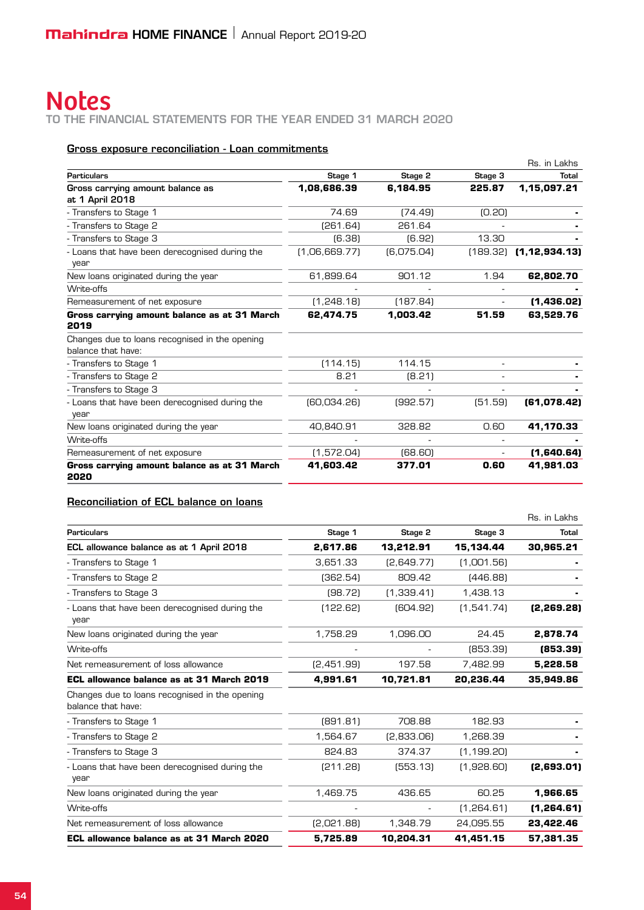# Notes

TO THE FINANCIAL STATEMENTS FOR THE YEAR ENDED 31 MARCH 2020

### Gross exposure reconciliation - Loan commitments

Rs. in Lakhs

| Particulars | Stage 1 | Stage 2 | Stage 3 | Total |
|---|---|---|---|---|
| **Gross carrying amount balance as at 1 April 2018** | **1,08,686.39** | **6,184.95** | **225.87** | **1,15,097.21** |
| - Transfers to Stage 1 | 74.69 | (74.49) | (0.20) | **-** |
| - Transfers to Stage 2 | (261.64) | 261.64 | - | **-** |
| - Transfers to Stage 3 | (6.38) | (6.92) | 13.30 | **-** |
| - Loans that have been derecognised during the year | (1,06,669.77) | (6,075.04) | (189.32) | **(1,12,934.13)** |
| New loans originated during the year | 61,899.64 | 901.12 | 1.94 | **62,802.70** |
| Write-offs | - | - | - | **-** |
| Remeasurement of net exposure | (1,248.18) | (187.84) | - | **(1,436.02)** |
| **Gross carrying amount balance as at 31 March 2019** | **62,474.75** | **1,003.42** | **51.59** | **63,529.76** |
| Changes due to loans recognised in the opening balance that have: | | | | |
| - Transfers to Stage 1 | (114.15) | 114.15 | - | **-** |
| - Transfers to Stage 2 | 8.21 | (8.21) | - | **-** |
| - Transfers to Stage 3 | - | - | - | **-** |
| - Loans that have been derecognised during the year | (60,034.26) | (992.57) | (51.59) | **(61,078.42)** |
| New loans originated during the year | 40,840.91 | 328.82 | 0.60 | **41,170.33** |
| Write-offs | - | - | - | **-** |
| Remeasurement of net exposure | (1,572.04) | (68.60) | - | **(1,640.64)** |
| **Gross carrying amount balance as at 31 March 2020** | **41,603.42** | **377.01** | **0.60** | **41,981.03** |

### Reconciliation of ECL balance on loans

Rs. in Lakhs

| Particulars | Stage 1 | Stage 2 | Stage 3 | Total |
|---|---|---|---|---|
| **ECL allowance balance as at 1 April 2018** | **2,617.86** | **13,212.91** | **15,134.44** | **30,965.21** |
| - Transfers to Stage 1 | 3,651.33 | (2,649.77) | (1,001.56) | **-** |
| - Transfers to Stage 2 | (362.54) | 809.42 | (446.88) | **-** |
| - Transfers to Stage 3 | (98.72) | (1,339.41) | 1,438.13 | **-** |
| - Loans that have been derecognised during the year | (122.62) | (604.92) | (1,541.74) | **(2,269.28)** |
| New loans originated during the year | 1,758.29 | 1,096.00 | 24.45 | **2,878.74** |
| Write-offs | - | - | (853.39) | **(853.39)** |
| Net remeasurement of loss allowance | (2,451.99) | 197.58 | 7,482.99 | **5,228.58** |
| **ECL allowance balance as at 31 March 2019** | **4,991.61** | **10,721.81** | **20,236.44** | **35,949.86** |
| Changes due to loans recognised in the opening balance that have: | | | | |
| - Transfers to Stage 1 | (891.81) | 708.88 | 182.93 | **-** |
| - Transfers to Stage 2 | 1,564.67 | (2,833.06) | 1,268.39 | **-** |
| - Transfers to Stage 3 | 824.83 | 374.37 | (1,199.20) | **-** |
| - Loans that have been derecognised during the year | (211.28) | (553.13) | (1,928.60) | **(2,693.01)** |
| New loans originated during the year | 1,469.75 | 436.65 | 60.25 | **1,966.65** |
| Write-offs | - | - | (1,264.61) | **(1,264.61)** |
| Net remeasurement of loss allowance | (2,021.88) | 1,348.79 | 24,095.55 | **23,422.46** |
| **ECL allowance balance as at 31 March 2020** | **5,725.89** | **10,204.31** | **41,451.15** | **57,381.35** |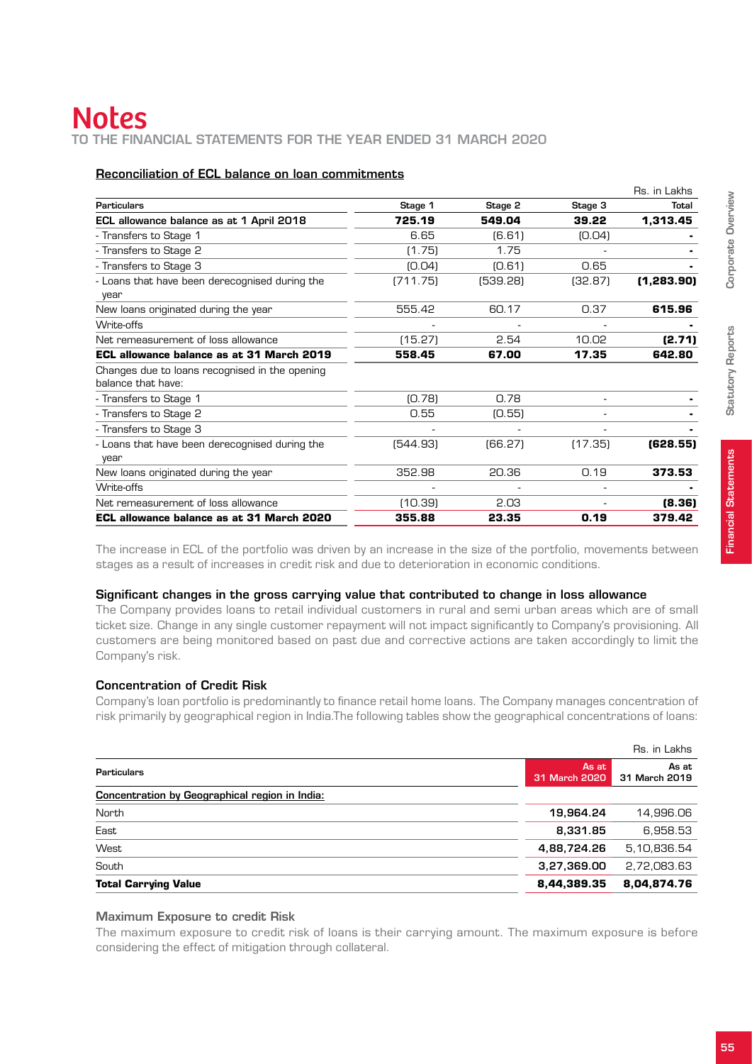# Notes

TO THE FINANCIAL STATEMENTS FOR THE YEAR ENDED 31 MARCH 2020

**Reconciliation of ECL balance on loan commitments**

Rs. in Lakhs

| Particulars | Stage 1 | Stage 2 | Stage 3 | Total |
|---|---|---|---|---|
| **ECL allowance balance as at 1 April 2018** | **725.19** | **549.04** | **39.22** | **1,313.45** |
| - Transfers to Stage 1 | 6.65 | (6.61) | (0.04) | - |
| - Transfers to Stage 2 | (1.75) | 1.75 | - | - |
| - Transfers to Stage 3 | (0.04) | (0.61) | 0.65 | - |
| - Loans that have been derecognised during the year | (711.75) | (539.28) | (32.87) | **(1,283.90)** |
| New loans originated during the year | 555.42 | 60.17 | 0.37 | **615.96** |
| Write-offs | - | - | - | - |
| Net remeasurement of loss allowance | (15.27) | 2.54 | 10.02 | **(2.71)** |
| **ECL allowance balance as at 31 March 2019** | **558.45** | **67.00** | **17.35** | **642.80** |
| Changes due to loans recognised in the opening balance that have: | | | | |
| - Transfers to Stage 1 | (0.78) | 0.78 | - | - |
| - Transfers to Stage 2 | 0.55 | (0.55) | - | - |
| - Transfers to Stage 3 | - | - | - | - |
| - Loans that have been derecognised during the year | (544.93) | (66.27) | (17.35) | **(628.55)** |
| New loans originated during the year | 352.98 | 20.36 | 0.19 | **373.53** |
| Write-offs | - | - | - | - |
| Net remeasurement of loss allowance | (10.39) | 2.03 | - | **(8.36)** |
| **ECL allowance balance as at 31 March 2020** | **355.88** | **23.35** | **0.19** | **379.42** |

The increase in ECL of the portfolio was driven by an increase in the size of the portfolio, movements between stages as a result of increases in credit risk and due to deterioration in economic conditions.

### Significant changes in the gross carrying value that contributed to change in loss allowance

The Company provides loans to retail individual customers in rural and semi urban areas which are of small ticket size. Change in any single customer repayment will not impact significantly to Company's provisioning. All customers are being monitored based on past due and corrective actions are taken accordingly to limit the Company's risk.

### Concentration of Credit Risk

Company's loan portfolio is predominantly to finance retail home loans. The Company manages concentration of risk primarily by geographical region in India.The following tables show the geographical concentrations of loans:

Rs. in Lakhs

| Particulars | As at 31 March 2020 | As at 31 March 2019 |
|---|---|---|
| Concentration by Geographical region in India: | | |
| North | **19,964.24** | 14,996.06 |
| East | **8,331.85** | 6,958.53 |
| West | **4,88,724.26** | 5,10,836.54 |
| South | **3,27,369.00** | 2,72,083.63 |
| **Total Carrying Value** | **8,44,389.35** | **8,04,874.76** |

### Maximum Exposure to credit Risk

The maximum exposure to credit risk of loans is their carrying amount. The maximum exposure is before considering the effect of mitigation through collateral.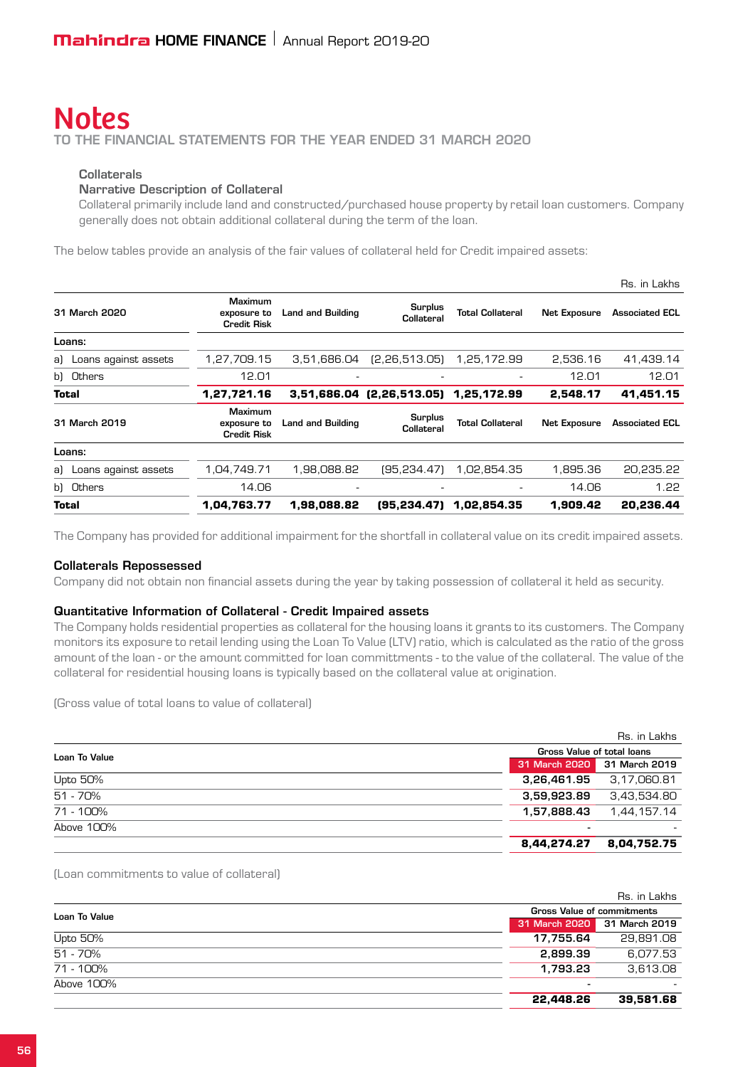# Notes

TO THE FINANCIAL STATEMENTS FOR THE YEAR ENDED 31 MARCH 2020

**Collaterals**

**Narrative Description of Collateral**

Collateral primarily include land and constructed/purchased house property by retail loan customers. Company generally does not obtain additional collateral during the term of the loan.

The below tables provide an analysis of the fair values of collateral held for Credit impaired assets:

Rs. in Lakhs

| 31 March 2020 | Maximum exposure to Credit Risk | Land and Building | Surplus Collateral | Total Collateral | Net Exposure | Associated ECL |
|---|---|---|---|---|---|---|
| **Loans:** | | | | | | |
| a) Loans against assets | 1,27,709.15 | 3,51,686.04 | (2,26,513.05) | 1,25,172.99 | 2,536.16 | 41,439.14 |
| b) Others | 12.01 | - | - | - | 12.01 | 12.01 |
| **Total** | **1,27,721.16** | **3,51,686.04** | **(2,26,513.05)** | **1,25,172.99** | **2,548.17** | **41,451.15** |
| **31 March 2019** | **Maximum exposure to Credit Risk** | **Land and Building** | **Surplus Collateral** | **Total Collateral** | **Net Exposure** | **Associated ECL** |
| **Loans:** | | | | | | |
| a) Loans against assets | 1,04,749.71 | 1,98,088.82 | (95,234.47) | 1,02,854.35 | 1,895.36 | 20,235.22 |
| b) Others | 14.06 | - | - | - | 14.06 | 1.22 |
| **Total** | **1,04,763.77** | **1,98,088.82** | **(95,234.47)** | **1,02,854.35** | **1,909.42** | **20,236.44** |

The Company has provided for additional impairment for the shortfall in collateral value on its credit impaired assets.

### Collaterals Repossessed

Company did not obtain non financial assets during the year by taking possession of collateral it held as security.

### Quantitative Information of Collateral - Credit Impaired assets

The Company holds residential properties as collateral for the housing loans it grants to its customers. The Company monitors its exposure to retail lending using the Loan To Value (LTV) ratio, which is calculated as the ratio of the gross amount of the loan - or the amount committed for loan committments - to the value of the collateral. The value of the collateral for residential housing loans is typically based on the collateral value at origination.

(Gross value of total loans to value of collateral)

Rs. in Lakhs

| Loan To Value | Gross Value of total loans | |
|---|---|---|
| | 31 March 2020 | 31 March 2019 |
| Upto 50% | 3,26,461.95 | 3,17,060.81 |
| 51 - 70% | 3,59,923.89 | 3,43,534.80 |
| 71 - 100% | 1,57,888.43 | 1,44,157.14 |
| Above 100% | - | - |
| | **8,44,274.27** | **8,04,752.75** |

(Loan commitments to value of collateral)

Rs. in Lakhs

| Loan To Value | Gross Value of commitments | |
|---|---|---|
| | 31 March 2020 | 31 March 2019 |
| Upto 50% | 17,755.64 | 29,891.08 |
| 51 - 70% | 2,899.39 | 6,077.53 |
| 71 - 100% | 1,793.23 | 3,613.08 |
| Above 100% | - | - |
| | **22,448.26** | **39,581.68** |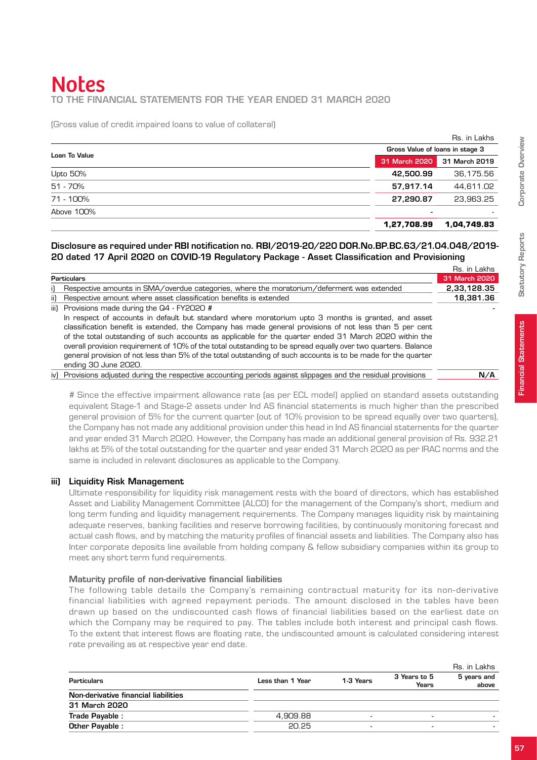(Gross value of credit impaired loans to value of collateral)

Rs. in Lakhs

| Loan To Value | Gross Value of loans in stage 3 | |
|---|---|---|
| | 31 March 2020 | 31 March 2019 |
| Upto 50% | 42,500.99 | 36,175.56 |
| 51 - 70% | 57,917.14 | 44,611.02 |
| 71 - 100% | 27,290.87 | 23,963.25 |
| Above 100% | - | - |
| | 1,27,708.99 | 1,04,749.83 |

**Disclosure as required under RBI notification no. RBI/2019-20/220 DOR.No.BP.BC.63/21.04.048/2019-20 dated 17 April 2020 on COVID-19 Regulatory Package - Asset Classification and Provisioning**

Rs. in Lakhs

| Particulars | 31 March 2020 |
|---|---|
| i) Respective amounts in SMA/overdue categories, where the moratorium/deferment was extended | 2,33,128.35 |
| ii) Respective amount where asset classification benefits is extended | 18,381.36 |
| iii) Provisions made during the Q4 - FY2020 # <br> In respect of accounts in default but standard where moratorium upto 3 months is granted, and asset classification benefit is extended, the Company has made general provisions of not less than 5 per cent of the total outstanding of such accounts as applicable for the quarter ended 31 March 2020 within the overall provision requirement of 10% of the total outstanding to be spread equally over two quarters. Balance general provision of not less than 5% of the total outstanding of such accounts is to be made for the quarter ending 30 June 2020. | - |
| iv) Provisions adjusted during the respective accounting periods against slippages and the residual provisions | N/A |

# Since the effective impairment allowance rate (as per ECL model) applied on standard assets outstanding equivalent Stage-1 and Stage-2 assets under Ind AS financial statements is much higher than the prescribed general provision of 5% for the current quarter (out of 10% provision to be spread equally over two quarters), the Company has not made any additional provision under this head in Ind AS financial statements for the quarter and year ended 31 March 2020. However, the Company has made an additional general provision of Rs. 932.21 lakhs at 5% of the total outstanding for the quarter and year ended 31 March 2020 as per IRAC norms and the same is included in relevant disclosures as applicable to the Company.

### iii) Liquidity Risk Management

Ultimate responsibility for liquidity risk management rests with the board of directors, which has established Asset and Liability Management Committee (ALCO) for the management of the Company's short, medium and long term funding and liquidity management requirements. The Company manages liquidity risk by maintaining adequate reserves, banking facilities and reserve borrowing facilities, by continuously monitoring forecast and actual cash flows, and by matching the maturity profiles of financial assets and liabilities. The Company also has Inter corporate deposits line available from holding company & fellow subsidiary companies within its group to meet any short term fund requirements.

#### Maturity profile of non-derivative financial liabilities

The following table details the Company's remaining contractual maturity for its non-derivative financial liabilities with agreed repayment periods. The amount disclosed in the tables have been drawn up based on the undiscounted cash flows of financial liabilities based on the earliest date on which the Company may be required to pay. The tables include both interest and principal cash flows. To the extent that interest flows are floating rate, the undiscounted amount is calculated considering interest rate prevailing as at respective year end date.

Rs. in Lakhs

| Particulars | Less than 1 Year | 1-3 Years | 3 Years to 5 Years | 5 years and above |
|---|---|---|---|---|
| **Non-derivative financial liabilities** | | | | |
| **31 March 2020** | | | | |
| **Trade Payable :** | 4,909.88 | - | - | - |
| **Other Payable :** | 20.25 | - | - | - |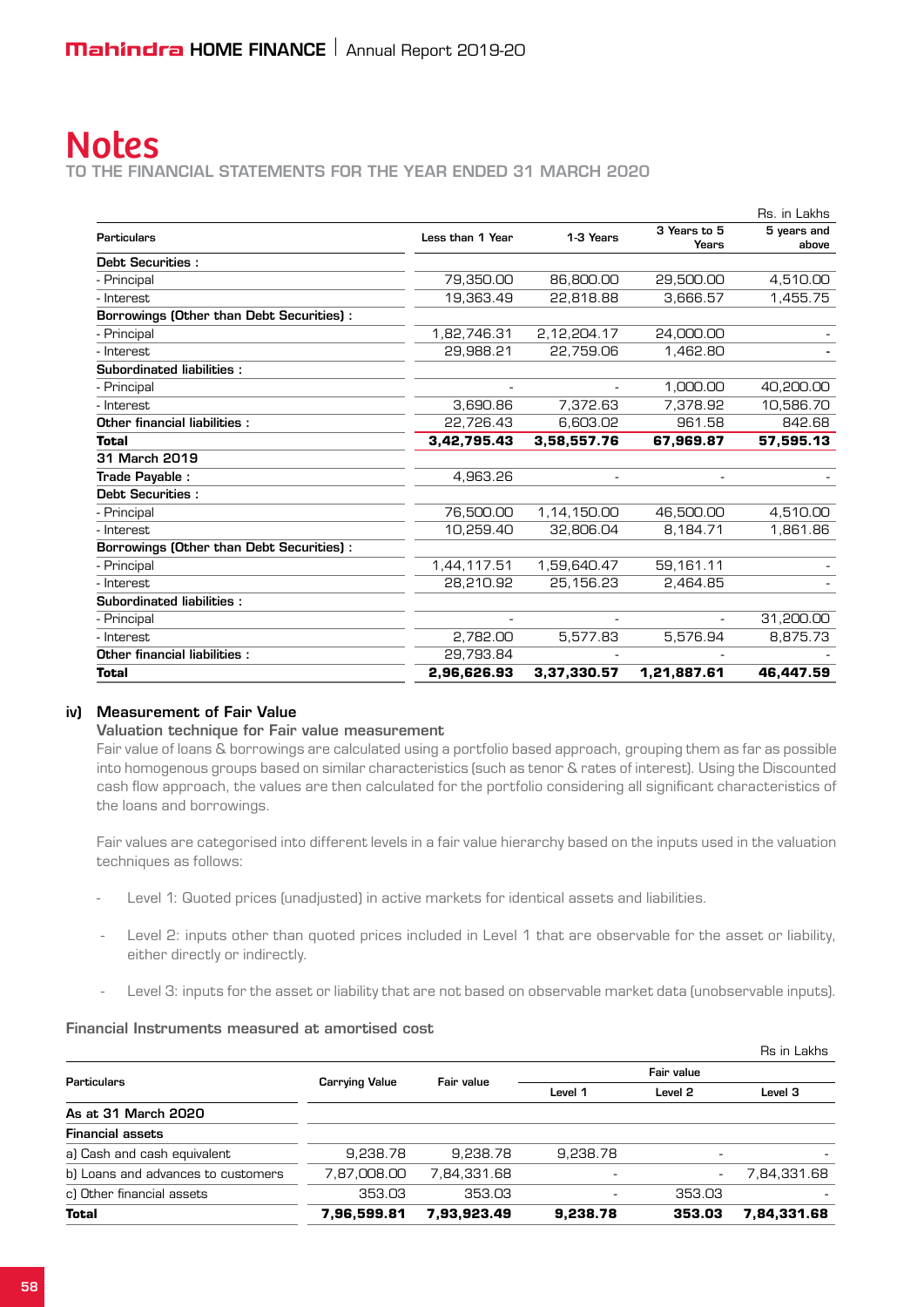# Notes

TO THE FINANCIAL STATEMENTS FOR THE YEAR ENDED 31 MARCH 2020

Rs. in Lakhs

| Particulars | Less than 1 Year | 1-3 Years | 3 Years to 5 Years | 5 years and above |
|---|---|---|---|---|
| **Debt Securities :** | | | | |
| - Principal | 79,350.00 | 86,800.00 | 29,500.00 | 4,510.00 |
| - Interest | 19,363.49 | 22,818.88 | 3,666.57 | 1,455.75 |
| **Borrowings (Other than Debt Securities) :** | | | | |
| - Principal | 1,82,746.31 | 2,12,204.17 | 24,000.00 | - |
| - Interest | 29,988.21 | 22,759.06 | 1,462.80 | - |
| **Subordinated liabilities :** | | | | |
| - Principal | - | - | 1,000.00 | 40,200.00 |
| - Interest | 3,690.86 | 7,372.63 | 7,378.92 | 10,586.70 |
| **Other financial liabilities :** | 22,726.43 | 6,603.02 | 961.58 | 842.68 |
| **Total** | **3,42,795.43** | **3,58,557.76** | **67,969.87** | **57,595.13** |
| **31 March 2019** | | | | |
| **Trade Payable :** | 4,963.26 | - | - | - |
| **Debt Securities :** | | | | |
| - Principal | 76,500.00 | 1,14,150.00 | 46,500.00 | 4,510.00 |
| - Interest | 10,259.40 | 32,806.04 | 8,184.71 | 1,861.86 |
| **Borrowings (Other than Debt Securities) :** | | | | |
| - Principal | 1,44,117.51 | 1,59,640.47 | 59,161.11 | - |
| - Interest | 28,210.92 | 25,156.23 | 2,464.85 | - |
| **Subordinated liabilities :** | | | | |
| - Principal | - | - | - | 31,200.00 |
| - Interest | 2,782.00 | 5,577.83 | 5,576.94 | 8,875.73 |
| **Other financial liabilities :** | 29,793.84 | - | - | - |
| **Total** | **2,96,626.93** | **3,37,330.57** | **1,21,887.61** | **46,447.59** |

### iv) Measurement of Fair Value

**Valuation technique for Fair value measurement**

Fair value of loans & borrowings are calculated using a portfolio based approach, grouping them as far as possible into homogenous groups based on similar characteristics (such as tenor & rates of interest). Using the Discounted cash flow approach, the values are then calculated for the portfolio considering all significant characteristics of the loans and borrowings.

Fair values are categorised into different levels in a fair value hierarchy based on the inputs used in the valuation techniques as follows:

- Level 1: Quoted prices (unadjusted) in active markets for identical assets and liabilities.
- Level 2: inputs other than quoted prices included in Level 1 that are observable for the asset or liability, either directly or indirectly.
- Level 3: inputs for the asset or liability that are not based on observable market data (unobservable inputs).

**Financial Instruments measured at amortised cost**

Rs in Lakhs

| Particulars | Carrying Value | Fair value | Fair value | | |
|---|---|---|---|---|---|
| | | | Level 1 | Level 2 | Level 3 |
| **As at 31 March 2020** | | | | | |
| **Financial assets** | | | | | |
| a) Cash and cash equivalent | 9,238.78 | 9,238.78 | 9,238.78 | - | - |
| b) Loans and advances to customers | 7,87,008.00 | 7,84,331.68 | - | - | 7,84,331.68 |
| c) Other financial assets | 353.03 | 353.03 | - | 353.03 | - |
| **Total** | **7,96,599.81** | **7,93,923.49** | **9,238.78** | **353.03** | **7,84,331.68** |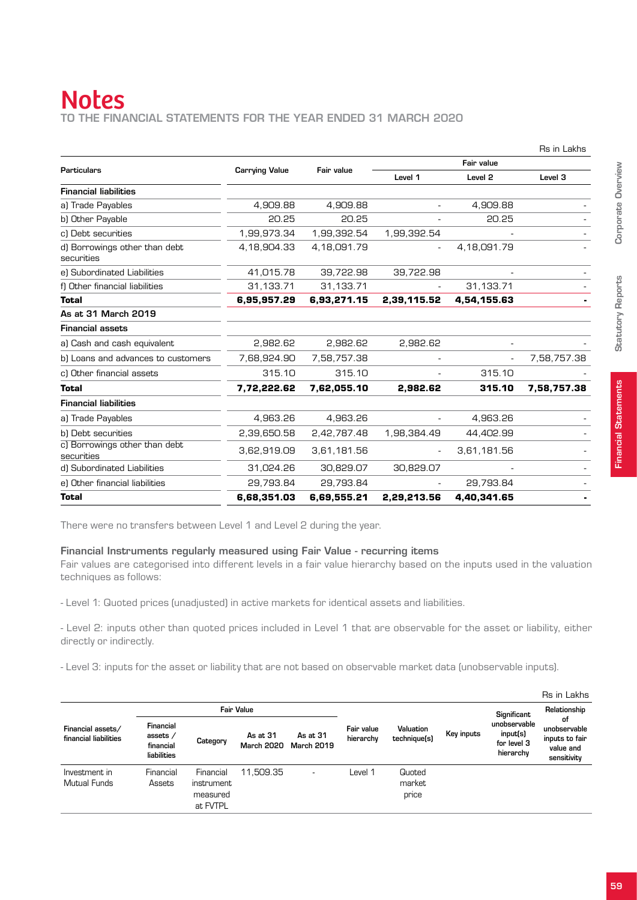# Notes

**TO THE FINANCIAL STATEMENTS FOR THE YEAR ENDED 31 MARCH 2020**

Rs in Lakhs

| Particulars | Carrying Value | Fair value | Fair value | | |
|---|---|---|---|---|---|
| | | | Level 1 | Level 2 | Level 3 |
| **Financial liabilities** | | | | | |
| a) Trade Payables | 4,909.88 | 4,909.88 | - | 4,909.88 | - |
| b) Other Payable | 20.25 | 20.25 | - | 20.25 | - |
| c) Debt securities | 1,99,973.34 | 1,99,392.54 | 1,99,392.54 | - | - |
| d) Borrowings other than debt securities | 4,18,904.33 | 4,18,091.79 | - | 4,18,091.79 | - |
| e) Subordinated Liabilities | 41,015.78 | 39,722.98 | 39,722.98 | - | - |
| f) Other financial liabilities | 31,133.71 | 31,133.71 | - | 31,133.71 | - |
| **Total** | **6,95,957.29** | **6,93,271.15** | **2,39,115.52** | **4,54,155.63** | **-** |
| **As at 31 March 2019** | | | | | |
| **Financial assets** | | | | | |
| a) Cash and cash equivalent | 2,982.62 | 2,982.62 | 2,982.62 | - | - |
| b) Loans and advances to customers | 7,68,924.90 | 7,58,757.38 | - | - | 7,58,757.38 |
| c) Other financial assets | 315.10 | 315.10 | - | 315.10 | - |
| **Total** | **7,72,222.62** | **7,62,055.10** | **2,982.62** | **315.10** | **7,58,757.38** |
| **Financial liabilities** | | | | | |
| a) Trade Payables | 4,963.26 | 4,963.26 | - | 4,963.26 | - |
| b) Debt securities | 2,39,650.58 | 2,42,787.48 | 1,98,384.49 | 44,402.99 | - |
| c) Borrowings other than debt securities | 3,62,919.09 | 3,61,181.56 | - | 3,61,181.56 | - |
| d) Subordinated Liabilities | 31,024.26 | 30,829.07 | 30,829.07 | - | - |
| e) Other financial liabilities | 29,793.84 | 29,793.84 | - | 29,793.84 | - |
| **Total** | **6,68,351.03** | **6,69,555.21** | **2,29,213.56** | **4,40,341.65** | **-** |

There were no transfers between Level 1 and Level 2 during the year.

### Financial Instruments regularly measured using Fair Value - recurring items

Fair values are categorised into different levels in a fair value hierarchy based on the inputs used in the valuation techniques as follows:

- Level 1: Quoted prices (unadjusted) in active markets for identical assets and liabilities.

- Level 2: inputs other than quoted prices included in Level 1 that are observable for the asset or liability, either directly or indirectly.

- Level 3: inputs for the asset or liability that are not based on observable market data (unobservable inputs).

Rs in Lakhs

| Financial assets/ financial liabilities | Fair Value | | | | Fair value hierarchy | Valuation technique(s) | Key inputs | Significant unobservable input(s) for level 3 hierarchy | Relationship of unobservable inputs to fair value and sensitivity |
|---|---|---|---|---|---|---|---|---|---|
| | Financial assets / financial liabilities | Category | As at 31 March 2020 | As at 31 March 2019 | | | | | |
| Investment in Mutual Funds | Financial Assets | Financial instrument measured at FVTPL | 11,509.35 | - | Level 1 | Quoted market price | | | |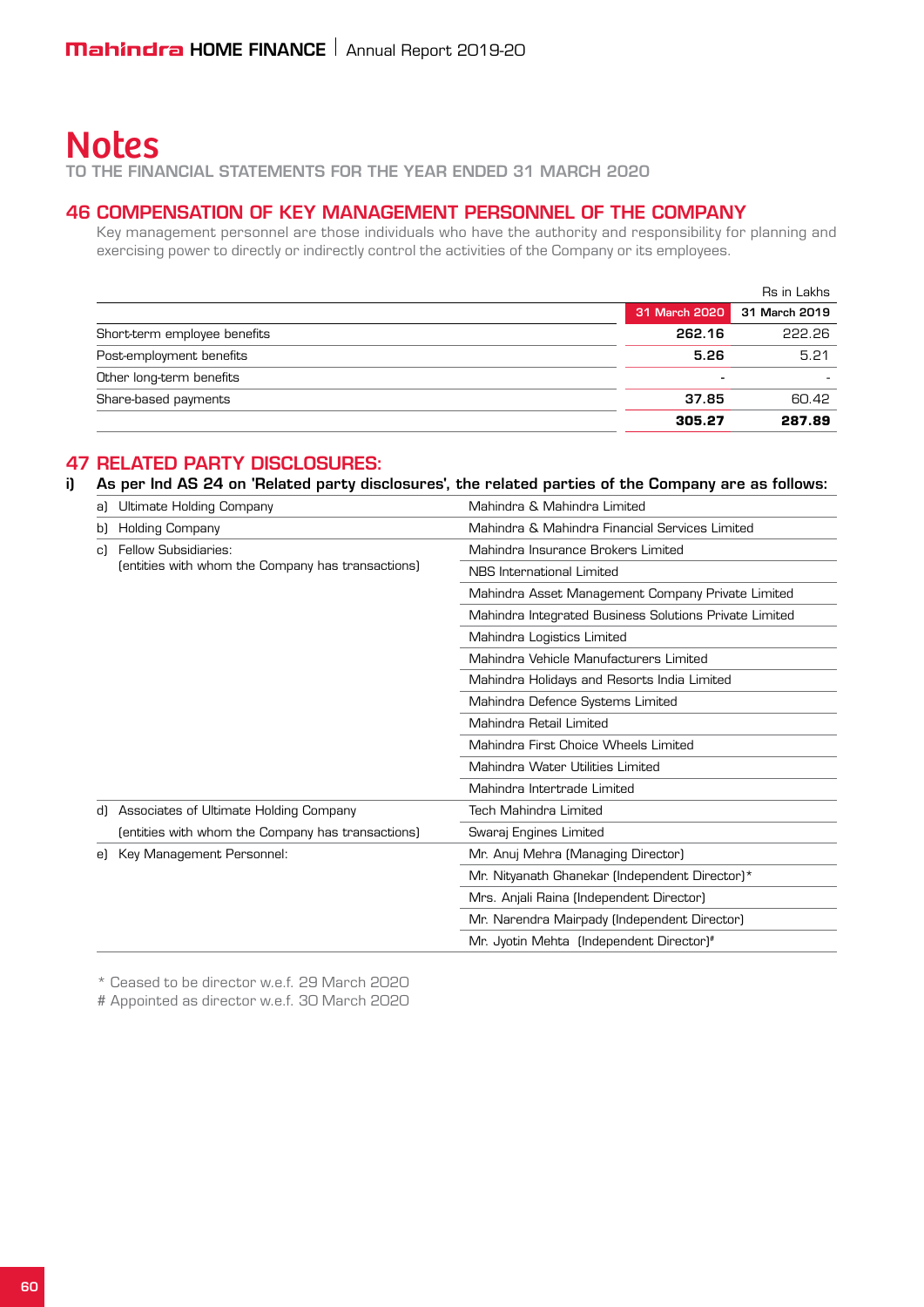# Notes

TO THE FINANCIAL STATEMENTS FOR THE YEAR ENDED 31 MARCH 2020

## 46 COMPENSATION OF KEY MANAGEMENT PERSONNEL OF THE COMPANY

Key management personnel are those individuals who have the authority and responsibility for planning and exercising power to directly or indirectly control the activities of the Company or its employees.

Rs in Lakhs

| | 31 March 2020 | 31 March 2019 |
|---|---|---|
| Short-term employee benefits | **262.16** | 222.26 |
| Post-employment benefits | **5.26** | 5.21 |
| Other long-term benefits | - | - |
| Share-based payments | **37.85** | 60.42 |
| | **305.27** | **287.89** |

## 47 RELATED PARTY DISCLOSURES:

### i) As per Ind AS 24 on 'Related party disclosures', the related parties of the Company are as follows:

| | |
|---|---|
| a) Ultimate Holding Company | Mahindra & Mahindra Limited |
| b) Holding Company | Mahindra & Mahindra Financial Services Limited |
| c) Fellow Subsidiaries: (entities with whom the Company has transactions) | Mahindra Insurance Brokers Limited |
| | NBS International Limited |
| | Mahindra Asset Management Company Private Limited |
| | Mahindra Integrated Business Solutions Private Limited |
| | Mahindra Logistics Limited |
| | Mahindra Vehicle Manufacturers Limited |
| | Mahindra Holidays and Resorts India Limited |
| | Mahindra Defence Systems Limited |
| | Mahindra Retail Limited |
| | Mahindra First Choice Wheels Limited |
| | Mahindra Water Utilities Limited |
| | Mahindra Intertrade Limited |
| d) Associates of Ultimate Holding Company | Tech Mahindra Limited |
| (entities with whom the Company has transactions) | Swaraj Engines Limited |
| e) Key Management Personnel: | Mr. Anuj Mehra (Managing Director) |
| | Mr. Nityanath Ghanekar (Independent Director)* |
| | Mrs. Anjali Raina (Independent Director) |
| | Mr. Narendra Mairpady (Independent Director) |
| | Mr. Jyotin Mehta (Independent Director)# |

\* Ceased to be director w.e.f. 29 March 2020

# Appointed as director w.e.f. 30 March 2020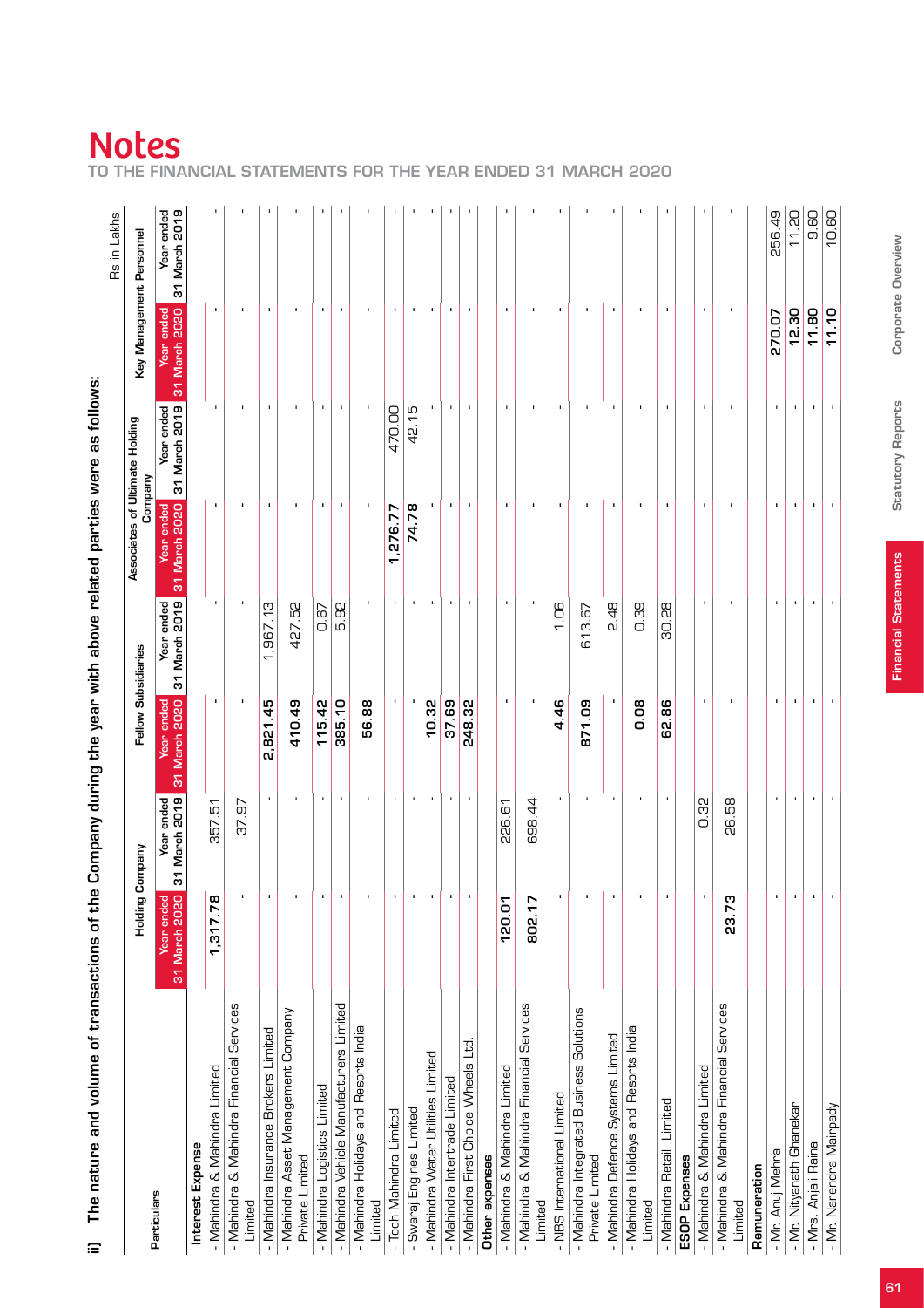# Notes

TO THE FINANCIAL STATEMENTS FOR THE YEAR ENDED 31 MARCH 2020

ii) The nature and volume of transactions of the Company during the year with above related parties were as follows:

Rs in Lakhs

| Particulars | Holding Company | | Fellow Subsidiaries | | Associates of Ultimate Holding Company | | Key Management Personnel | |
|---|---|---|---|---|---|---|---|---|
| | Year ended 31 March 2020 | Year ended 31 March 2019 | Year ended 31 March 2020 | Year ended 31 March 2019 | Year ended 31 March 2020 | Year ended 31 March 2019 | Year ended 31 March 2020 | Year ended 31 March 2019 |
| **Interest Expense** | | | | | | | | |
| - Mahindra & Mahindra Limited | 1,317.78 | 357.51 | | | - | - | - | - |
| - Mahindra & Mahindra Financial Services Limited | - | 37.97 | | - | - | - | - | - |
| - Mahindra Insurance Brokers Limited | - | - | 2,821.45 | 1,967.13 | - | - | - | - |
| - Mahindra Asset Management Company Private Limited | - | - | 410.49 | 427.52 | - | - | - | - |
| - Mahindra Logistics Limited | - | - | 115.42 | 0.67 | - | - | - | - |
| - Mahindra Vehicle Manufacturers Limited | - | - | 385.10 | 5.92 | - | - | - | - |
| - Mahindra Holidays and Resorts India Limited | - | - | 56.88 | - | - | - | - | - |
| - Tech Mahindra Limited | - | - | - | - | 1,276.77 | 470.00 | - | - |
| - Swaraj Engines Limited | - | - | - | - | 74.78 | 42.15 | - | - |
| - Mahindra Water Utilities Limited | - | - | 10.32 | - | - | - | - | - |
| - Mahindra Intertrade Limited | - | - | 37.69 | - | - | - | - | - |
| - Mahindra First Choice Wheels Ltd. | - | - | 248.32 | - | - | - | - | - |
| **Other expenses** | | | | | | | | |
| - Mahindra & Mahindra Limited | 120.01 | 226.61 | - | - | - | - | - | - |
| - Mahindra & Mahindra Financial Services Limited | 802.17 | 698.44 | - | - | - | - | - | - |
| - NBS International Limited | - | - | 4.46 | 1.06 | - | - | - | - |
| - Mahindra Integrated Business Solutions Private Limited | - | - | 871.09 | 613.67 | - | - | - | - |
| - Mahindra Defence Systems Limited | - | - | - | 2.48 | - | - | - | - |
| - Mahindra Holidays and Resorts India Limited | - | - | 0.08 | 0.39 | - | - | - | - |
| - Mahindra Retail Limited | - | - | 62.86 | 30.28 | - | - | - | - |
| **ESOP Expenses** | | | | | | | | |
| - Mahindra & Mahindra Limited | - | 0.32 | - | - | - | - | - | - |
| - Mahindra & Mahindra Financial Services Limited | 23.73 | 26.58 | - | - | - | - | - | - |
| **Remuneration** | | | | | | | | |
| - Mr. Anuj Mehra | - | - | - | - | - | - | 270.07 | 256.49 |
| - Mr. Nityanath Ghanekar | - | - | - | - | - | - | 12.30 | 11.20 |
| - Mrs. Anjali Raina | - | - | - | - | - | - | 11.80 | 9.60 |
| - Mr. Narendra Mairpady | - | - | - | - | - | - | 11.10 | 10.60 |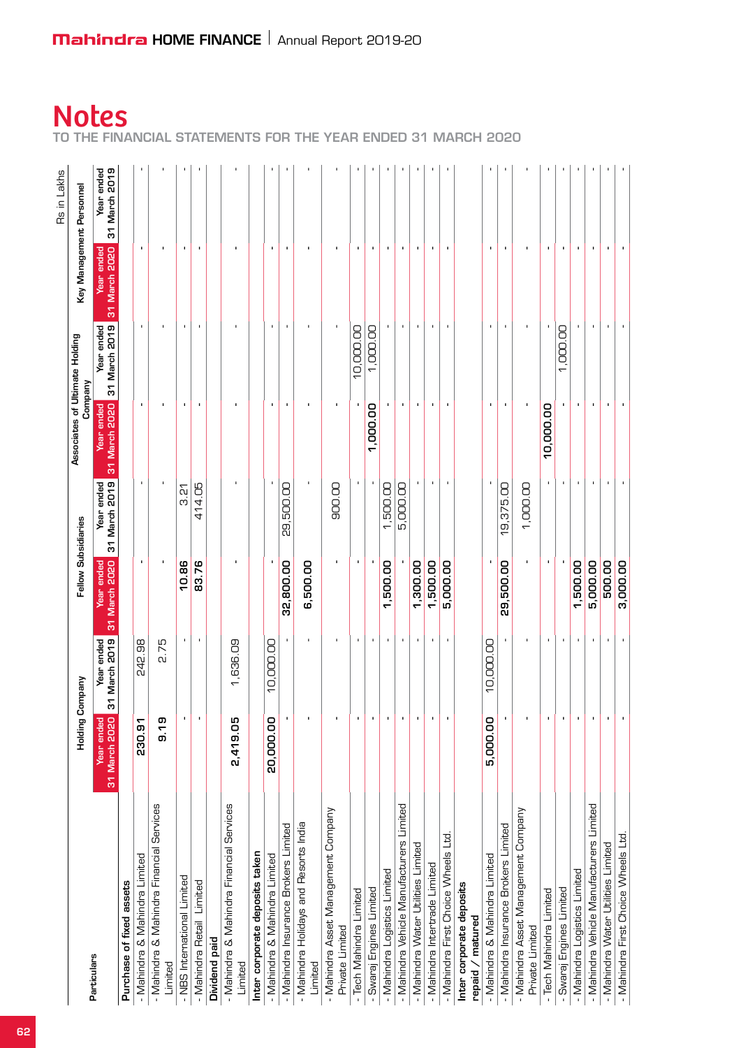# Notes

TO THE FINANCIAL STATEMENTS FOR THE YEAR ENDED 31 MARCH 2020

Rs in Lakhs

| Particulars | Holding Company | | Fellow Subsidiaries | | Associates of Ultimate Holding Company | | Key Management Personnel | |
|---|---|---|---|---|---|---|---|---|
| | Year ended 31 March 2020 | Year ended 31 March 2019 | Year ended 31 March 2020 | Year ended 31 March 2019 | Year ended 31 March 2020 | Year ended 31 March 2019 | Year ended 31 March 2020 | Year ended 31 March 2019 |
| **Purchase of fixed assets** | | | | | | | | |
| - Mahindra & Mahindra Limited | 230.91 | 242.98 | - | - | - | - | - | - |
| - Mahindra & Mahindra Financial Services Limited | 9.19 | 2.75 | - | - | - | - | - | - |
| - NBS International Limited | - | - | 10.86 | 3.21 | - | - | - | - |
| - Mahindra Retail Limited | - | - | 83.76 | 414.05 | - | - | - | - |
| **Dividend paid** | | | | | | | | |
| - Mahindra & Mahindra Financial Services Limited | 2,419.05 | 1,636.09 | - | - | - | - | - | - |
| **Inter corporate deposits taken** | | | | | | | | |
| - Mahindra & Mahindra Limited | 20,000.00 | 10,000.00 | - | - | - | - | - | - |
| - Mahindra Insurance Brokers Limited | - | - | 32,800.00 | 29,500.00 | - | - | - | - |
| - Mahindra Holidays and Resorts India Limited | - | - | 6,500.00 | - | - | - | - | - |
| - Mahindra Asset Management Company Private Limited | - | - | - | 900.00 | - | - | - | - |
| - Tech Mahindra Limited | - | - | - | - | - | 10,000.00 | - | - |
| - Swaraj Engines Limited | - | - | - | - | 1,000.00 | 1,000.00 | - | - |
| - Mahindra Logistics Limited | - | - | 1,500.00 | 1,500.00 | - | - | - | - |
| - Mahindra Vehicle Manufacturers Limited | - | - | - | 5,000.00 | - | - | - | - |
| - Mahindra Water Utilities Limited | - | - | 1,300.00 | - | - | - | - | - |
| - Mahindra Intertrade Limited | - | - | 1,500.00 | - | - | - | - | - |
| - Mahindra First Choice Wheels Ltd. | - | - | 5,000.00 | - | - | - | - | - |
| **Inter corporate deposits repaid / matured** | | | | | | | | |
| - Mahindra & Mahindra Limited | 5,000.00 | 10,000.00 | - | - | - | - | - | - |
| - Mahindra Insurance Brokers Limited | - | - | 29,500.00 | 19,375.00 | - | - | - | - |
| - Mahindra Asset Management Company Private Limited | - | - | - | 1,000.00 | - | - | - | - |
| - Tech Mahindra Limited | - | - | - | - | 10,000.00 | - | - | - |
| - Swaraj Engines Limited | - | - | - | - | - | 1,000.00 | - | - |
| - Mahindra Logistics Limited | - | - | 1,500.00 | - | - | - | - | - |
| - Mahindra Vehicle Manufacturers Limited | - | - | 5,000.00 | - | - | - | - | - |
| - Mahindra Water Utilities Limited | - | - | 500.00 | - | - | - | - | - |
| - Mahindra First Choice Wheels Ltd. | - | - | 3,000.00 | - | - | - | - | - |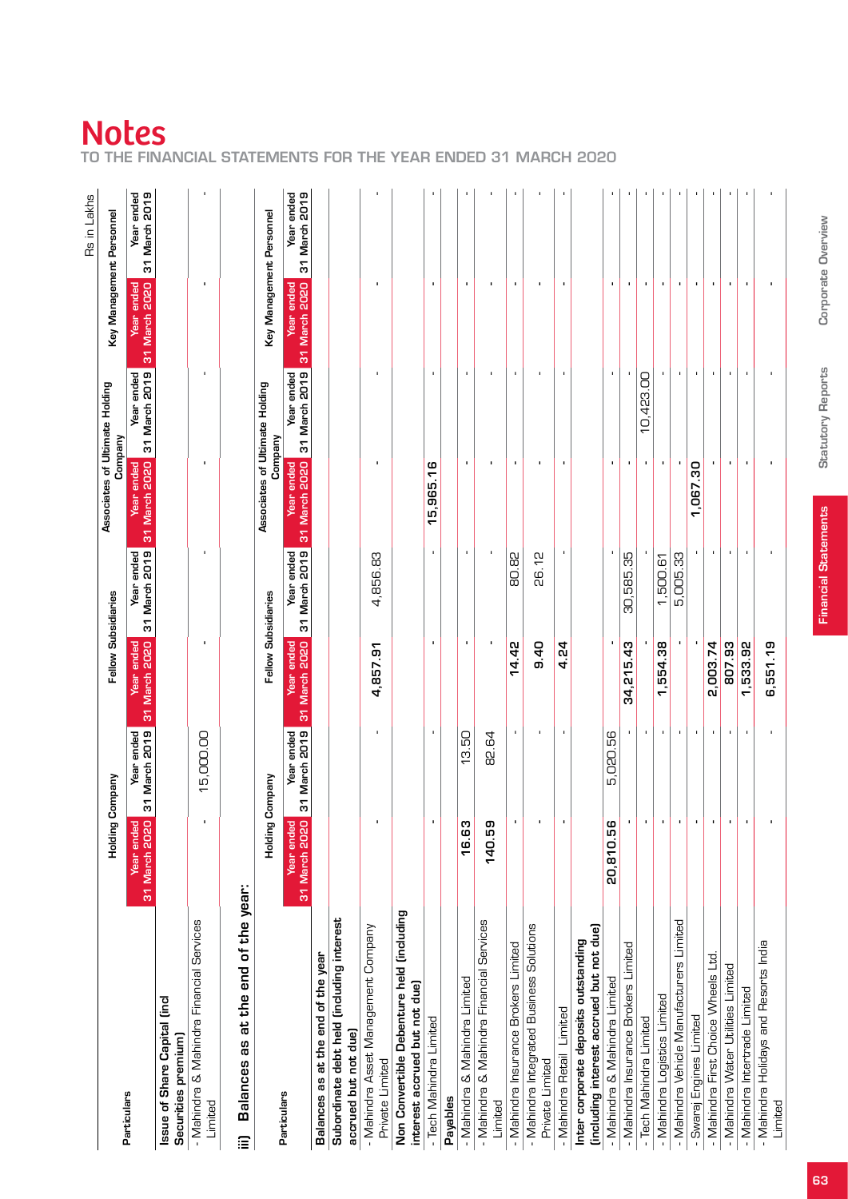# Notes

TO THE FINANCIAL STATEMENTS FOR THE YEAR ENDED 31 MARCH 2020

Rs in Lakhs

| Particulars | Holding Company | | Fellow Subsidiaries | | Associates of Ultimate Holding Company | | Key Management Personnel | |
|---|---|---|---|---|---|---|---|---|
| | Year ended 31 March 2020 | Year ended 31 March 2019 | Year ended 31 March 2020 | Year ended 31 March 2019 | Year ended 31 March 2020 | Year ended 31 March 2019 | Year ended 31 March 2020 | Year ended 31 March 2019 |
| **Issue of Share Capital (incl Securities premium)** | | | | | | | | |
| - Mahindra & Mahindra Financial Services Limited | - | 15,000.00 | - | - | - | - | - | - |

## iii) Balances as at the end of the year:

| Particulars | Holding Company | | Fellow Subsidiaries | | Associates of Ultimate Holding Company | | Key Management Personnel | |
|---|---|---|---|---|---|---|---|---|
| | Year ended 31 March 2020 | Year ended 31 March 2019 | Year ended 31 March 2020 | Year ended 31 March 2019 | Year ended 31 March 2020 | Year ended 31 March 2019 | Year ended 31 March 2020 | Year ended 31 March 2019 |
| **Balances as at the end of the year** | | | | | | | | |
| **Subordinate debt held (including interest accrued but not due)** | | | | | | | | |
| - Mahindra Asset Management Company Private Limited | - | - | 4,857.91 | 4,856.83 | - | - | - | - |
| **Non Convertible Debenture held (including interest accrued but not due)** | | | | | | | | |
| - Tech Mahindra Limited | - | - | - | - | 15,965.16 | - | - | - |
| **Payables** | | | | | | | | |
| - Mahindra & Mahindra Limited | 16.63 | 13.50 | - | - | - | - | - | - |
| - Mahindra & Mahindra Financial Services Limited | 140.59 | 82.64 | - | - | - | - | - | - |
| - Mahindra Insurance Brokers Limited | - | - | 14.42 | 80.82 | - | - | - | - |
| - Mahindra Integrated Business Solutions Private Limited | - | - | 9.40 | 26.12 | - | - | - | - |
| - Mahindra Retail Limited | - | - | 4.24 | - | - | - | - | - |
| **Inter corporate deposits outstanding (including interest accrued but not due)** | | | | | | | | |
| - Mahindra & Mahindra Limited | 20,810.56 | 5,020.56 | - | - | - | - | - | - |
| - Mahindra Insurance Brokers Limited | - | - | 34,215.43 | 30,585.35 | - | - | - | - |
| - Tech Mahindra Limited | - | - | - | - | - | 10,423.00 | - | - |
| - Mahindra Logistics Limited | - | - | 1,554.38 | 1,500.61 | - | - | - | - |
| - Mahindra Vehicle Manufacturers Limited | - | - | - | 5,005.33 | - | - | - | - |
| - Swaraj Engines Limited | - | - | - | - | 1,067.30 | - | - | - |
| - Mahindra First Choice Wheels Ltd. | - | - | 2,003.74 | - | - | - | - | - |
| - Mahindra Water Utilities Limited | - | - | 807.93 | - | - | - | - | - |
| - Mahindra Intertrade Limited | - | - | 1,533.92 | - | - | - | - | - |
| - Mahindra Holidays and Resorts India Limited | - | - | 6,551.19 | - | - | - | - | - |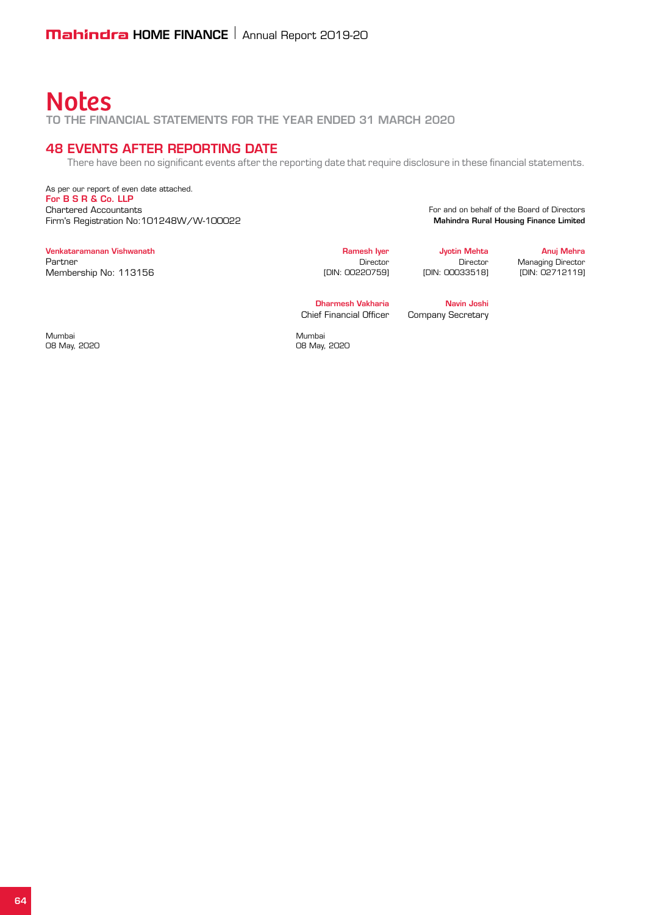# Notes

TO THE FINANCIAL STATEMENTS FOR THE YEAR ENDED 31 MARCH 2020

## 48 EVENTS AFTER REPORTING DATE

There have been no significant events after the reporting date that require disclosure in these financial statements.

As per our report of even date attached.
**For B S R & Co. LLP**
Chartered Accountants
Firm's Registration No:101248W/W-100022

**Venkataramanan Vishwanath**
Partner
Membership No: 113156

Mumbai
08 May, 2020

For and on behalf of the Board of Directors
**Mahindra Rural Housing Finance Limited**

**Ramesh Iyer**
Director
[DIN: 00220759]

**Jyotin Mehta**
Director
[DIN: 00033518]

**Anuj Mehra**
Managing Director
[DIN: 02712119]

**Dharmesh Vakharia**
Chief Financial Officer

**Navin Joshi**
Company Secretary

Mumbai
08 May, 2020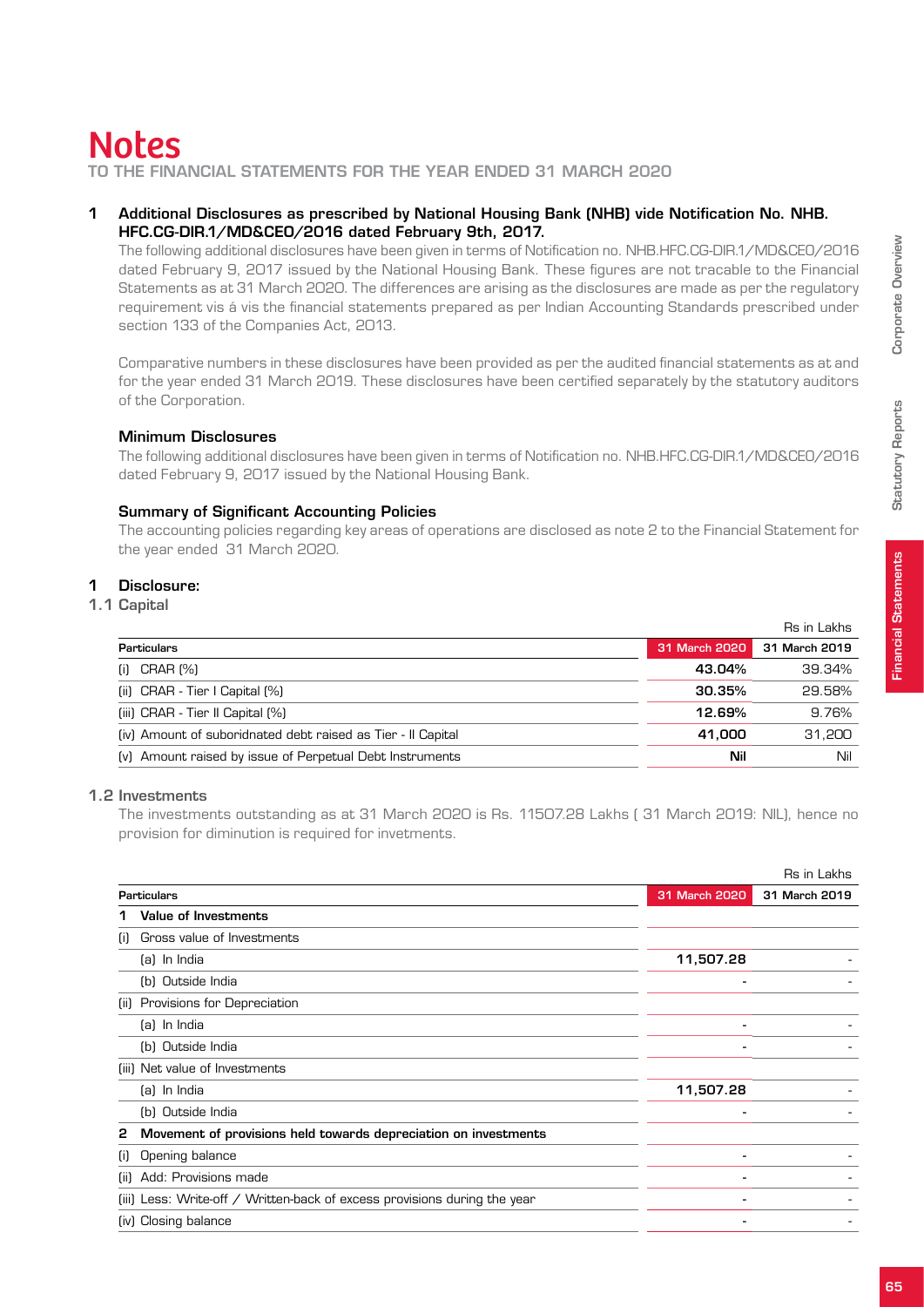# Notes

TO THE FINANCIAL STATEMENTS FOR THE YEAR ENDED 31 MARCH 2020

## 1 Additional Disclosures as prescribed by National Housing Bank (NHB) vide Notification No. NHB. HFC.CG-DIR.1/MD&CEO/2016 dated February 9th, 2017.

The following additional disclosures have been given in terms of Notification no. NHB.HFC.CG-DIR.1/MD&CEO/2016 dated February 9, 2017 issued by the National Housing Bank. These figures are not tracable to the Financial Statements as at 31 March 2020. The differences are arising as the disclosures are made as per the regulatory requirement vis á vis the financial statements prepared as per Indian Accounting Standards prescribed under section 133 of the Companies Act, 2013.

Comparative numbers in these disclosures have been provided as per the audited financial statements as at and for the year ended 31 March 2019. These disclosures have been certified separately by the statutory auditors of the Corporation.

### Minimum Disclosures

The following additional disclosures have been given in terms of Notification no. NHB.HFC.CG-DIR.1/MD&CEO/2016 dated February 9, 2017 issued by the National Housing Bank.

### Summary of Significant Accounting Policies

The accounting policies regarding key areas of operations are disclosed as note 2 to the Financial Statement for the year ended 31 March 2020.

## 1 Disclosure:

### 1.1 Capital

Rs in Lakhs

| Particulars | 31 March 2020 | 31 March 2019 |
|---|---|---|
| (i) CRAR (%) | **43.04%** | 39.34% |
| (ii) CRAR - Tier I Capital (%) | **30.35%** | 29.58% |
| (iii) CRAR - Tier II Capital (%) | **12.69%** | 9.76% |
| (iv) Amount of suboridnated debt raised as Tier - II Capital | **41,000** | 31,200 |
| (v) Amount raised by issue of Perpetual Debt Instruments | **Nil** | Nil |

### 1.2 Investments

The investments outstanding as at 31 March 2020 is Rs. 11507.28 Lakhs ( 31 March 2019: NIL), hence no provision for diminution is required for invetments.

Rs in Lakhs

| Particulars | 31 March 2020 | 31 March 2019 |
|---|---|---|
| **1 Value of Investments** | | |
| (i) Gross value of Investments | | |
| (a) In India | **11,507.28** | - |
| (b) Outside India | - | - |
| (ii) Provisions for Depreciation | | |
| (a) In India | - | - |
| (b) Outside India | - | - |
| (iii) Net value of Investments | | |
| (a) In India | **11,507.28** | - |
| (b) Outside India | - | - |
| **2 Movement of provisions held towards depreciation on investments** | | |
| (i) Opening balance | - | - |
| (ii) Add: Provisions made | - | - |
| (iii) Less: Write-off / Written-back of excess provisions during the year | - | - |
| (iv) Closing balance | - | - |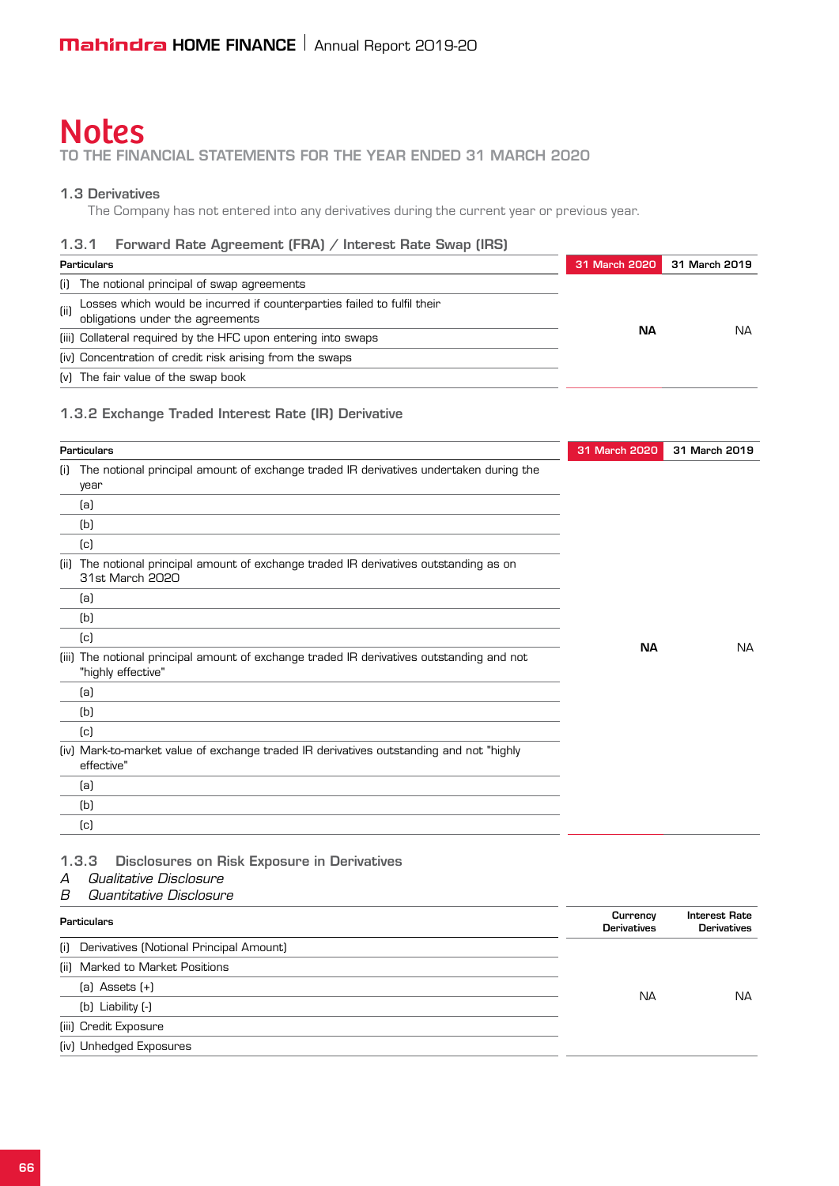# Notes

TO THE FINANCIAL STATEMENTS FOR THE YEAR ENDED 31 MARCH 2020

### 1.3 Derivatives

The Company has not entered into any derivatives during the current year or previous year.

#### 1.3.1 Forward Rate Agreement (FRA) / Interest Rate Swap (IRS)

| Particulars | 31 March 2020 | 31 March 2019 |
|---|---|---|
| (i) The notional principal of swap agreements | | |
| (ii) Losses which would be incurred if counterparties failed to fulfil their obligations under the agreements | | |
| (iii) Collateral required by the HFC upon entering into swaps | **NA** | NA |
| (iv) Concentration of credit risk arising from the swaps | | |
| (v) The fair value of the swap book | | |

#### 1.3.2 Exchange Traded Interest Rate (IR) Derivative

| Particulars | 31 March 2020 | 31 March 2019 |
|---|---|---|
| (i) The notional principal amount of exchange traded IR derivatives undertaken during the year | | |
| (a) | | |
| (b) | | |
| (c) | | |
| (ii) The notional principal amount of exchange traded IR derivatives outstanding as on 31st March 2020 | | |
| (a) | | |
| (b) | | |
| (c) | | |
| (iii) The notional principal amount of exchange traded IR derivatives outstanding and not "highly effective" | **NA** | NA |
| (a) | | |
| (b) | | |
| (c) | | |
| (iv) Mark-to-market value of exchange traded IR derivatives outstanding and not "highly effective" | | |
| (a) | | |
| (b) | | |
| (c) | | |

#### 1.3.3 Disclosures on Risk Exposure in Derivatives

A *Qualitative Disclosure*

B *Quantitative Disclosure*

| Particulars | Currency Derivatives | Interest Rate Derivatives |
|---|---|---|
| (i) Derivatives (Notional Principal Amount) | | |
| (ii) Marked to Market Positions | | |
| (a) Assets (+) | NA | NA |
| (b) Liability (-) | | |
| (iii) Credit Exposure | | |
| (iv) Unhedged Exposures | | |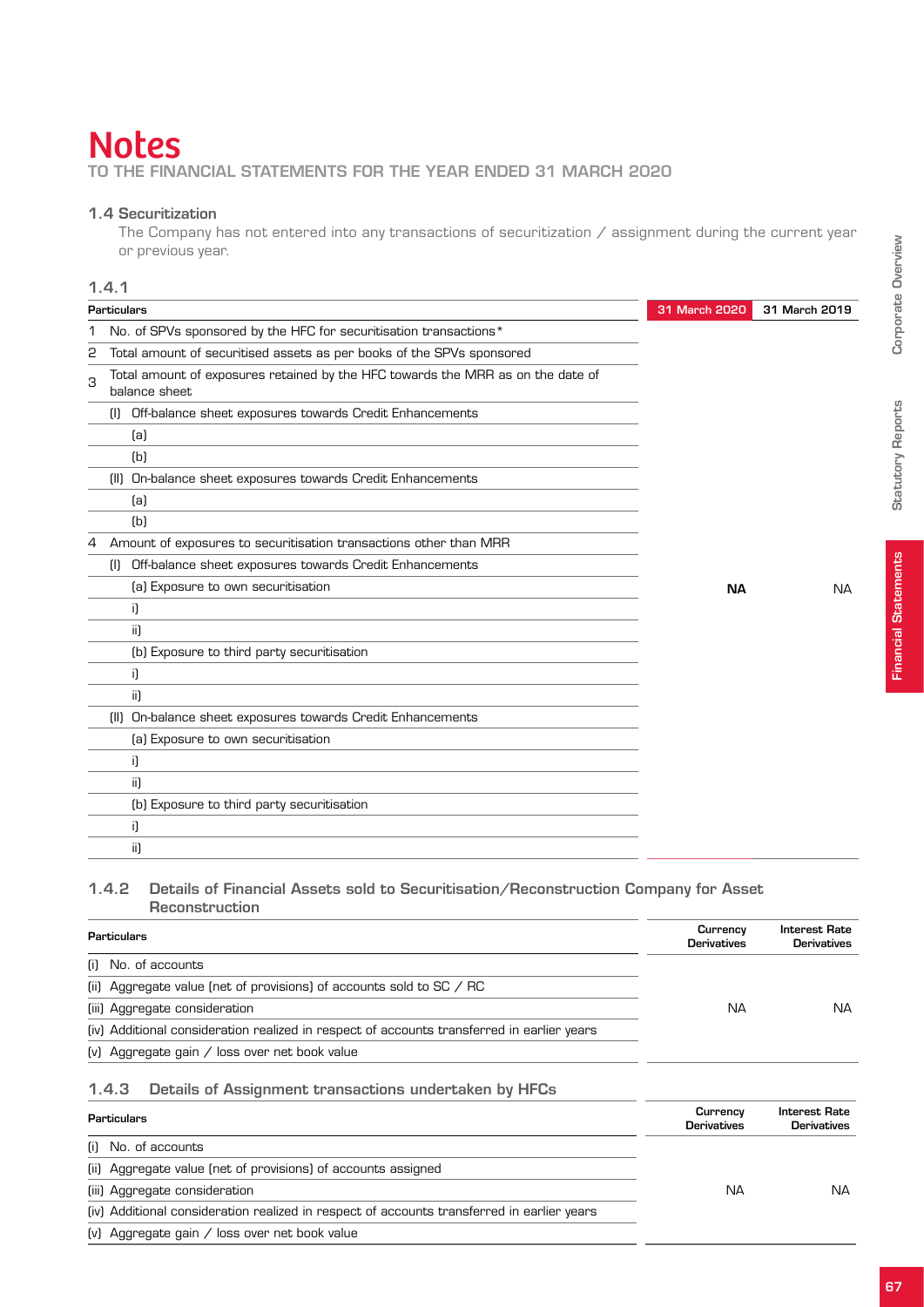# Notes

TO THE FINANCIAL STATEMENTS FOR THE YEAR ENDED 31 MARCH 2020

### 1.4 Securitization

The Company has not entered into any transactions of securitization / assignment during the current year or previous year.

#### 1.4.1

| | Particulars | 31 March 2020 | 31 March 2019 |
|---|---|---|---|
| 1 | No. of SPVs sponsored by the HFC for securitisation transactions* | | |
| 2 | Total amount of securitised assets as per books of the SPVs sponsored | | |
| 3 | Total amount of exposures retained by the HFC towards the MRR as on the date of balance sheet | | |
| | (I) Off-balance sheet exposures towards Credit Enhancements | | |
| | (a) | | |
| | (b) | | |
| | (II) On-balance sheet exposures towards Credit Enhancements | | |
| | (a) | | |
| | (b) | | |
| 4 | Amount of exposures to securitisation transactions other than MRR | | |
| | (I) Off-balance sheet exposures towards Credit Enhancements | | |
| | (a) Exposure to own securitisation | **NA** | NA |
| | i) | | |
| | ii) | | |
| | (b) Exposure to third party securitisation | | |
| | i) | | |
| | ii) | | |
| | (II) On-balance sheet exposures towards Credit Enhancements | | |
| | (a) Exposure to own securitisation | | |
| | i) | | |
| | ii) | | |
| | (b) Exposure to third party securitisation | | |
| | i) | | |
| | ii) | | |

#### 1.4.2 Details of Financial Assets sold to Securitisation/Reconstruction Company for Asset Reconstruction

| Particulars | Currency Derivatives | Interest Rate Derivatives |
|---|---|---|
| (i) No. of accounts | | |
| (ii) Aggregate value (net of provisions) of accounts sold to SC / RC | | |
| (iii) Aggregate consideration | NA | NA |
| (iv) Additional consideration realized in respect of accounts transferred in earlier years | | |
| (v) Aggregate gain / loss over net book value | | |

#### 1.4.3 Details of Assignment transactions undertaken by HFCs

| Particulars | Currency Derivatives | Interest Rate Derivatives |
|---|---|---|
| (i) No. of accounts | | |
| (ii) Aggregate value (net of provisions) of accounts assigned | | |
| (iii) Aggregate consideration | NA | NA |
| (iv) Additional consideration realized in respect of accounts transferred in earlier years | | |
| (v) Aggregate gain / loss over net book value | | |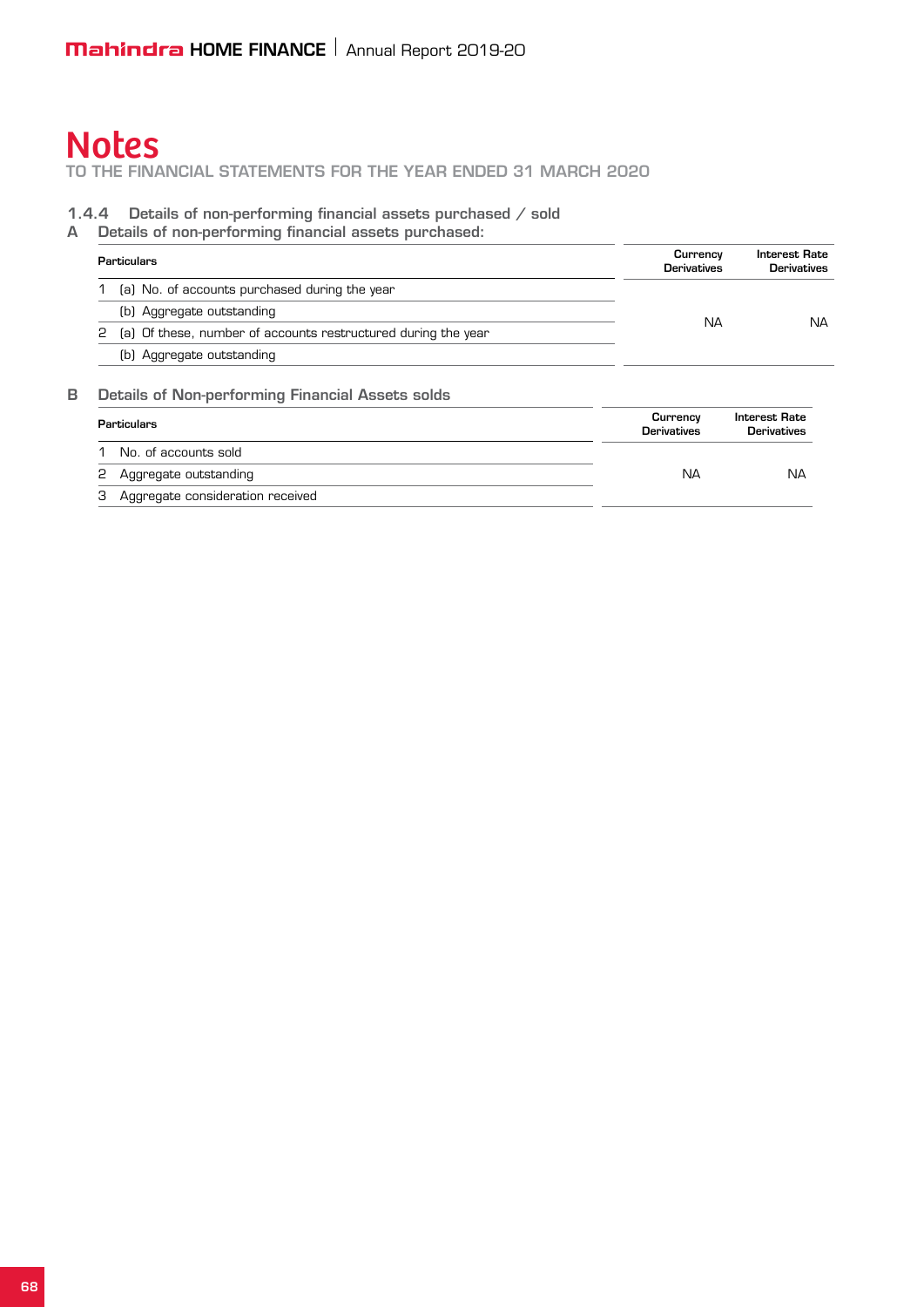# Notes

TO THE FINANCIAL STATEMENTS FOR THE YEAR ENDED 31 MARCH 2020

### 1.4.4 Details of non-performing financial assets purchased / sold

### A Details of non-performing financial assets purchased:

| Particulars | Currency Derivatives | Interest Rate Derivatives |
|---|---|---|
| 1 (a) No. of accounts purchased during the year | NA | NA |
| (b) Aggregate outstanding | | |
| 2 (a) Of these, number of accounts restructured during the year | | |
| (b) Aggregate outstanding | | |

### B Details of Non-performing Financial Assets solds

| Particulars | Currency Derivatives | Interest Rate Derivatives |
|---|---|---|
| 1 No. of accounts sold | NA | NA |
| 2 Aggregate outstanding | | |
| 3 Aggregate consideration received | | |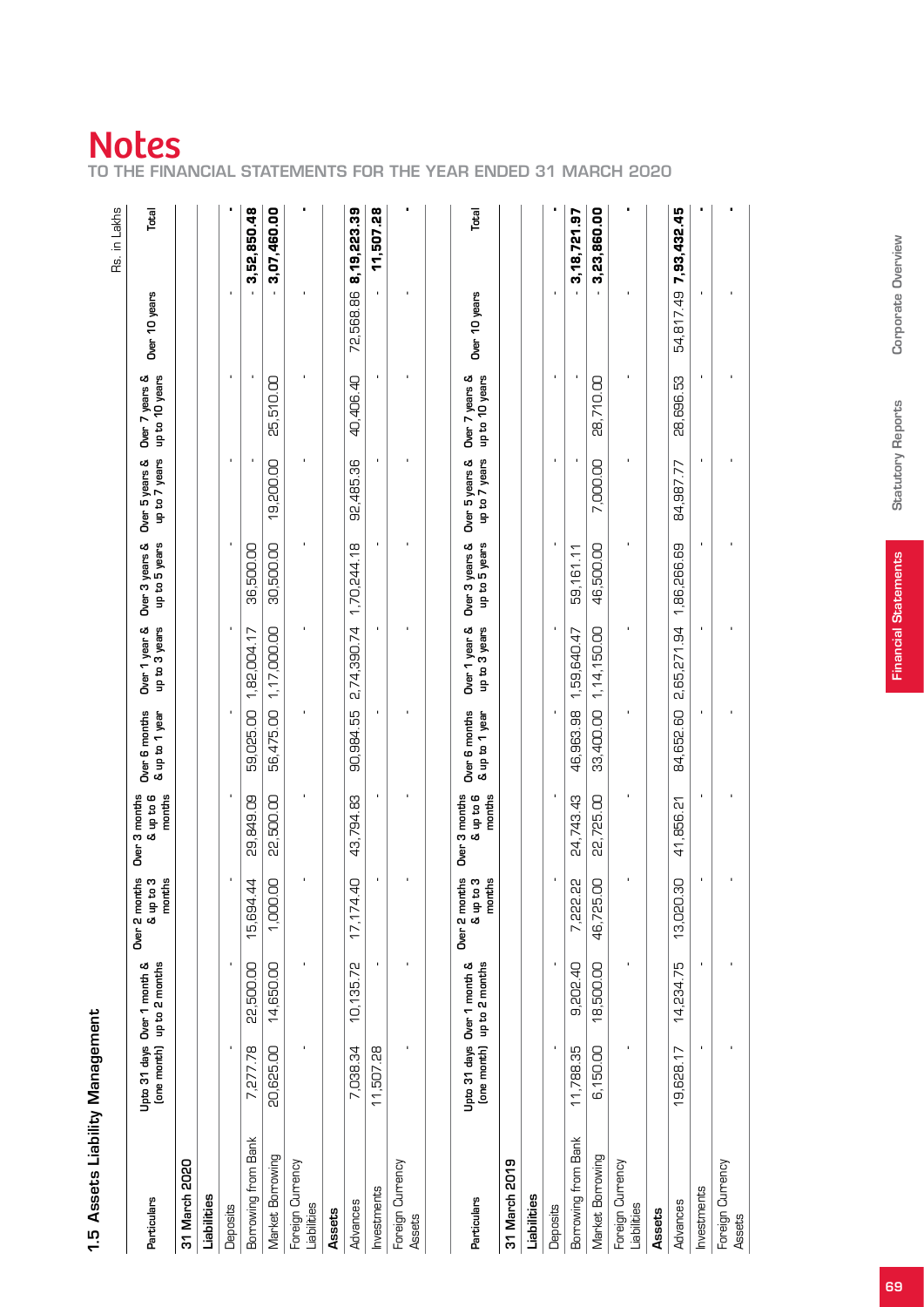# Notes

TO THE FINANCIAL STATEMENTS FOR THE YEAR ENDED 31 MARCH 2020

## 1.5 Assets Liability Management

Rs. in Lakhs

| Particulars | Upto 31 days (one month) | Over 1 month & up to 2 months | Over 2 months & up to 3 months | Over 3 months & up to 6 months | Over 6 months & up to 1 year | Over 1 year & up to 3 years | Over 3 years & up to 5 years | Over 5 years & up to 7 years | Over 7 years & up to 10 years | Over 10 years | Total |
|---|---|---|---|---|---|---|---|---|---|---|---|
| **31 March 2020** | | | | | | | | | | | |
| **Liabilities** | | | | | | | | | | | |
| Deposits | - | - | - | - | - | - | - | - | - | - | - |
| Borrowing from Bank | 7,277.78 | 22,500.00 | 15,694.44 | 29,849.09 | 59,025.00 | 1,82,004.17 | 36,500.00 | - | - | - | **3,52,850.48** |
| Market Borrowing | 20,625.00 | 14,650.00 | 1,000.00 | 22,500.00 | 56,475.00 | 1,17,000.00 | 30,500.00 | 19,200.00 | 25,510.00 | - | **3,07,460.00** |
| Foreign Currency Liabilities | - | - | - | - | - | - | - | - | - | - | - |
| **Assets** | | | | | | | | | | | |
| Advances | 7,038.34 | 10,135.72 | 17,174.40 | 43,794.83 | 90,984.55 | 2,74,390.74 | 1,70,244.18 | 92,485.36 | 40,406.40 | 72,568.86 | **8,19,223.39** |
| Investments | 11,507.28 | - | - | - | - | - | - | - | - | - | **11,507.28** |
| Foreign Currency Assets | - | - | - | - | - | - | - | - | - | - | - |

| Particulars | Upto 31 days (one month) | Over 1 month & up to 2 months | Over 2 months & up to 3 months | Over 3 months & up to 6 months | Over 6 months & up to 1 year | Over 1 year & up to 3 years | Over 3 years & up to 5 years | Over 5 years & up to 7 years | Over 7 years & up to 10 years | Over 10 years | Total |
|---|---|---|---|---|---|---|---|---|---|---|---|
| **31 March 2019** | | | | | | | | | | | |
| **Liabilities** | | | | | | | | | | | |
| Deposits | - | - | - | - | - | - | - | - | - | - | - |
| Borrowing from Bank | 11,788.35 | 9,202.40 | 7,222.22 | 24,743.43 | 46,963.98 | 1,59,640.47 | 59,161.11 | - | - | - | **3,18,721.97** |
| Market Borrowing | 6,150.00 | 18,500.00 | 46,725.00 | 22,725.00 | 33,400.00 | 1,14,150.00 | 46,500.00 | 7,000.00 | 28,710.00 | - | **3,23,860.00** |
| Foreign Currency Liabilities | - | - | - | - | - | - | - | - | - | - | - |
| **Assets** | | | | | | | | | | | |
| Advances | 19,628.17 | 14,234.75 | 13,020.30 | 41,856.21 | 84,652.60 | 2,65,271.94 | 1,86,266.69 | 84,987.77 | 28,696.53 | 54,817.49 | **7,93,432.45** |
| Investments | - | - | - | - | - | - | - | - | - | - | - |
| Foreign Currency Assets | - | - | - | - | - | - | - | - | - | - | - |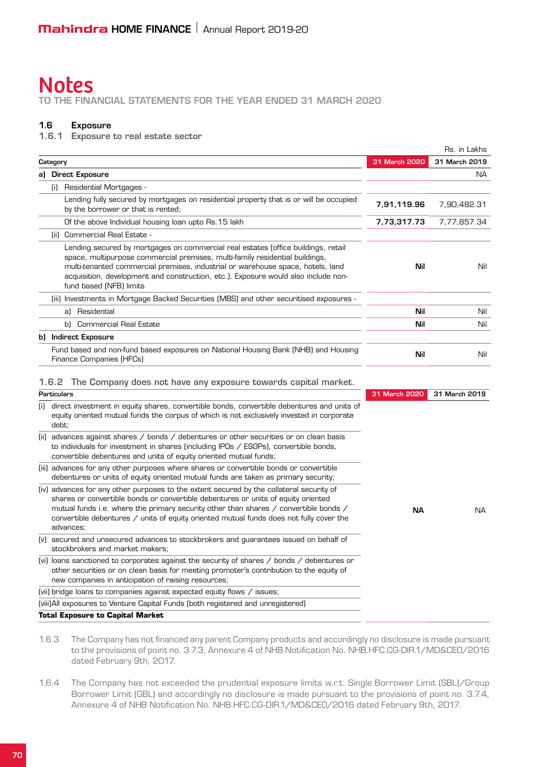# Notes

TO THE FINANCIAL STATEMENTS FOR THE YEAR ENDED 31 MARCH 2020

## 1.6 Exposure

### 1.6.1 Exposure to real estate sector

Rs. in Lakhs

| Category | 31 March 2020 | 31 March 2019 |
|---|---|---|
| **a) Direct Exposure** | | NA |
| (i) Residential Mortgages - | | |
| Lending fully secured by mortgages on residential property that is or will be occupied by the borrower or that is rented; | **7,91,119.96** | 7,90,482.31 |
| Of the above Individual housing loan upto Rs.15 lakh | **7,73,317.73** | 7,77,857.34 |
| (ii) Commercial Real Estate - | | |
| Lending secured by mortgages on commercial real estates (office buildings, retail space, multipurpose commercial premises, multi-family residential buildings, multi-tenanted commercial premises, industrial or warehouse space, hotels, land acquisition, development and construction, etc.). Exposure would also include non-fund based (NFB) limits | **Nil** | Nil |
| (iii) Investments in Mortgage Backed Securities (MBS) and other securitised exposures - | | |
| a) Residential | **Nil** | Nil |
| b) Commercial Real Estate | **Nil** | Nil |
| **b) Indirect Exposure** | | |
| Fund based and non-fund based exposures on National Housing Bank (NHB) and Housing Finance Companies (HFCs) | **Nil** | Nil |

### 1.6.2 The Company does not have any exposure towards capital market.

| Particulars | 31 March 2020 | 31 March 2019 |
|---|---|---|
| (i) direct investment in equity shares, convertible bonds, convertible debentures and units of equity oriented mutual funds the corpus of which is not exclusively invested in corporate debt; | | |
| (ii) advances against shares / bonds / debentures or other securities or on clean basis to individuals for investment in shares (including IPOs / ESOPs), convertible bonds, convertible debentures and units of equity oriented mutual funds; | | |
| (iii) advances for any other purposes where shares or convertible bonds or convertible debentures or units of equity oriented mutual funds are taken as primary security; | | |
| (iv) advances for any other purposes to the extent secured by the collateral security of shares or convertible bonds or convertible debentures or units of equity oriented mutual funds i.e. where the primary security other than shares / convertible bonds / convertible debentures / units of equity oriented mutual funds does not fully cover the advances; | **NA** | NA |
| (v) secured and unsecured advances to stockbrokers and guarantees issued on behalf of stockbrokers and market makers; | | |
| (vi) loans sanctioned to corporates against the security of shares / bonds / debentures or other securities or on clean basis for meeting promoter's contribution to the equity of new companies in anticipation of raising resources; | | |
| (vii) bridge loans to companies against expected equity flows / issues; | | |
| (viii) All exposures to Venture Capital Funds (both registered and unregistered) | | |
| **Total Exposure to Capital Market** | | |

1.6.3 The Company has not financed any parent Company products and accordingly no disclosure is made pursuant to the provisions of point no. 3.7.3, Annexure 4 of NHB Notification No. NHB.HFC.CG-DIR.1/MD&CEO/2016 dated February 9th, 2017.

1.6.4 The Company has not exceeded the prudential exposure limits w.r.t. Single Borrower Limit (SBL)/Group Borrower Limit (GBL) and accordingly no disclosure is made pursuant to the provisions of point no. 3.7.4, Annexure 4 of NHB Notification No. NHB.HFC.CG-DIR.1/MD&CEO/2016 dated February 9th, 2017.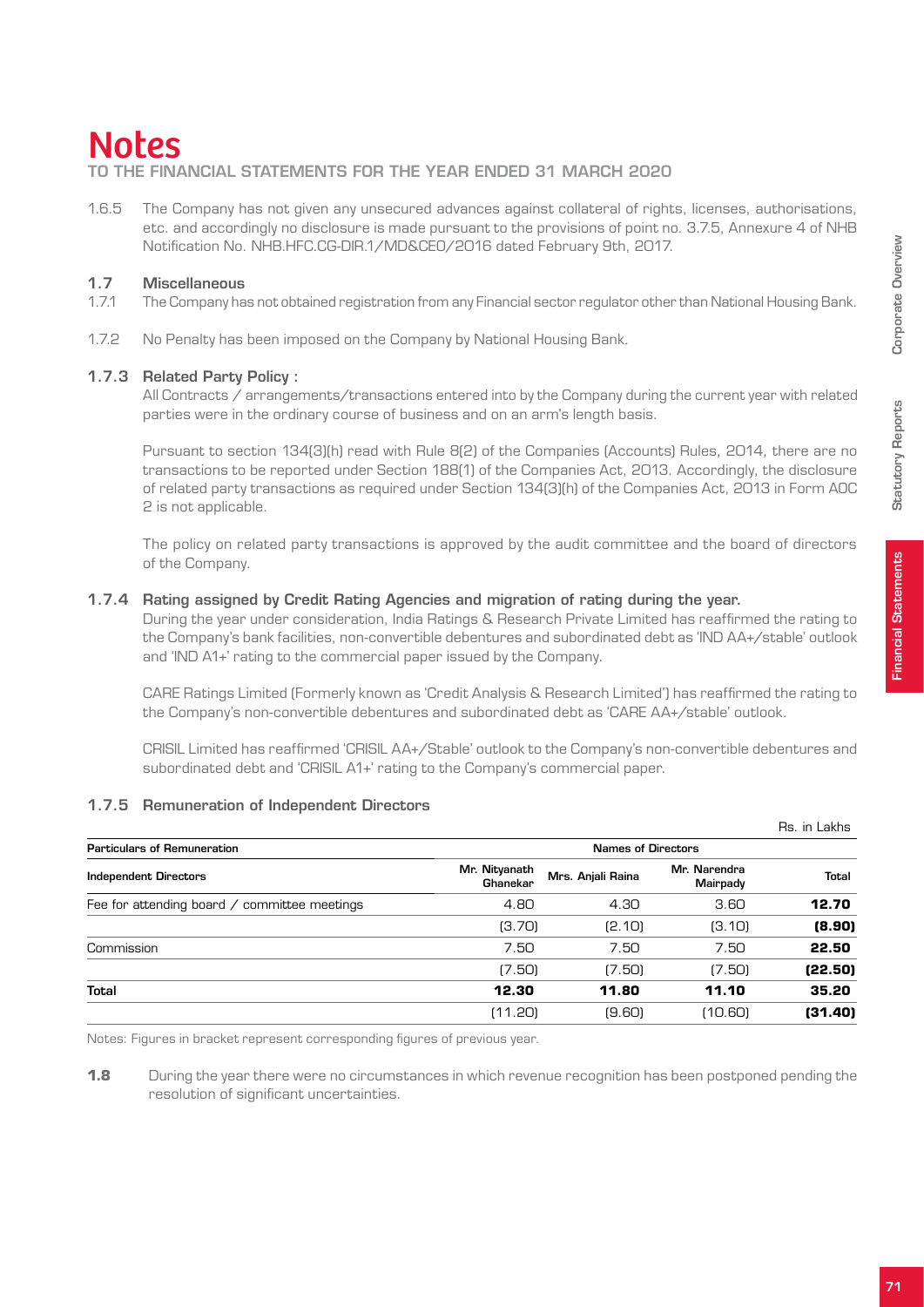# Notes

**TO THE FINANCIAL STATEMENTS FOR THE YEAR ENDED 31 MARCH 2020**

1.6.5 The Company has not given any unsecured advances against collateral of rights, licenses, authorisations, etc. and accordingly no disclosure is made pursuant to the provisions of point no. 3.7.5, Annexure 4 of NHB Notification No. NHB.HFC.CG-DIR.1/MD&CEO/2016 dated February 9th, 2017.

### 1.7 Miscellaneous

1.7.1 The Company has not obtained registration from any Financial sector regulator other than National Housing Bank.

1.7.2 No Penalty has been imposed on the Company by National Housing Bank.

### 1.7.3 Related Party Policy :

All Contracts / arrangements/transactions entered into by the Company during the current year with related parties were in the ordinary course of business and on an arm's length basis.

Pursuant to section 134(3)(h) read with Rule 8(2) of the Companies (Accounts) Rules, 2014, there are no transactions to be reported under Section 188(1) of the Companies Act, 2013. Accordingly, the disclosure of related party transactions as required under Section 134(3)(h) of the Companies Act, 2013 in Form AOC 2 is not applicable.

The policy on related party transactions is approved by the audit committee and the board of directors of the Company.

### 1.7.4 Rating assigned by Credit Rating Agencies and migration of rating during the year.

During the year under consideration, India Ratings & Research Private Limited has reaffirmed the rating to the Company's bank facilities, non-convertible debentures and subordinated debt as 'IND AA+/stable' outlook and 'IND A1+' rating to the commercial paper issued by the Company.

CARE Ratings Limited (Formerly known as 'Credit Analysis & Research Limited') has reaffirmed the rating to the Company's non-convertible debentures and subordinated debt as 'CARE AA+/stable' outlook.

CRISIL Limited has reaffirmed 'CRISIL AA+/Stable' outlook to the Company's non-convertible debentures and subordinated debt and 'CRISIL A1+' rating to the Company's commercial paper.

### 1.7.5 Remuneration of Independent Directors

Rs. in Lakhs

| Particulars of Remuneration | Names of Directors | | | |
|---|---|---|---|---|
| **Independent Directors** | **Mr. Nityanath Ghanekar** | **Mrs. Anjali Raina** | **Mr. Narendra Mairpady** | **Total** |
| Fee for attending board / committee meetings | 4.80 | 4.30 | 3.60 | **12.70** |
| | (3.70) | (2.10) | (3.10) | **(8.90)** |
| Commission | 7.50 | 7.50 | 7.50 | **22.50** |
| | (7.50) | (7.50) | (7.50) | **(22.50)** |
| **Total** | **12.30** | **11.80** | **11.10** | **35.20** |
| | (11.20) | (9.60) | (10.60) | **(31.40)** |

Notes: Figures in bracket represent corresponding figures of previous year.

**1.8** During the year there were no circumstances in which revenue recognition has been postponed pending the resolution of significant uncertainties.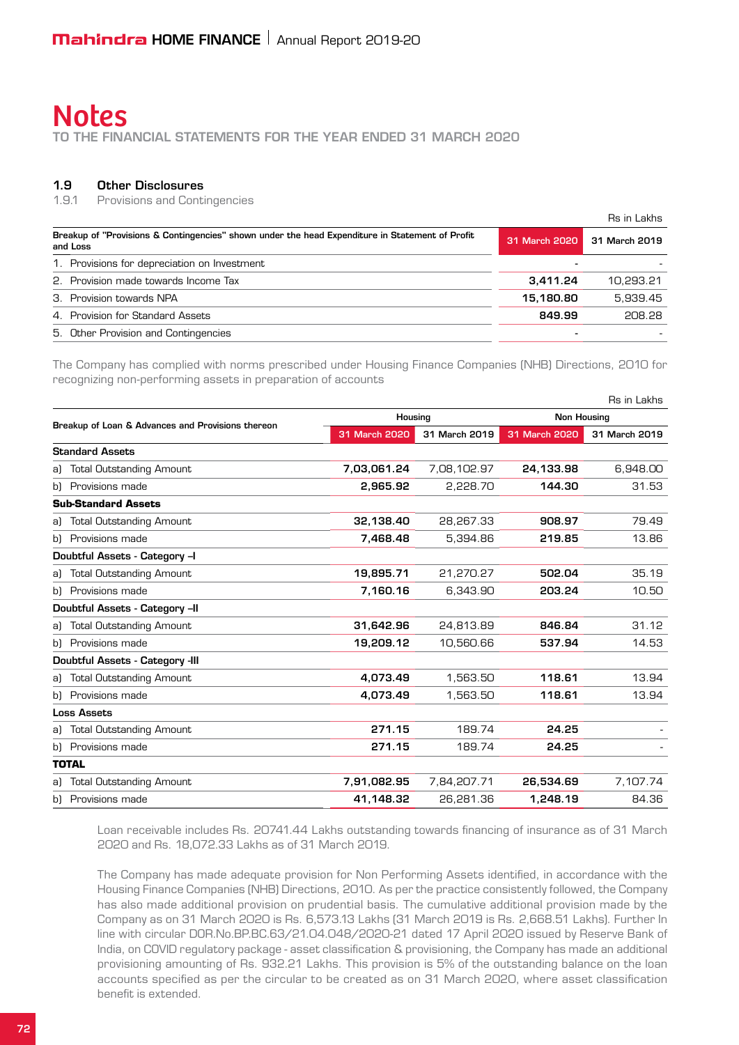# Notes

TO THE FINANCIAL STATEMENTS FOR THE YEAR ENDED 31 MARCH 2020

## 1.9 Other Disclosures

### 1.9.1 Provisions and Contingencies

Rs in Lakhs

| Breakup of "Provisions & Contingencies" shown under the head Expenditure in Statement of Profit and Loss | 31 March 2020 | 31 March 2019 |
|---|---|---|
| 1. Provisions for depreciation on Investment | - | - |
| 2. Provision made towards Income Tax | **3,411.24** | 10,293.21 |
| 3. Provision towards NPA | **15,180.80** | 5,939.45 |
| 4. Provision for Standard Assets | **849.99** | 208.28 |
| 5. Other Provision and Contingencies | - | - |

The Company has complied with norms prescribed under Housing Finance Companies (NHB) Directions, 2010 for recognizing non-performing assets in preparation of accounts

Rs in Lakhs

| Breakup of Loan & Advances and Provisions thereon | Housing | | Non Housing | |
|---|---|---|---|---|
| | 31 March 2020 | 31 March 2019 | 31 March 2020 | 31 March 2019 |
| **Standard Assets** | | | | |
| a) Total Outstanding Amount | **7,03,061.24** | 7,08,102.97 | **24,133.98** | 6,948.00 |
| b) Provisions made | **2,965.92** | 2,228.70 | **144.30** | 31.53 |
| **Sub-Standard Assets** | | | | |
| a) Total Outstanding Amount | **32,138.40** | 28,267.33 | **908.97** | 79.49 |
| b) Provisions made | **7,468.48** | 5,394.86 | **219.85** | 13.86 |
| **Doubtful Assets - Category –I** | | | | |
| a) Total Outstanding Amount | **19,895.71** | 21,270.27 | **502.04** | 35.19 |
| b) Provisions made | **7,160.16** | 6,343.90 | **203.24** | 10.50 |
| **Doubtful Assets - Category –II** | | | | |
| a) Total Outstanding Amount | **31,642.96** | 24,813.89 | **846.84** | 31.12 |
| b) Provisions made | **19,209.12** | 10,560.66 | **537.94** | 14.53 |
| **Doubtful Assets - Category -III** | | | | |
| a) Total Outstanding Amount | **4,073.49** | 1,563.50 | **118.61** | 13.94 |
| b) Provisions made | **4,073.49** | 1,563.50 | **118.61** | 13.94 |
| **Loss Assets** | | | | |
| a) Total Outstanding Amount | **271.15** | 189.74 | **24.25** | - |
| b) Provisions made | **271.15** | 189.74 | **24.25** | - |
| **TOTAL** | | | | |
| a) Total Outstanding Amount | **7,91,082.95** | 7,84,207.71 | **26,534.69** | 7,107.74 |
| b) Provisions made | **41,148.32** | 26,281.36 | **1,248.19** | 84.36 |

Loan receivable includes Rs. 20741.44 Lakhs outstanding towards financing of insurance as of 31 March 2020 and Rs. 18,072.33 Lakhs as of 31 March 2019.

The Company has made adequate provision for Non Performing Assets identified, in accordance with the Housing Finance Companies (NHB) Directions, 2010. As per the practice consistently followed, the Company has also made additional provision on prudential basis. The cumulative additional provision made by the Company as on 31 March 2020 is Rs. 6,573.13 Lakhs (31 March 2019 is Rs. 2,668.51 Lakhs). Further In line with circular DOR.No.BP.BC.63/21.04.048/2020-21 dated 17 April 2020 issued by Reserve Bank of India, on COVID regulatory package - asset classification & provisioning, the Company has made an additional provisioning amounting of Rs. 932.21 Lakhs. This provision is 5% of the outstanding balance on the loan accounts specified as per the circular to be created as on 31 March 2020, where asset classification benefit is extended.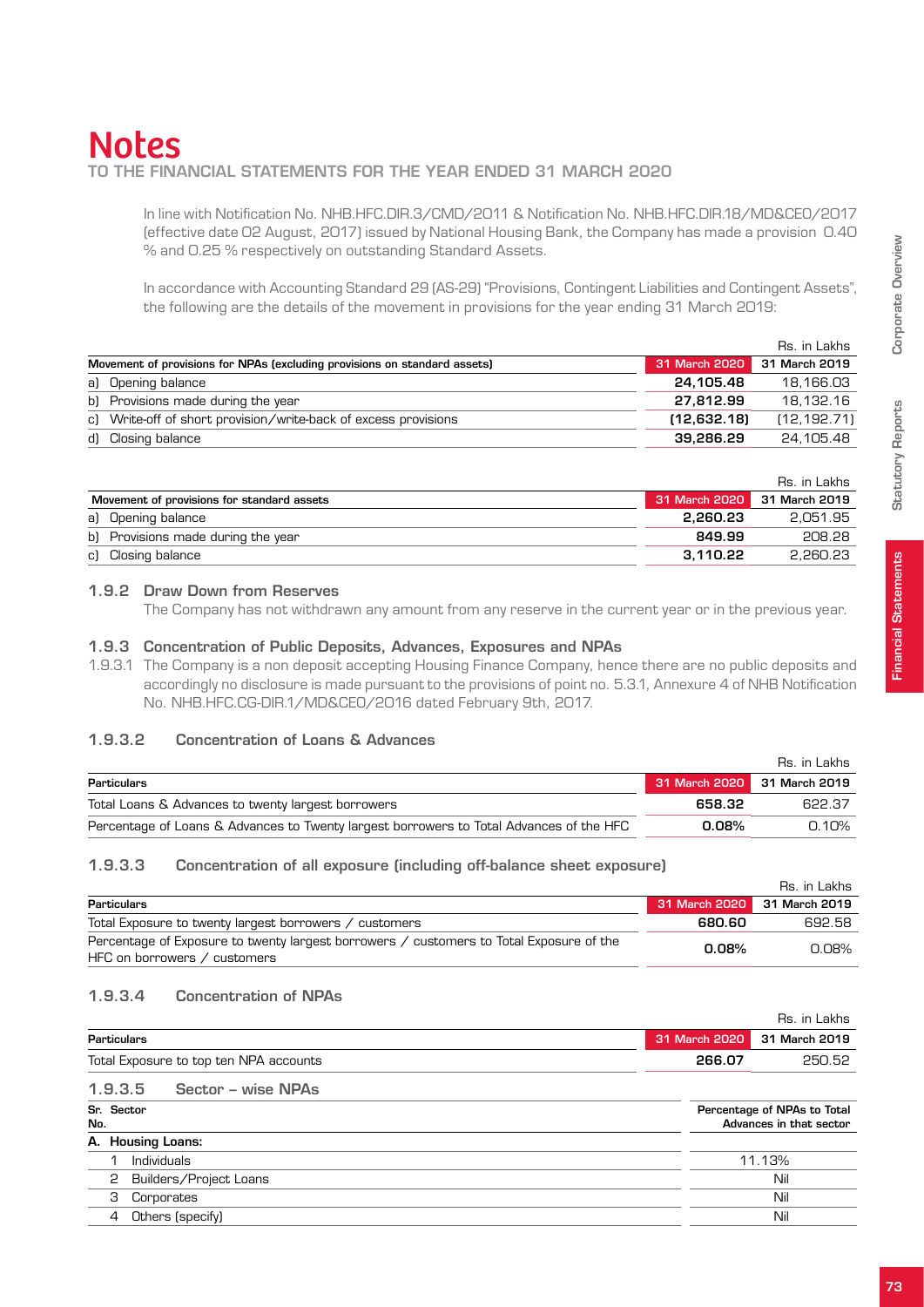# Notes

## TO THE FINANCIAL STATEMENTS FOR THE YEAR ENDED 31 MARCH 2020

In line with Notification No. NHB.HFC.DIR.3/CMD/2011 & Notification No. NHB.HFC.DIR.18/MD&CEO/2017 (effective date 02 August, 2017) issued by National Housing Bank, the Company has made a provision 0.40 % and 0.25 % respectively on outstanding Standard Assets.

In accordance with Accounting Standard 29 (AS-29) "Provisions, Contingent Liabilities and Contingent Assets", the following are the details of the movement in provisions for the year ending 31 March 2019:

Rs. in Lakhs

| Movement of provisions for NPAs (excluding provisions on standard assets) | 31 March 2020 | 31 March 2019 |
|---|---|---|
| a) Opening balance | **24,105.48** | 18,166.03 |
| b) Provisions made during the year | **27,812.99** | 18,132.16 |
| c) Write-off of short provision/write-back of excess provisions | **(12,632.18)** | (12,192.71) |
| d) Closing balance | **39,286.29** | 24,105.48 |

Rs. in Lakhs

| Movement of provisions for standard assets | 31 March 2020 | 31 March 2019 |
|---|---|---|
| a) Opening balance | **2,260.23** | 2,051.95 |
| b) Provisions made during the year | **849.99** | 208.28 |
| c) Closing balance | **3,110.22** | 2,260.23 |

### 1.9.2 Draw Down from Reserves

The Company has not withdrawn any amount from any reserve in the current year or in the previous year.

### 1.9.3 Concentration of Public Deposits, Advances, Exposures and NPAs

1.9.3.1 The Company is a non deposit accepting Housing Finance Company, hence there are no public deposits and accordingly no disclosure is made pursuant to the provisions of point no. 5.3.1, Annexure 4 of NHB Notification No. NHB.HFC.CG-DIR.1/MD&CEO/2016 dated February 9th, 2017.

### 1.9.3.2 Concentration of Loans & Advances

Rs. in Lakhs

| Particulars | 31 March 2020 | 31 March 2019 |
|---|---|---|
| Total Loans & Advances to twenty largest borrowers | **658.32** | 622.37 |
| Percentage of Loans & Advances to Twenty largest borrowers to Total Advances of the HFC | **0.08%** | 0.10% |

### 1.9.3.3 Concentration of all exposure (including off-balance sheet exposure)

Rs. in Lakhs

| Particulars | 31 March 2020 | 31 March 2019 |
|---|---|---|
| Total Exposure to twenty largest borrowers / customers | **680.60** | 692.58 |
| Percentage of Exposure to twenty largest borrowers / customers to Total Exposure of the HFC on borrowers / customers | **0.08%** | 0.08% |

### 1.9.3.4 Concentration of NPAs

Rs. in Lakhs

| Particulars | 31 March 2020 | 31 March 2019 |
|---|---|---|
| Total Exposure to top ten NPA accounts | **266.07** | 250.52 |

### 1.9.3.5 Sector – wise NPAs

| Sr. No. | Sector | Percentage of NPAs to Total Advances in that sector |
|---|---|---|
| A. | **Housing Loans:** | |
| 1 | Individuals | 11.13% |
| 2 | Builders/Project Loans | Nil |
| 3 | Corporates | Nil |
| 4 | Others (specify) | Nil |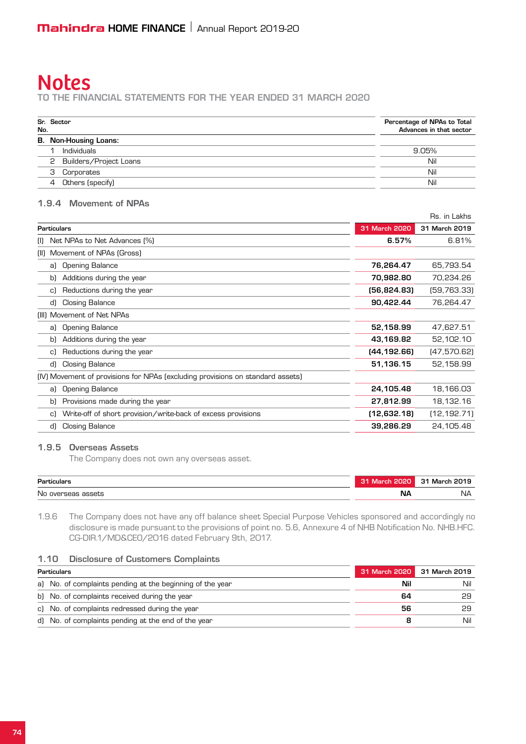# Notes

TO THE FINANCIAL STATEMENTS FOR THE YEAR ENDED 31 MARCH 2020

| Sr. No. | Sector | Percentage of NPAs to Total Advances in that sector |
|---|---|---|
| **B.** | **Non-Housing Loans:** | |
| 1 | Individuals | 9.05% |
| 2 | Builders/Project Loans | Nil |
| 3 | Corporates | Nil |
| 4 | Others (specify) | Nil |

### 1.9.4 Movement of NPAs

Rs. in Lakhs

| Particulars | 31 March 2020 | 31 March 2019 |
|---|---|---|
| (I) Net NPAs to Net Advances (%) | **6.57%** | 6.81% |
| (II) Movement of NPAs (Gross) | | |
| a) Opening Balance | **76,264.47** | 65,793.54 |
| b) Additions during the year | **70,982.80** | 70,234.26 |
| c) Reductions during the year | **(56,824.83)** | (59,763.33) |
| d) Closing Balance | **90,422.44** | 76,264.47 |
| (III) Movement of Net NPAs | | |
| a) Opening Balance | **52,158.99** | 47,627.51 |
| b) Additions during the year | **43,169.82** | 52,102.10 |
| c) Reductions during the year | **(44,192.66)** | (47,570.62) |
| d) Closing Balance | **51,136.15** | 52,158.99 |
| (IV) Movement of provisions for NPAs (excluding provisions on standard assets) | | |
| a) Opening Balance | **24,105.48** | 18,166.03 |
| b) Provisions made during the year | **27,812.99** | 18,132.16 |
| c) Write-off of short provision/write-back of excess provisions | **(12,632.18)** | (12,192.71) |
| d) Closing Balance | **39,286.29** | 24,105.48 |

### 1.9.5 Overseas Assets

The Company does not own any overseas asset.

| Particulars | 31 March 2020 | 31 March 2019 |
|---|---|---|
| No overseas assets | **NA** | NA |

1.9.6 The Company does not have any off balance sheet Special Purpose Vehicles sponsored and accordingly no disclosure is made pursuant to the provisions of point no. 5.6, Annexure 4 of NHB Notification No. NHB.HFC. CG-DIR.1/MD&CEO/2016 dated February 9th, 2017.

### 1.10 Disclosure of Customers Complaints

| Particulars | 31 March 2020 | 31 March 2019 |
|---|---|---|
| a) No. of complaints pending at the beginning of the year | **Nil** | Nil |
| b) No. of complaints received during the year | **64** | 29 |
| c) No. of complaints redressed during the year | **56** | 29 |
| d) No. of complaints pending at the end of the year | **8** | Nil |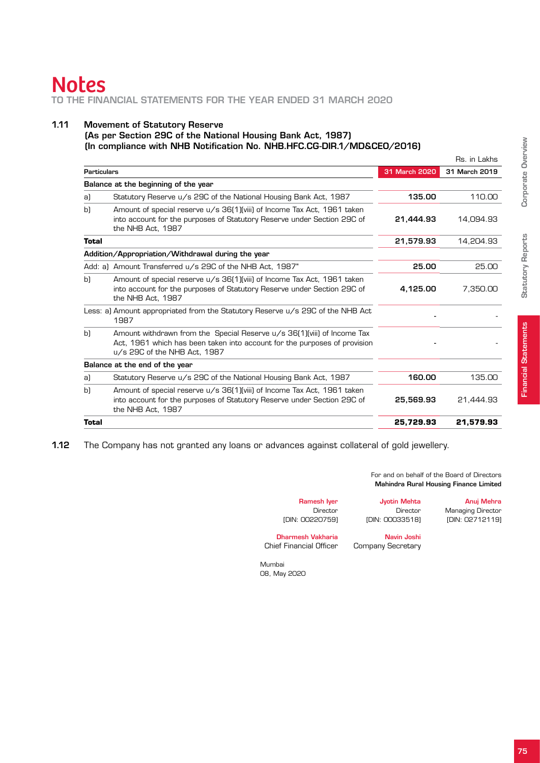# Notes

TO THE FINANCIAL STATEMENTS FOR THE YEAR ENDED 31 MARCH 2020

## 1.11 Movement of Statutory Reserve

**(As per Section 29C of the National Housing Bank Act, 1987)**
**(In compliance with NHB Notification No. NHB.HFC.CG-DIR.1/MD&CEO/2016)**

Rs. in Lakhs

| Particulars | | 31 March 2020 | 31 March 2019 |
|---|---|---|---|
| **Balance at the beginning of the year** | | | |
| a) | Statutory Reserve u/s 29C of the National Housing Bank Act, 1987 | **135.00** | 110.00 |
| b) | Amount of special reserve u/s 36(1)(viii) of Income Tax Act, 1961 taken into account for the purposes of Statutory Reserve under Section 29C of the NHB Act, 1987 | **21,444.93** | 14,094.93 |
| **Total** | | **21,579.93** | 14,204.93 |
| **Addition/Appropriation/Withdrawal during the year** | | | |
| Add: a) | Amount Transferred u/s 29C of the NHB Act, 1987" | **25.00** | 25.00 |
| b) | Amount of special reserve u/s 36(1)(viii) of Income Tax Act, 1961 taken into account for the purposes of Statutory Reserve under Section 29C of the NHB Act, 1987 | **4,125.00** | 7,350.00 |
| Less: a) | Amount appropriated from the Statutory Reserve u/s 29C of the NHB Act 1987 | - | - |
| b) | Amount withdrawn from the Special Reserve u/s 36(1)(viii) of Income Tax Act, 1961 which has been taken into account for the purposes of provision u/s 29C of the NHB Act, 1987 | - | - |
| **Balance at the end of the year** | | | |
| a) | Statutory Reserve u/s 29C of the National Housing Bank Act, 1987 | **160.00** | 135.00 |
| b) | Amount of special reserve u/s 36(1)(viii) of Income Tax Act, 1961 taken into account for the purposes of Statutory Reserve under Section 29C of the NHB Act, 1987 | **25,569.93** | 21,444.93 |
| **Total** | | **25,729.93** | **21,579.93** |

**1.12** The Company has not granted any loans or advances against collateral of gold jewellery.

For and on behalf of the Board of Directors
**Mahindra Rural Housing Finance Limited**

| | | |
|---|---|---|
| **Ramesh Iyer** | **Jyotin Mehta** | **Anuj Mehra** |
| Director | Director | Managing Director |
| [DIN: 00220759] | [DIN: 00033518] | [DIN: 02712119] |

| | |
|---|---|
| **Dharmesh Vakharia** | **Navin Joshi** |
| Chief Financial Officer | Company Secretary |

Mumbai
08, May 2020